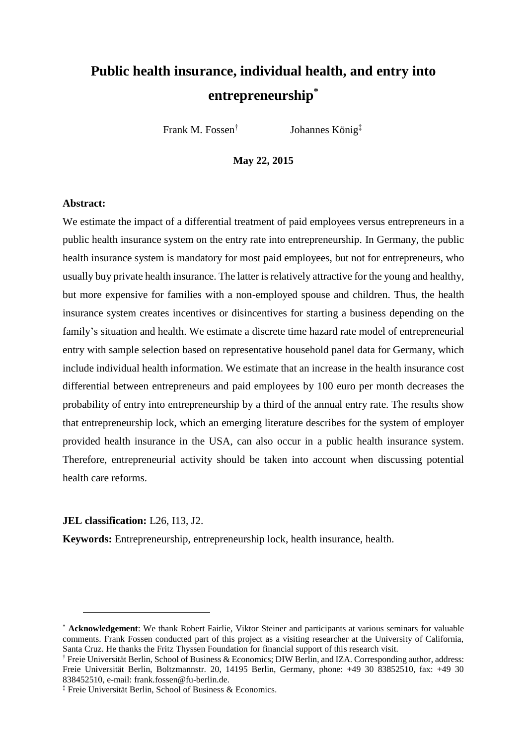# Public health insurance, individual health, and entry into entrepreneurship[*]

Frank M. Fossen[†] Johannes König[‡]

**May 22, 2015**

**Abstract:**

We estimate the impact of a differential treatment of paid employees versus entrepreneurs in a public health insurance system on the entry rate into entrepreneurship. In Germany, the public health insurance system is mandatory for most paid employees, but not for entrepreneurs, who usually buy private health insurance. The latter is relatively attractive for the young and healthy, but more expensive for families with a non-employed spouse and children. Thus, the health insurance system creates incentives or disincentives for starting a business depending on the family's situation and health. We estimate a discrete time hazard rate model of entrepreneurial entry with sample selection based on representative household panel data for Germany, which include individual health information. We estimate that an increase in the health insurance cost differential between entrepreneurs and paid employees by 100 euro per month decreases the probability of entry into entrepreneurship by a third of the annual entry rate. The results show that entrepreneurship lock, which an emerging literature describes for the system of employer provided health insurance in the USA, can also occur in a public health insurance system. Therefore, entrepreneurial activity should be taken into account when discussing potential health care reforms.

**JEL classification:** L26, I13, J2.

**Keywords:** Entrepreneurship, entrepreneurship lock, health insurance, health.

---

[*] **Acknowledgement**: We thank Robert Fairlie, Viktor Steiner and participants at various seminars for valuable comments. Frank Fossen conducted part of this project as a visiting researcher at the University of California, Santa Cruz. He thanks the Fritz Thyssen Foundation for financial support of this research visit.

[†] Freie Universität Berlin, School of Business & Economics; DIW Berlin, and IZA. Corresponding author, address: Freie Universität Berlin, Boltzmannstr. 20, 14195 Berlin, Germany, phone: +49 30 83852510, fax: +49 30 838452510, e-mail: frank.fossen@fu-berlin.de.

[‡] Freie Universität Berlin, School of Business & Economics.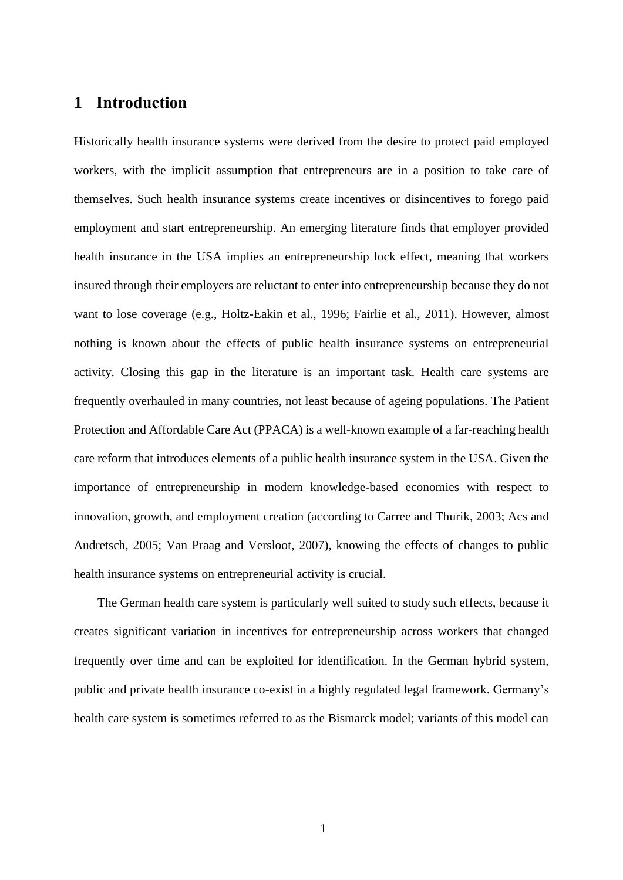# 1 Introduction

Historically health insurance systems were derived from the desire to protect paid employed workers, with the implicit assumption that entrepreneurs are in a position to take care of themselves. Such health insurance systems create incentives or disincentives to forego paid employment and start entrepreneurship. An emerging literature finds that employer provided health insurance in the USA implies an entrepreneurship lock effect, meaning that workers insured through their employers are reluctant to enter into entrepreneurship because they do not want to lose coverage (e.g., Holtz-Eakin et al., 1996; Fairlie et al., 2011). However, almost nothing is known about the effects of public health insurance systems on entrepreneurial activity. Closing this gap in the literature is an important task. Health care systems are frequently overhauled in many countries, not least because of ageing populations. The Patient Protection and Affordable Care Act (PPACA) is a well-known example of a far-reaching health care reform that introduces elements of a public health insurance system in the USA. Given the importance of entrepreneurship in modern knowledge-based economies with respect to innovation, growth, and employment creation (according to Carree and Thurik, 2003; Acs and Audretsch, 2005; Van Praag and Versloot, 2007), knowing the effects of changes to public health insurance systems on entrepreneurial activity is crucial.

The German health care system is particularly well suited to study such effects, because it creates significant variation in incentives for entrepreneurship across workers that changed frequently over time and can be exploited for identification. In the German hybrid system, public and private health insurance co-exist in a highly regulated legal framework. Germany's health care system is sometimes referred to as the Bismarck model; variants of this model can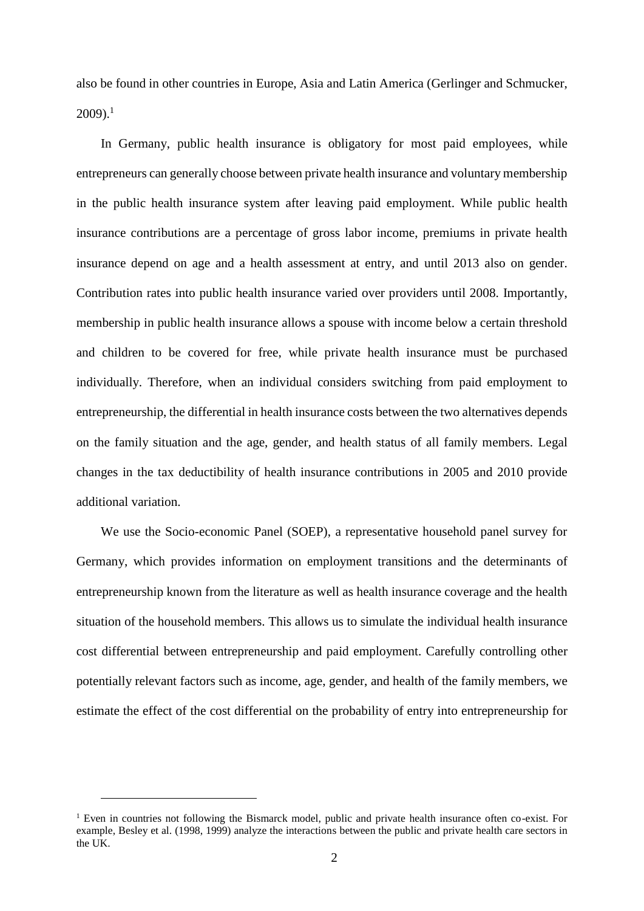also be found in other countries in Europe, Asia and Latin America (Gerlinger and Schmucker, 2009).[1]

In Germany, public health insurance is obligatory for most paid employees, while entrepreneurs can generally choose between private health insurance and voluntary membership in the public health insurance system after leaving paid employment. While public health insurance contributions are a percentage of gross labor income, premiums in private health insurance depend on age and a health assessment at entry, and until 2013 also on gender. Contribution rates into public health insurance varied over providers until 2008. Importantly, membership in public health insurance allows a spouse with income below a certain threshold and children to be covered for free, while private health insurance must be purchased individually. Therefore, when an individual considers switching from paid employment to entrepreneurship, the differential in health insurance costs between the two alternatives depends on the family situation and the age, gender, and health status of all family members. Legal changes in the tax deductibility of health insurance contributions in 2005 and 2010 provide additional variation.

We use the Socio-economic Panel (SOEP), a representative household panel survey for Germany, which provides information on employment transitions and the determinants of entrepreneurship known from the literature as well as health insurance coverage and the health situation of the household members. This allows us to simulate the individual health insurance cost differential between entrepreneurship and paid employment. Carefully controlling other potentially relevant factors such as income, age, gender, and health of the family members, we estimate the effect of the cost differential on the probability of entry into entrepreneurship for

[1] Even in countries not following the Bismarck model, public and private health insurance often co-exist. For example, Besley et al. (1998, 1999) analyze the interactions between the public and private health care sectors in the UK.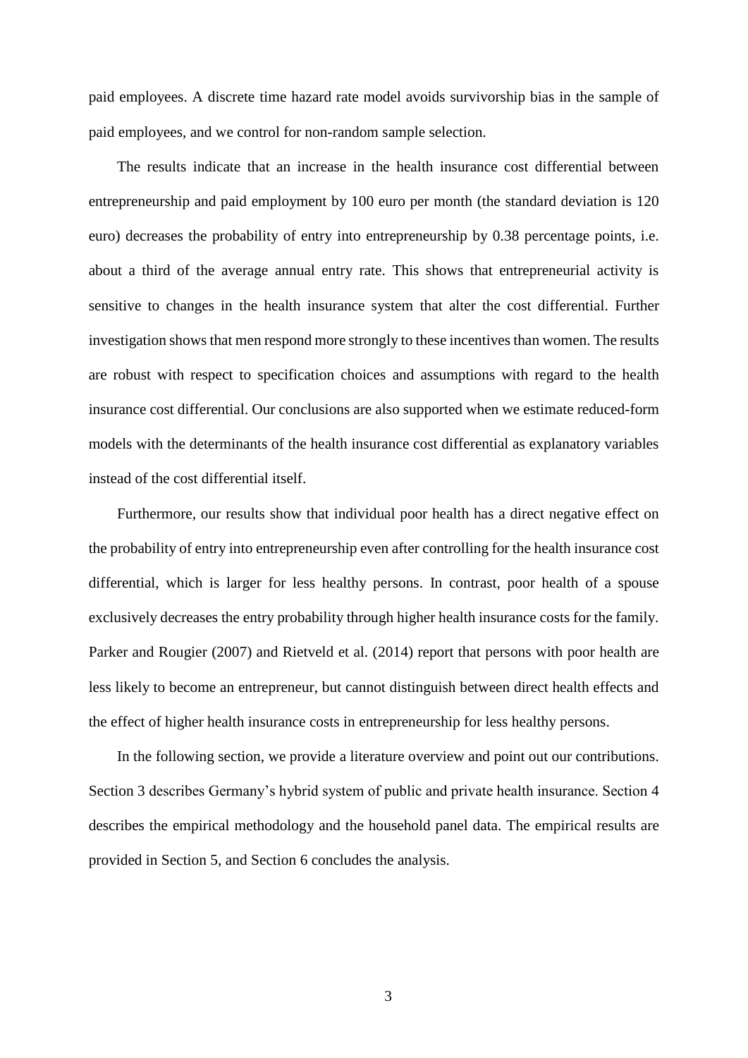paid employees. A discrete time hazard rate model avoids survivorship bias in the sample of paid employees, and we control for non-random sample selection.

The results indicate that an increase in the health insurance cost differential between entrepreneurship and paid employment by 100 euro per month (the standard deviation is 120 euro) decreases the probability of entry into entrepreneurship by 0.38 percentage points, i.e. about a third of the average annual entry rate. This shows that entrepreneurial activity is sensitive to changes in the health insurance system that alter the cost differential. Further investigation shows that men respond more strongly to these incentives than women. The results are robust with respect to specification choices and assumptions with regard to the health insurance cost differential. Our conclusions are also supported when we estimate reduced-form models with the determinants of the health insurance cost differential as explanatory variables instead of the cost differential itself.

Furthermore, our results show that individual poor health has a direct negative effect on the probability of entry into entrepreneurship even after controlling for the health insurance cost differential, which is larger for less healthy persons. In contrast, poor health of a spouse exclusively decreases the entry probability through higher health insurance costs for the family. Parker and Rougier (2007) and Rietveld et al. (2014) report that persons with poor health are less likely to become an entrepreneur, but cannot distinguish between direct health effects and the effect of higher health insurance costs in entrepreneurship for less healthy persons.

In the following section, we provide a literature overview and point out our contributions. Section 3 describes Germany's hybrid system of public and private health insurance. Section 4 describes the empirical methodology and the household panel data. The empirical results are provided in Section 5, and Section 6 concludes the analysis.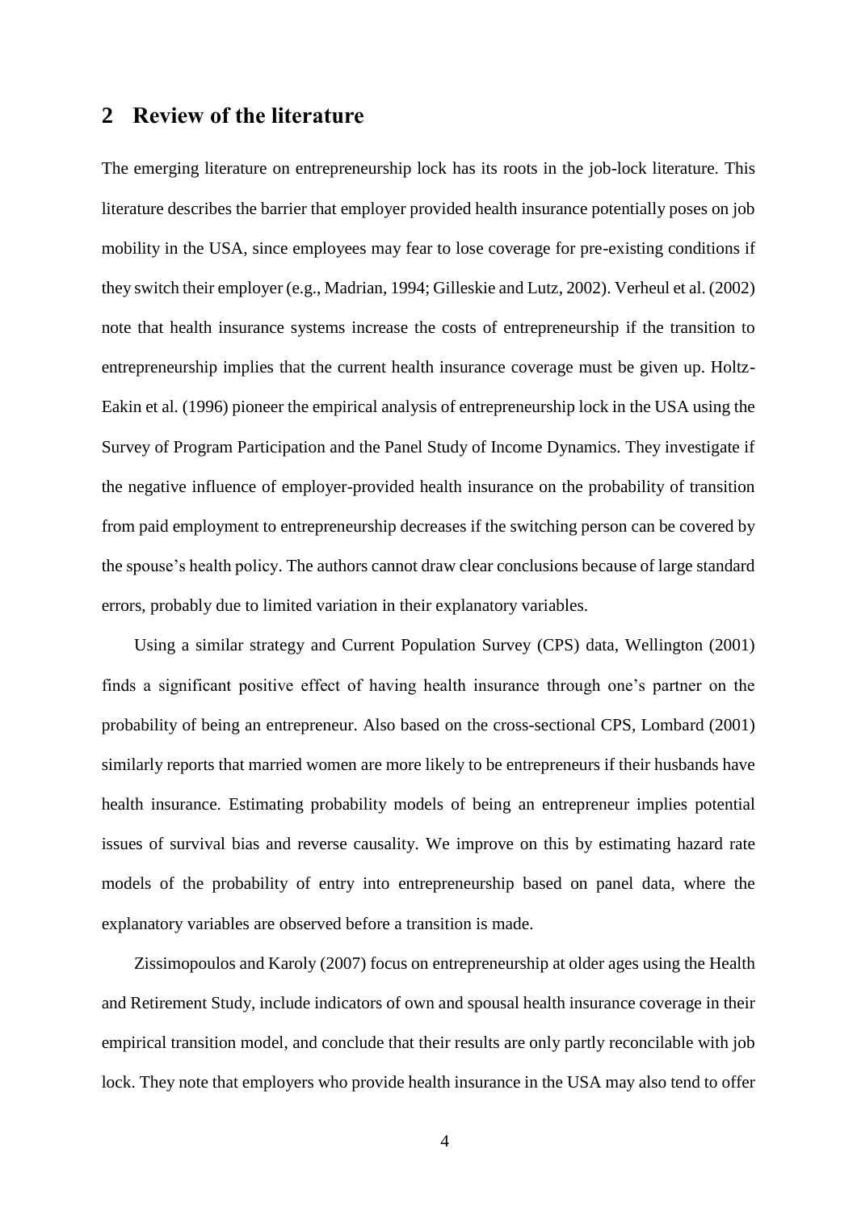## 2 Review of the literature

The emerging literature on entrepreneurship lock has its roots in the job-lock literature. This literature describes the barrier that employer provided health insurance potentially poses on job mobility in the USA, since employees may fear to lose coverage for pre-existing conditions if they switch their employer (e.g., Madrian, 1994; Gilleskie and Lutz, 2002). Verheul et al. (2002) note that health insurance systems increase the costs of entrepreneurship if the transition to entrepreneurship implies that the current health insurance coverage must be given up. Holtz-Eakin et al. (1996) pioneer the empirical analysis of entrepreneurship lock in the USA using the Survey of Program Participation and the Panel Study of Income Dynamics. They investigate if the negative influence of employer-provided health insurance on the probability of transition from paid employment to entrepreneurship decreases if the switching person can be covered by the spouse's health policy. The authors cannot draw clear conclusions because of large standard errors, probably due to limited variation in their explanatory variables.

Using a similar strategy and Current Population Survey (CPS) data, Wellington (2001) finds a significant positive effect of having health insurance through one's partner on the probability of being an entrepreneur. Also based on the cross-sectional CPS, Lombard (2001) similarly reports that married women are more likely to be entrepreneurs if their husbands have health insurance. Estimating probability models of being an entrepreneur implies potential issues of survival bias and reverse causality. We improve on this by estimating hazard rate models of the probability of entry into entrepreneurship based on panel data, where the explanatory variables are observed before a transition is made.

Zissimopoulos and Karoly (2007) focus on entrepreneurship at older ages using the Health and Retirement Study, include indicators of own and spousal health insurance coverage in their empirical transition model, and conclude that their results are only partly reconcilable with job lock. They note that employers who provide health insurance in the USA may also tend to offer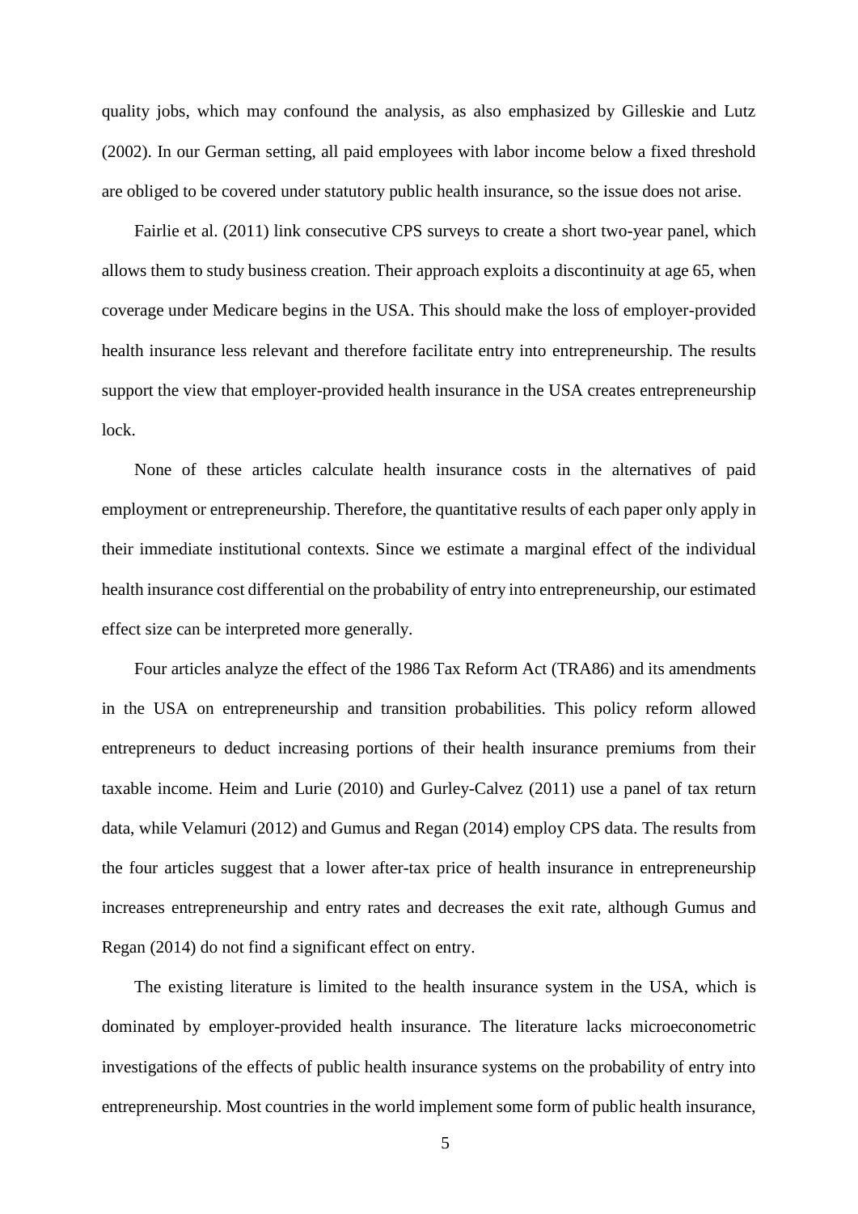quality jobs, which may confound the analysis, as also emphasized by Gilleskie and Lutz (2002). In our German setting, all paid employees with labor income below a fixed threshold are obliged to be covered under statutory public health insurance, so the issue does not arise.

Fairlie et al. (2011) link consecutive CPS surveys to create a short two-year panel, which allows them to study business creation. Their approach exploits a discontinuity at age 65, when coverage under Medicare begins in the USA. This should make the loss of employer-provided health insurance less relevant and therefore facilitate entry into entrepreneurship. The results support the view that employer-provided health insurance in the USA creates entrepreneurship lock.

None of these articles calculate health insurance costs in the alternatives of paid employment or entrepreneurship. Therefore, the quantitative results of each paper only apply in their immediate institutional contexts. Since we estimate a marginal effect of the individual health insurance cost differential on the probability of entry into entrepreneurship, our estimated effect size can be interpreted more generally.

Four articles analyze the effect of the 1986 Tax Reform Act (TRA86) and its amendments in the USA on entrepreneurship and transition probabilities. This policy reform allowed entrepreneurs to deduct increasing portions of their health insurance premiums from their taxable income. Heim and Lurie (2010) and Gurley-Calvez (2011) use a panel of tax return data, while Velamuri (2012) and Gumus and Regan (2014) employ CPS data. The results from the four articles suggest that a lower after-tax price of health insurance in entrepreneurship increases entrepreneurship and entry rates and decreases the exit rate, although Gumus and Regan (2014) do not find a significant effect on entry.

The existing literature is limited to the health insurance system in the USA, which is dominated by employer-provided health insurance. The literature lacks microeconometric investigations of the effects of public health insurance systems on the probability of entry into entrepreneurship. Most countries in the world implement some form of public health insurance,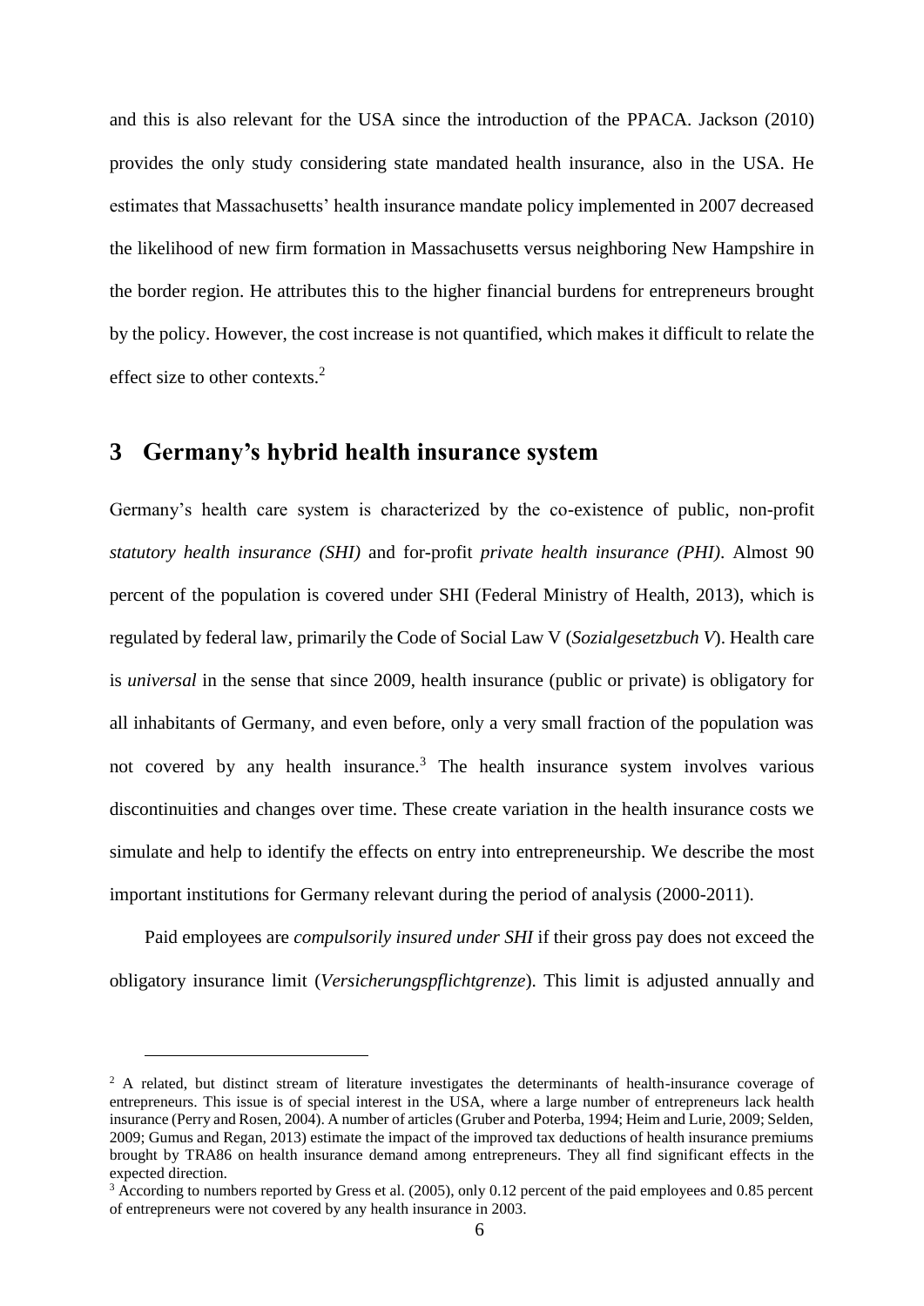and this is also relevant for the USA since the introduction of the PPACA. Jackson (2010) provides the only study considering state mandated health insurance, also in the USA. He estimates that Massachusetts' health insurance mandate policy implemented in 2007 decreased the likelihood of new firm formation in Massachusetts versus neighboring New Hampshire in the border region. He attributes this to the higher financial burdens for entrepreneurs brought by the policy. However, the cost increase is not quantified, which makes it difficult to relate the effect size to other contexts.[2]

# 3 Germany's hybrid health insurance system

Germany's health care system is characterized by the co-existence of public, non-profit *statutory health insurance (SHI)* and for-profit *private health insurance (PHI)*. Almost 90 percent of the population is covered under SHI (Federal Ministry of Health, 2013), which is regulated by federal law, primarily the Code of Social Law V (*Sozialgesetzbuch V*). Health care is *universal* in the sense that since 2009, health insurance (public or private) is obligatory for all inhabitants of Germany, and even before, only a very small fraction of the population was not covered by any health insurance.[3] The health insurance system involves various discontinuities and changes over time. These create variation in the health insurance costs we simulate and help to identify the effects on entry into entrepreneurship. We describe the most important institutions for Germany relevant during the period of analysis (2000-2011).

Paid employees are *compulsorily insured under SHI* if their gross pay does not exceed the obligatory insurance limit (*Versicherungspflichtgrenze*). This limit is adjusted annually and

---

[2] A related, but distinct stream of literature investigates the determinants of health-insurance coverage of entrepreneurs. This issue is of special interest in the USA, where a large number of entrepreneurs lack health insurance (Perry and Rosen, 2004). A number of articles (Gruber and Poterba, 1994; Heim and Lurie, 2009; Selden, 2009; Gumus and Regan, 2013) estimate the impact of the improved tax deductions of health insurance premiums brought by TRA86 on health insurance demand among entrepreneurs. They all find significant effects in the expected direction.

[3] According to numbers reported by Gress et al. (2005), only 0.12 percent of the paid employees and 0.85 percent of entrepreneurs were not covered by any health insurance in 2003.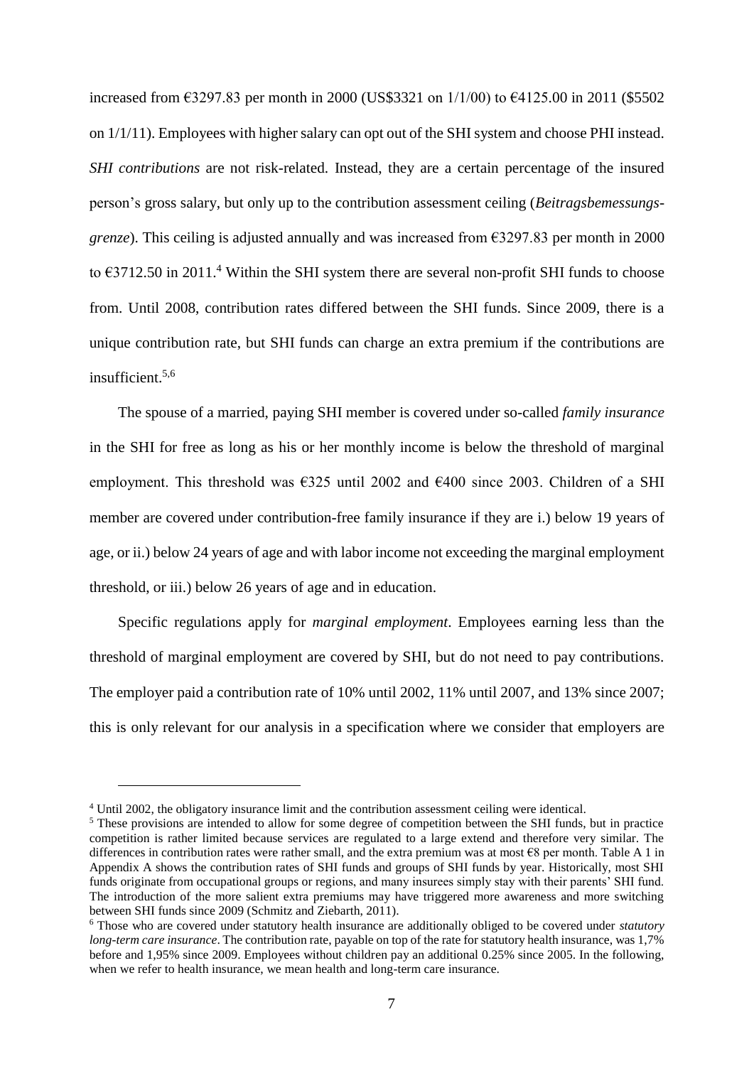increased from €3297.83 per month in 2000 (US$3321 on 1/1/00) to €4125.00 in 2011 ($5502 on 1/1/11). Employees with higher salary can opt out of the SHI system and choose PHI instead. *SHI contributions* are not risk-related. Instead, they are a certain percentage of the insured person's gross salary, but only up to the contribution assessment ceiling (*Beitragsbemessungs-grenze*). This ceiling is adjusted annually and was increased from €3297.83 per month in 2000 to €3712.50 in 2011.[4] Within the SHI system there are several non-profit SHI funds to choose from. Until 2008, contribution rates differed between the SHI funds. Since 2009, there is a unique contribution rate, but SHI funds can charge an extra premium if the contributions are insufficient.[5,6]

The spouse of a married, paying SHI member is covered under so-called *family insurance* in the SHI for free as long as his or her monthly income is below the threshold of marginal employment. This threshold was €325 until 2002 and €400 since 2003. Children of a SHI member are covered under contribution-free family insurance if they are i.) below 19 years of age, or ii.) below 24 years of age and with labor income not exceeding the marginal employment threshold, or iii.) below 26 years of age and in education.

Specific regulations apply for *marginal employment*. Employees earning less than the threshold of marginal employment are covered by SHI, but do not need to pay contributions. The employer paid a contribution rate of 10% until 2002, 11% until 2007, and 13% since 2007; this is only relevant for our analysis in a specification where we consider that employers are

---

[4] Until 2002, the obligatory insurance limit and the contribution assessment ceiling were identical.

[5] These provisions are intended to allow for some degree of competition between the SHI funds, but in practice competition is rather limited because services are regulated to a large extend and therefore very similar. The differences in contribution rates were rather small, and the extra premium was at most €8 per month. Table A 1 in Appendix A shows the contribution rates of SHI funds and groups of SHI funds by year. Historically, most SHI funds originate from occupational groups or regions, and many insurees simply stay with their parents' SHI fund. The introduction of the more salient extra premiums may have triggered more awareness and more switching between SHI funds since 2009 (Schmitz and Ziebarth, 2011).

[6] Those who are covered under statutory health insurance are additionally obliged to be covered under *statutory long-term care insurance*. The contribution rate, payable on top of the rate for statutory health insurance, was 1,7% before and 1,95% since 2009. Employees without children pay an additional 0.25% since 2005. In the following, when we refer to health insurance, we mean health and long-term care insurance.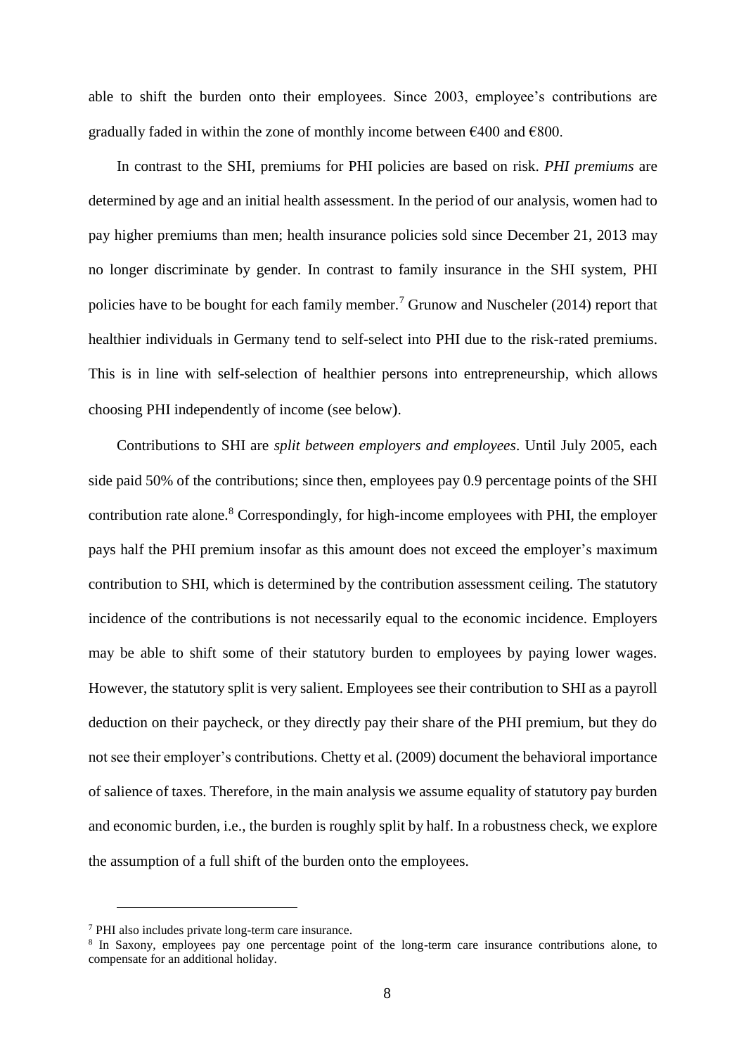able to shift the burden onto their employees. Since 2003, employee's contributions are gradually faded in within the zone of monthly income between €400 and €800.

In contrast to the SHI, premiums for PHI policies are based on risk. *PHI premiums* are determined by age and an initial health assessment. In the period of our analysis, women had to pay higher premiums than men; health insurance policies sold since December 21, 2013 may no longer discriminate by gender. In contrast to family insurance in the SHI system, PHI policies have to be bought for each family member.[7] Grunow and Nuscheler (2014) report that healthier individuals in Germany tend to self-select into PHI due to the risk-rated premiums. This is in line with self-selection of healthier persons into entrepreneurship, which allows choosing PHI independently of income (see below).

Contributions to SHI are *split between employers and employees*. Until July 2005, each side paid 50% of the contributions; since then, employees pay 0.9 percentage points of the SHI contribution rate alone.[8] Correspondingly, for high-income employees with PHI, the employer pays half the PHI premium insofar as this amount does not exceed the employer's maximum contribution to SHI, which is determined by the contribution assessment ceiling. The statutory incidence of the contributions is not necessarily equal to the economic incidence. Employers may be able to shift some of their statutory burden to employees by paying lower wages. However, the statutory split is very salient. Employees see their contribution to SHI as a payroll deduction on their paycheck, or they directly pay their share of the PHI premium, but they do not see their employer's contributions. Chetty et al. (2009) document the behavioral importance of salience of taxes. Therefore, in the main analysis we assume equality of statutory pay burden and economic burden, i.e., the burden is roughly split by half. In a robustness check, we explore the assumption of a full shift of the burden onto the employees.

---

[7] PHI also includes private long-term care insurance.

[8] In Saxony, employees pay one percentage point of the long-term care insurance contributions alone, to compensate for an additional holiday.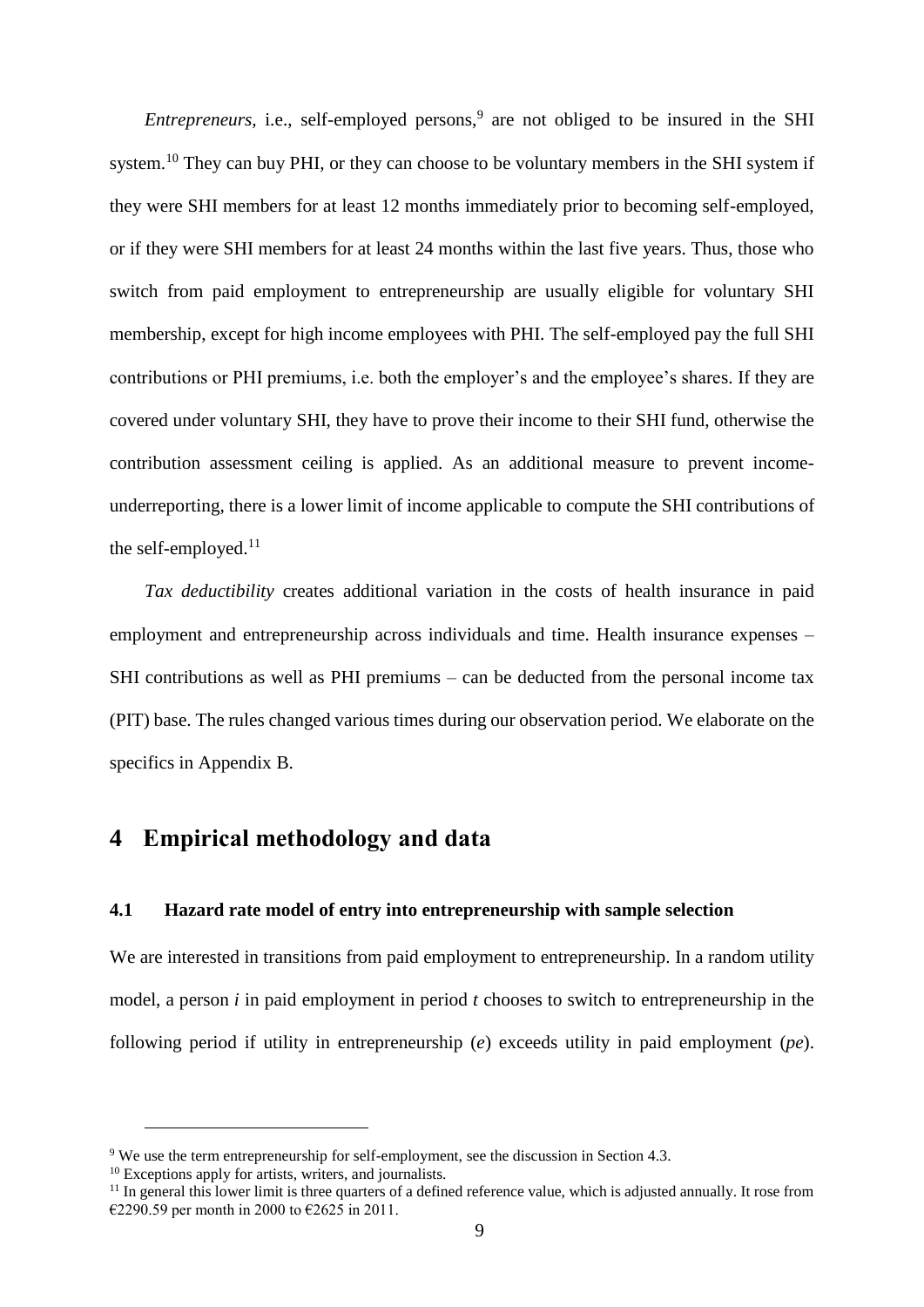*Entrepreneurs*, i.e., self-employed persons,[9] are not obliged to be insured in the SHI system.[10] They can buy PHI, or they can choose to be voluntary members in the SHI system if they were SHI members for at least 12 months immediately prior to becoming self-employed, or if they were SHI members for at least 24 months within the last five years. Thus, those who switch from paid employment to entrepreneurship are usually eligible for voluntary SHI membership, except for high income employees with PHI. The self-employed pay the full SHI contributions or PHI premiums, i.e. both the employer's and the employee's shares. If they are covered under voluntary SHI, they have to prove their income to their SHI fund, otherwise the contribution assessment ceiling is applied. As an additional measure to prevent income-underreporting, there is a lower limit of income applicable to compute the SHI contributions of the self-employed.[11]

*Tax deductibility* creates additional variation in the costs of health insurance in paid employment and entrepreneurship across individuals and time. Health insurance expenses – SHI contributions as well as PHI premiums – can be deducted from the personal income tax (PIT) base. The rules changed various times during our observation period. We elaborate on the specifics in Appendix B.

# 4 Empirical methodology and data

## 4.1 Hazard rate model of entry into entrepreneurship with sample selection

We are interested in transitions from paid employment to entrepreneurship. In a random utility model, a person $i$ in paid employment in period $t$ chooses to switch to entrepreneurship in the following period if utility in entrepreneurship ($e$) exceeds utility in paid employment ($pe$).

---

[9] We use the term entrepreneurship for self-employment, see the discussion in Section 4.3.

[10] Exceptions apply for artists, writers, and journalists.

[11] In general this lower limit is three quarters of a defined reference value, which is adjusted annually. It rose from €2290.59 per month in 2000 to €2625 in 2011.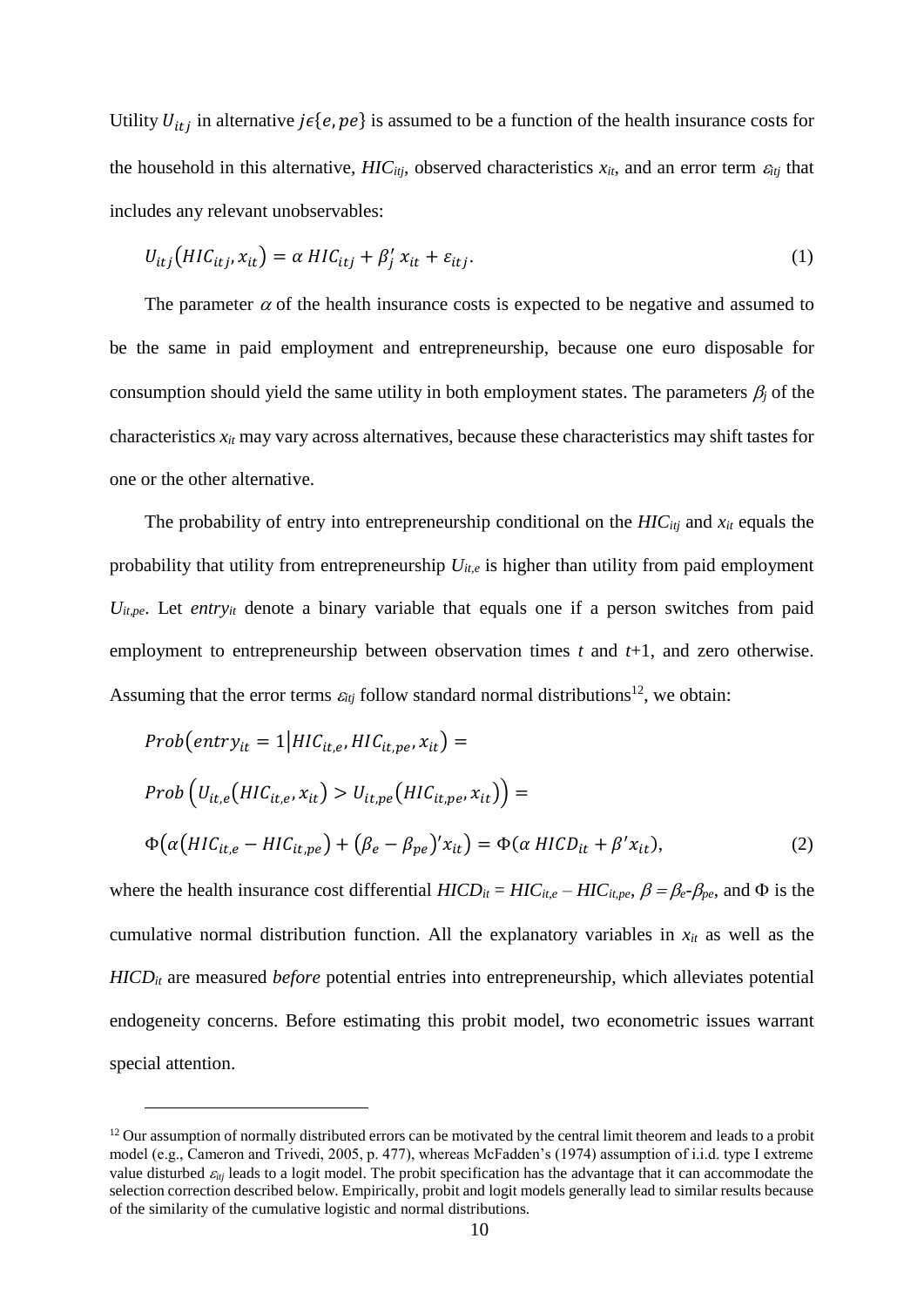Utility $U_{itj}$ in alternative $j\epsilon\{e, pe\}$ is assumed to be a function of the health insurance costs for the household in this alternative, $HIC_{itj}$, observed characteristics $x_{it}$, and an error term $\varepsilon_{itj}$ that includes any relevant unobservables:

$$U_{itj}(HIC_{itj}, x_{it}) = \alpha\, HIC_{itj} + \beta_j'\, x_{it} + \varepsilon_{itj}. \tag{1}$$

The parameter $\alpha$ of the health insurance costs is expected to be negative and assumed to be the same in paid employment and entrepreneurship, because one euro disposable for consumption should yield the same utility in both employment states. The parameters $\beta_j$ of the characteristics $x_{it}$ may vary across alternatives, because these characteristics may shift tastes for one or the other alternative.

The probability of entry into entrepreneurship conditional on the $HIC_{itj}$ and $x_{it}$ equals the probability that utility from entrepreneurship $U_{it,e}$ is higher than utility from paid employment $U_{it,pe}$. Let $entry_{it}$ denote a binary variable that equals one if a person switches from paid employment to entrepreneurship between observation times $t$ and $t$+1, and zero otherwise. Assuming that the error terms $\varepsilon_{itj}$ follow standard normal distributions[12], we obtain:

$$Prob(entry_{it} = 1 | HIC_{it,e}, HIC_{it,pe}, x_{it}) =$$

$$Prob\left(U_{it,e}(HIC_{it,e}, x_{it}) > U_{it,pe}(HIC_{it,pe}, x_{it})\right) =$$

$$\Phi\left(\alpha(HIC_{it,e} - HIC_{it,pe}) + (\beta_e - \beta_{pe})' x_{it}\right) = \Phi(\alpha\, HICD_{it} + \beta' x_{it}), \tag{2}$$

where the health insurance cost differential $HICD_{it} = HIC_{it,e} - HIC_{it,pe}$, $\beta = \beta_e - \beta_{pe}$, and $\Phi$ is the cumulative normal distribution function. All the explanatory variables in $x_{it}$ as well as the $HICD_{it}$ are measured *before* potential entries into entrepreneurship, which alleviates potential endogeneity concerns. Before estimating this probit model, two econometric issues warrant special attention.

---

[12] Our assumption of normally distributed errors can be motivated by the central limit theorem and leads to a probit model (e.g., Cameron and Trivedi, 2005, p. 477), whereas McFadden's (1974) assumption of i.i.d. type I extreme value disturbed $\varepsilon_{itj}$ leads to a logit model. The probit specification has the advantage that it can accommodate the selection correction described below. Empirically, probit and logit models generally lead to similar results because of the similarity of the cumulative logistic and normal distributions.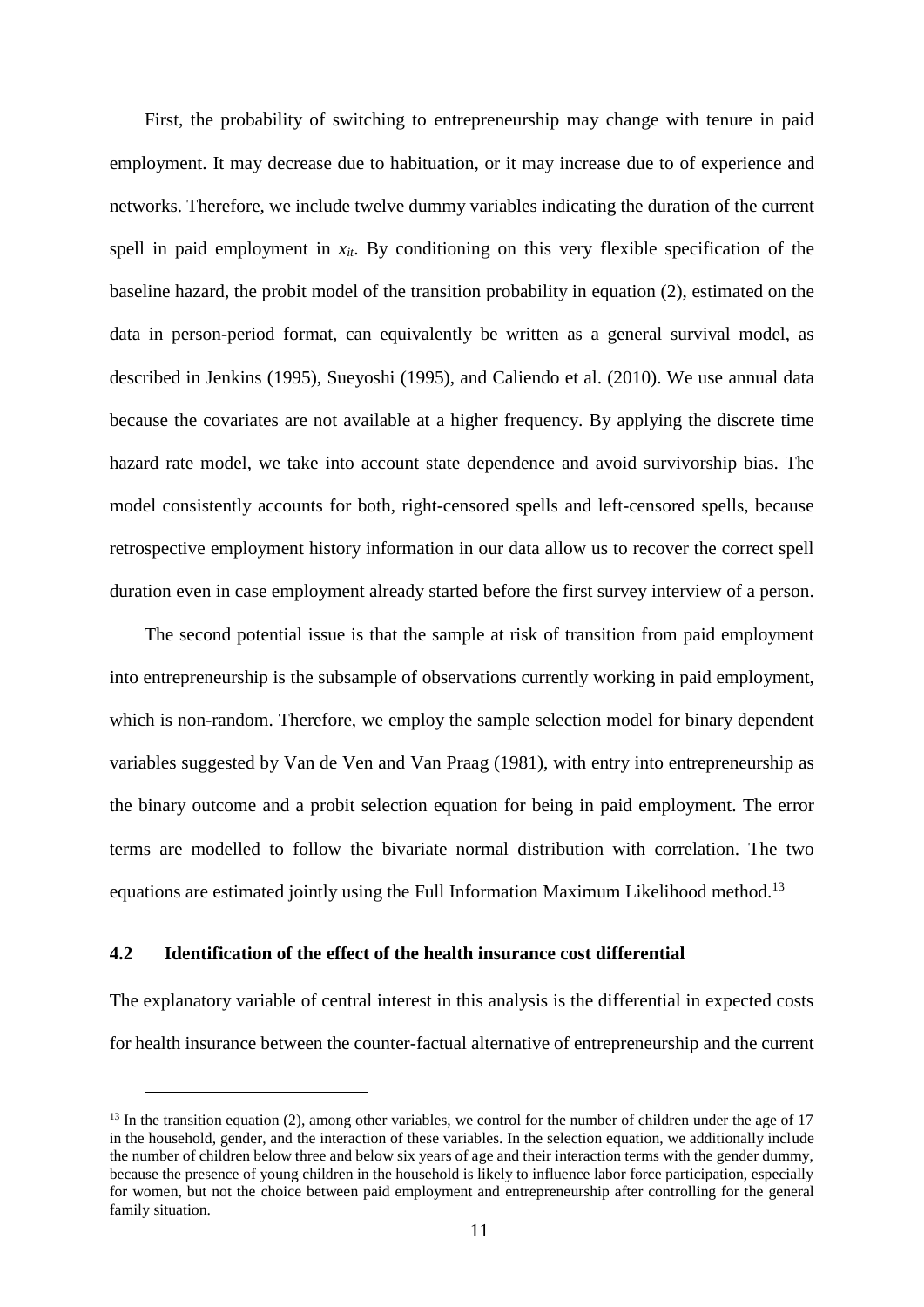First, the probability of switching to entrepreneurship may change with tenure in paid employment. It may decrease due to habituation, or it may increase due to of experience and networks. Therefore, we include twelve dummy variables indicating the duration of the current spell in paid employment in $x_{it}$. By conditioning on this very flexible specification of the baseline hazard, the probit model of the transition probability in equation (2), estimated on the data in person-period format, can equivalently be written as a general survival model, as described in Jenkins (1995), Sueyoshi (1995), and Caliendo et al. (2010). We use annual data because the covariates are not available at a higher frequency. By applying the discrete time hazard rate model, we take into account state dependence and avoid survivorship bias. The model consistently accounts for both, right-censored spells and left-censored spells, because retrospective employment history information in our data allow us to recover the correct spell duration even in case employment already started before the first survey interview of a person.

The second potential issue is that the sample at risk of transition from paid employment into entrepreneurship is the subsample of observations currently working in paid employment, which is non-random. Therefore, we employ the sample selection model for binary dependent variables suggested by Van de Ven and Van Praag (1981), with entry into entrepreneurship as the binary outcome and a probit selection equation for being in paid employment. The error terms are modelled to follow the bivariate normal distribution with correlation. The two equations are estimated jointly using the Full Information Maximum Likelihood method.[13]

### 4.2 Identification of the effect of the health insurance cost differential

The explanatory variable of central interest in this analysis is the differential in expected costs for health insurance between the counter-factual alternative of entrepreneurship and the current

---

[13] In the transition equation (2), among other variables, we control for the number of children under the age of 17 in the household, gender, and the interaction of these variables. In the selection equation, we additionally include the number of children below three and below six years of age and their interaction terms with the gender dummy, because the presence of young children in the household is likely to influence labor force participation, especially for women, but not the choice between paid employment and entrepreneurship after controlling for the general family situation.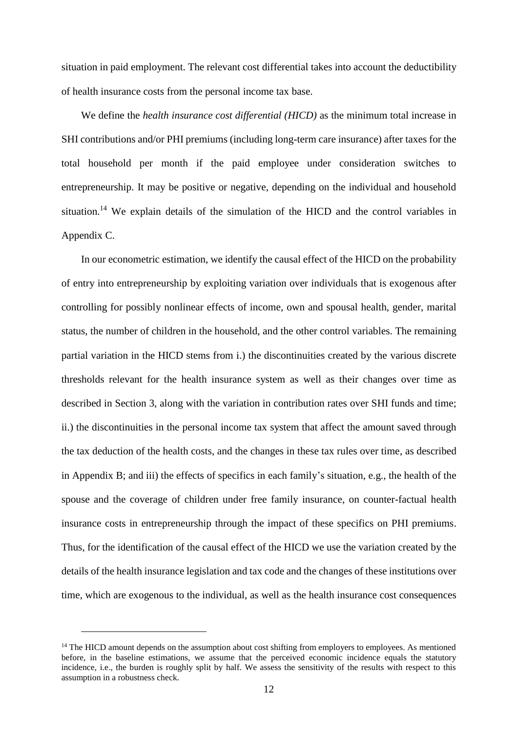situation in paid employment. The relevant cost differential takes into account the deductibility of health insurance costs from the personal income tax base.

We define the *health insurance cost differential (HICD)* as the minimum total increase in SHI contributions and/or PHI premiums (including long-term care insurance) after taxes for the total household per month if the paid employee under consideration switches to entrepreneurship. It may be positive or negative, depending on the individual and household situation.[14] We explain details of the simulation of the HICD and the control variables in Appendix C.

In our econometric estimation, we identify the causal effect of the HICD on the probability of entry into entrepreneurship by exploiting variation over individuals that is exogenous after controlling for possibly nonlinear effects of income, own and spousal health, gender, marital status, the number of children in the household, and the other control variables. The remaining partial variation in the HICD stems from i.) the discontinuities created by the various discrete thresholds relevant for the health insurance system as well as their changes over time as described in Section 3, along with the variation in contribution rates over SHI funds and time; ii.) the discontinuities in the personal income tax system that affect the amount saved through the tax deduction of the health costs, and the changes in these tax rules over time, as described in Appendix B; and iii) the effects of specifics in each family's situation, e.g., the health of the spouse and the coverage of children under free family insurance, on counter-factual health insurance costs in entrepreneurship through the impact of these specifics on PHI premiums. Thus, for the identification of the causal effect of the HICD we use the variation created by the details of the health insurance legislation and tax code and the changes of these institutions over time, which are exogenous to the individual, as well as the health insurance cost consequences

[14] The HICD amount depends on the assumption about cost shifting from employers to employees. As mentioned before, in the baseline estimations, we assume that the perceived economic incidence equals the statutory incidence, i.e., the burden is roughly split by half. We assess the sensitivity of the results with respect to this assumption in a robustness check.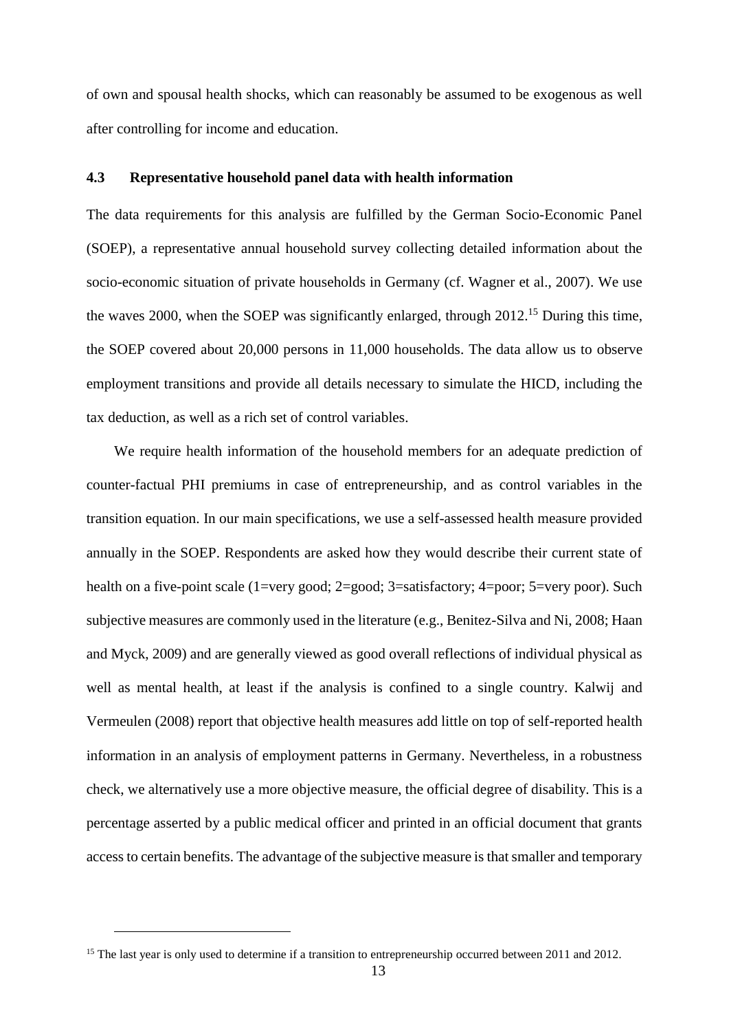of own and spousal health shocks, which can reasonably be assumed to be exogenous as well after controlling for income and education.

### 4.3 Representative household panel data with health information

The data requirements for this analysis are fulfilled by the German Socio-Economic Panel (SOEP), a representative annual household survey collecting detailed information about the socio-economic situation of private households in Germany (cf. Wagner et al., 2007). We use the waves 2000, when the SOEP was significantly enlarged, through 2012.[15] During this time, the SOEP covered about 20,000 persons in 11,000 households. The data allow us to observe employment transitions and provide all details necessary to simulate the HICD, including the tax deduction, as well as a rich set of control variables.

We require health information of the household members for an adequate prediction of counter-factual PHI premiums in case of entrepreneurship, and as control variables in the transition equation. In our main specifications, we use a self-assessed health measure provided annually in the SOEP. Respondents are asked how they would describe their current state of health on a five-point scale (1=very good; 2=good; 3=satisfactory; 4=poor; 5=very poor). Such subjective measures are commonly used in the literature (e.g., Benitez-Silva and Ni, 2008; Haan and Myck, 2009) and are generally viewed as good overall reflections of individual physical as well as mental health, at least if the analysis is confined to a single country. Kalwij and Vermeulen (2008) report that objective health measures add little on top of self-reported health information in an analysis of employment patterns in Germany. Nevertheless, in a robustness check, we alternatively use a more objective measure, the official degree of disability. This is a percentage asserted by a public medical officer and printed in an official document that grants access to certain benefits. The advantage of the subjective measure is that smaller and temporary

[15] The last year is only used to determine if a transition to entrepreneurship occurred between 2011 and 2012.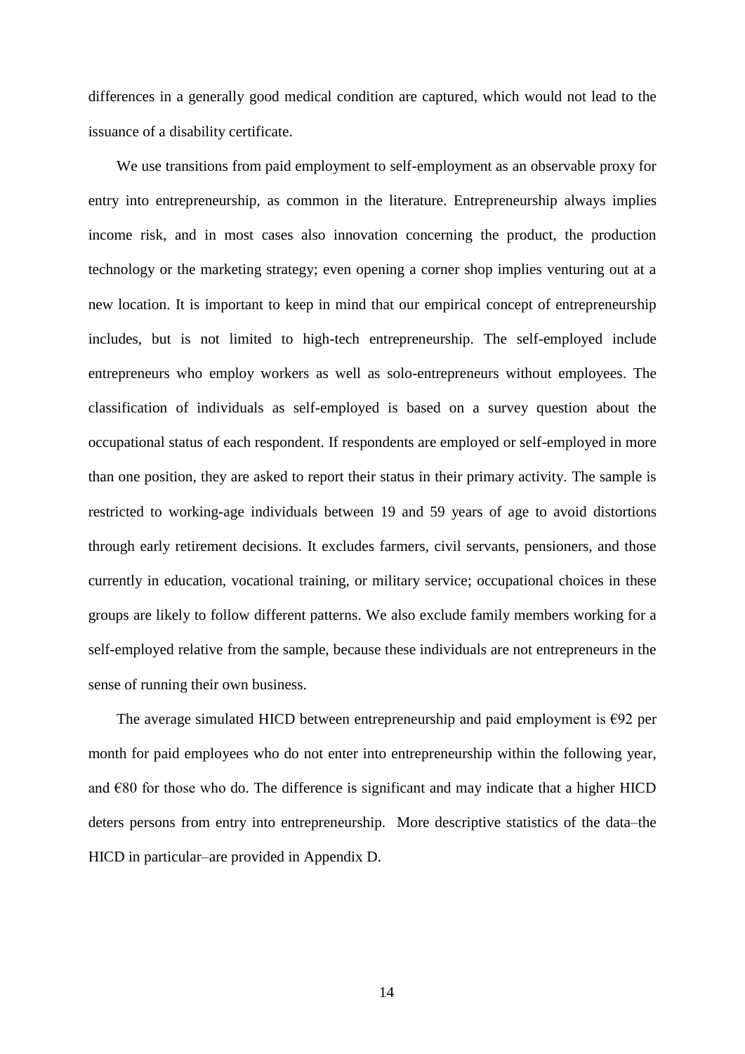differences in a generally good medical condition are captured, which would not lead to the issuance of a disability certificate.

We use transitions from paid employment to self-employment as an observable proxy for entry into entrepreneurship, as common in the literature. Entrepreneurship always implies income risk, and in most cases also innovation concerning the product, the production technology or the marketing strategy; even opening a corner shop implies venturing out at a new location. It is important to keep in mind that our empirical concept of entrepreneurship includes, but is not limited to high-tech entrepreneurship. The self-employed include entrepreneurs who employ workers as well as solo-entrepreneurs without employees. The classification of individuals as self-employed is based on a survey question about the occupational status of each respondent. If respondents are employed or self-employed in more than one position, they are asked to report their status in their primary activity. The sample is restricted to working-age individuals between 19 and 59 years of age to avoid distortions through early retirement decisions. It excludes farmers, civil servants, pensioners, and those currently in education, vocational training, or military service; occupational choices in these groups are likely to follow different patterns. We also exclude family members working for a self-employed relative from the sample, because these individuals are not entrepreneurs in the sense of running their own business.

The average simulated HICD between entrepreneurship and paid employment is €92 per month for paid employees who do not enter into entrepreneurship within the following year, and €80 for those who do. The difference is significant and may indicate that a higher HICD deters persons from entry into entrepreneurship. More descriptive statistics of the data–the HICD in particular–are provided in Appendix D.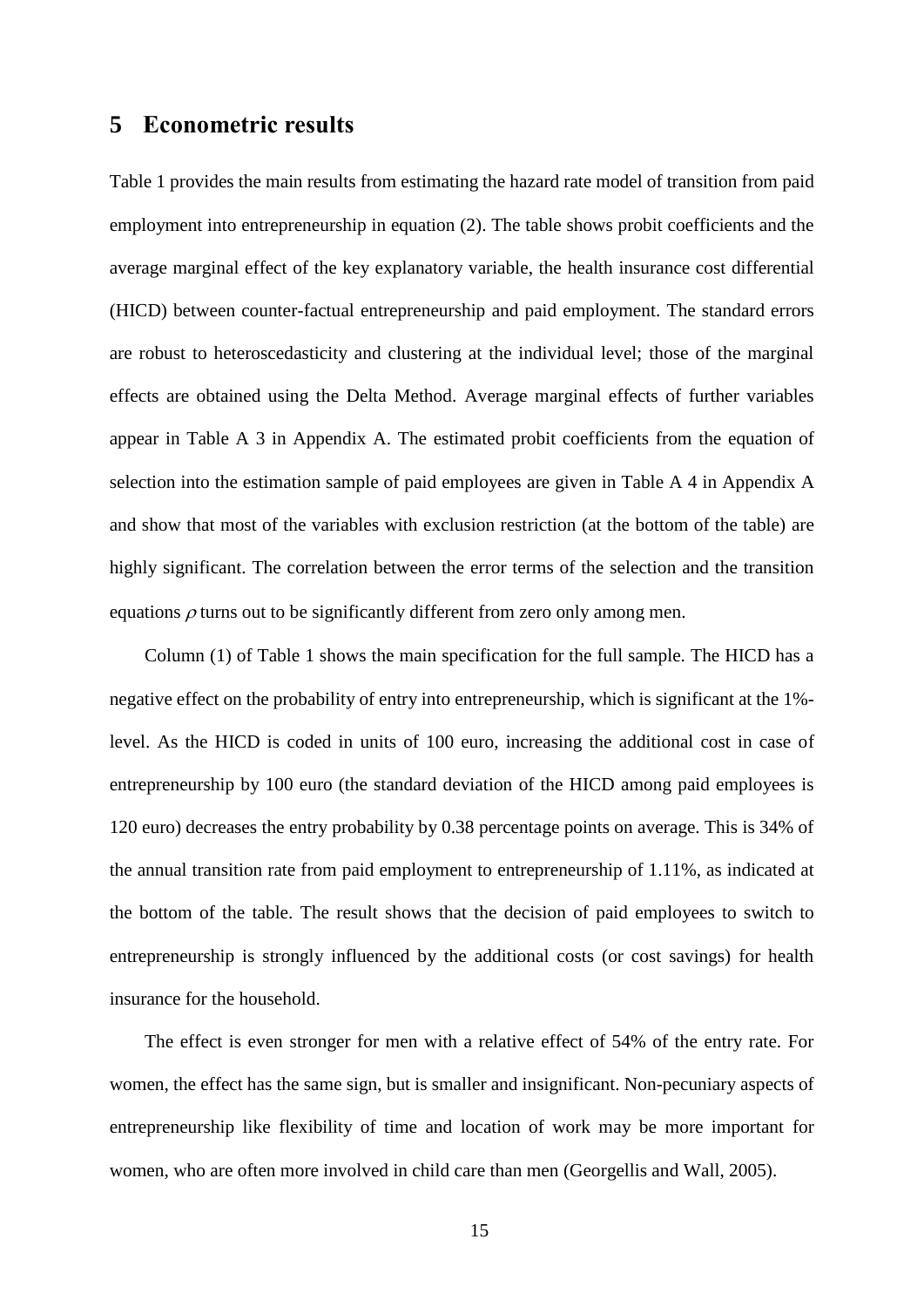## 5 Econometric results

Table 1 provides the main results from estimating the hazard rate model of transition from paid employment into entrepreneurship in equation (2). The table shows probit coefficients and the average marginal effect of the key explanatory variable, the health insurance cost differential (HICD) between counter-factual entrepreneurship and paid employment. The standard errors are robust to heteroscedasticity and clustering at the individual level; those of the marginal effects are obtained using the Delta Method. Average marginal effects of further variables appear in Table A 3 in Appendix A. The estimated probit coefficients from the equation of selection into the estimation sample of paid employees are given in Table A 4 in Appendix A and show that most of the variables with exclusion restriction (at the bottom of the table) are highly significant. The correlation between the error terms of the selection and the transition equations $\rho$ turns out to be significantly different from zero only among men.

Column (1) of Table 1 shows the main specification for the full sample. The HICD has a negative effect on the probability of entry into entrepreneurship, which is significant at the 1%-level. As the HICD is coded in units of 100 euro, increasing the additional cost in case of entrepreneurship by 100 euro (the standard deviation of the HICD among paid employees is 120 euro) decreases the entry probability by 0.38 percentage points on average. This is 34% of the annual transition rate from paid employment to entrepreneurship of 1.11%, as indicated at the bottom of the table. The result shows that the decision of paid employees to switch to entrepreneurship is strongly influenced by the additional costs (or cost savings) for health insurance for the household.

The effect is even stronger for men with a relative effect of 54% of the entry rate. For women, the effect has the same sign, but is smaller and insignificant. Non-pecuniary aspects of entrepreneurship like flexibility of time and location of work may be more important for women, who are often more involved in child care than men (Georgellis and Wall, 2005).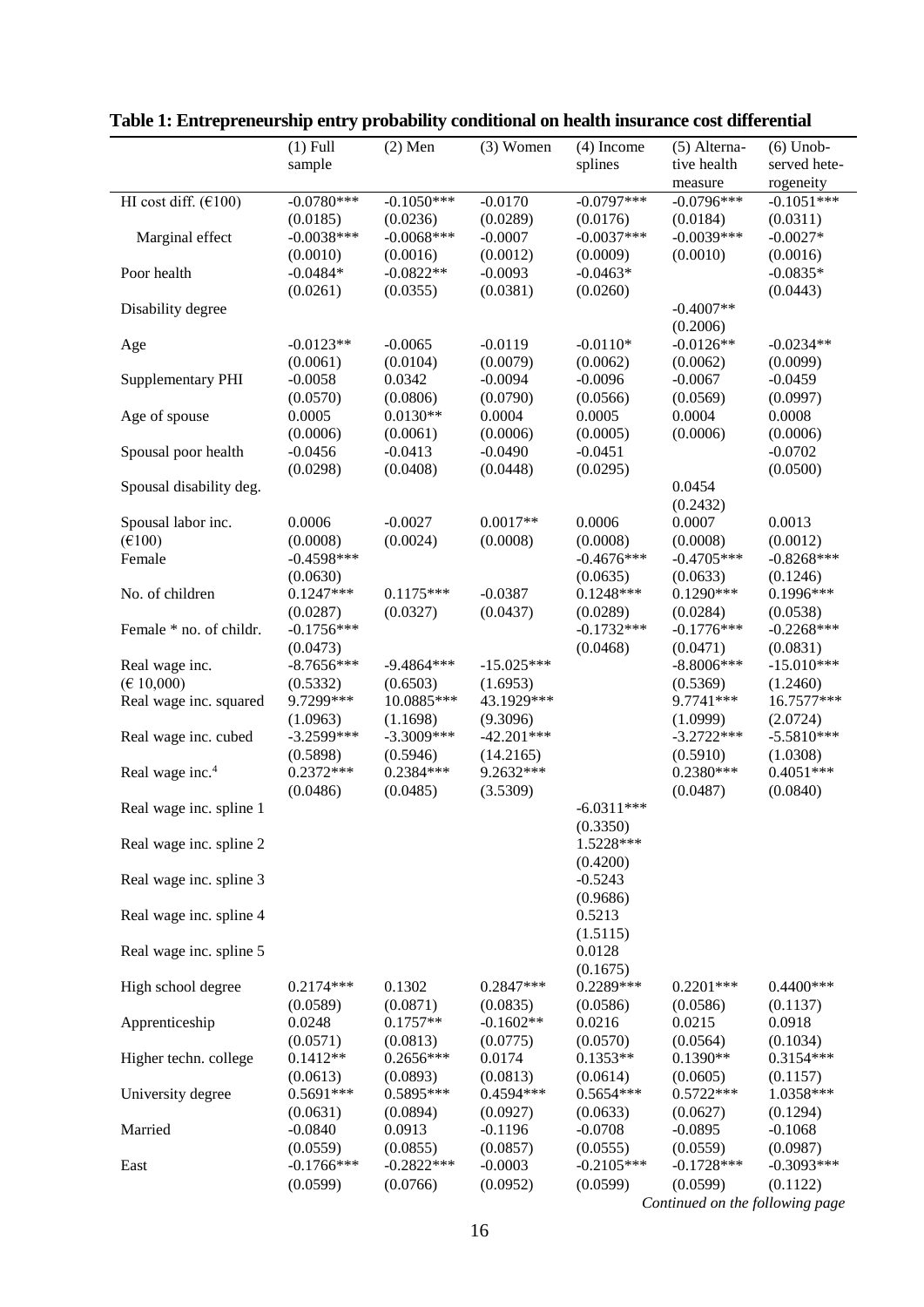**Table 1: Entrepreneurship entry probability conditional on health insurance cost differential**

| | (1) Full sample | (2) Men | (3) Women | (4) Income splines | (5) Alternative health measure | (6) Unobserved heterogeneity |
|---|---|---|---|---|---|---|
| HI cost diff. (€100) | -0.0780*** | -0.1050*** | -0.0170 | -0.0797*** | -0.0796*** | -0.1051*** |
| | (0.0185) | (0.0236) | (0.0289) | (0.0176) | (0.0184) | (0.0311) |
| Marginal effect | -0.0038*** | -0.0068*** | -0.0007 | -0.0037*** | -0.0039*** | -0.0027* |
| | (0.0010) | (0.0016) | (0.0012) | (0.0009) | (0.0010) | (0.0016) |
| Poor health | -0.0484* | -0.0822** | -0.0093 | -0.0463* | | -0.0835* |
| | (0.0261) | (0.0355) | (0.0381) | (0.0260) | | (0.0443) |
| Disability degree | | | | | -0.4007** | |
| | | | | | (0.2006) | |
| Age | -0.0123** | -0.0065 | -0.0119 | -0.0110* | -0.0126** | -0.0234** |
| | (0.0061) | (0.0104) | (0.0079) | (0.0062) | (0.0062) | (0.0099) |
| Supplementary PHI | -0.0058 | 0.0342 | -0.0094 | -0.0096 | -0.0067 | -0.0459 |
| | (0.0570) | (0.0806) | (0.0790) | (0.0566) | (0.0569) | (0.0997) |
| Age of spouse | 0.0005 | 0.0130** | 0.0004 | 0.0005 | 0.0004 | 0.0008 |
| | (0.0006) | (0.0061) | (0.0006) | (0.0005) | (0.0006) | (0.0006) |
| Spousal poor health | -0.0456 | -0.0413 | -0.0490 | -0.0451 | | -0.0702 |
| | (0.0298) | (0.0408) | (0.0448) | (0.0295) | | (0.0500) |
| Spousal disability deg. | | | | | 0.0454 | |
| | | | | | (0.2432) | |
| Spousal labor inc. (€100) | 0.0006 | -0.0027 | 0.0017** | 0.0006 | 0.0007 | 0.0013 |
| | (0.0008) | (0.0024) | (0.0008) | (0.0008) | (0.0008) | (0.0012) |
| Female | -0.4598*** | | | -0.4676*** | -0.4705*** | -0.8268*** |
| | (0.0630) | | | (0.0635) | (0.0633) | (0.1246) |
| No. of children | 0.1247*** | 0.1175*** | -0.0387 | 0.1248*** | 0.1290*** | 0.1996*** |
| | (0.0287) | (0.0327) | (0.0437) | (0.0289) | (0.0284) | (0.0538) |
| Female * no. of childr. | -0.1756*** | | | -0.1732*** | -0.1776*** | -0.2268*** |
| | (0.0473) | | | (0.0468) | (0.0471) | (0.0831) |
| Real wage inc. (€ 10,000) | -8.7656*** | -9.4864*** | -15.025*** | | -8.8006*** | -15.010*** |
| | (0.5332) | (0.6503) | (1.6953) | | (0.5369) | (1.2460) |
| Real wage inc. squared | 9.7299*** | 10.0885*** | 43.1929*** | | 9.7741*** | 16.7577*** |
| | (1.0963) | (1.1698) | (9.3096) | | (1.0999) | (2.0724) |
| Real wage inc. cubed | -3.2599*** | -3.3009*** | -42.201*** | | -3.2722*** | -5.5810*** |
| | (0.5898) | (0.5946) | (14.2165) | | (0.5910) | (1.0308) |
| Real wage inc.[4] | 0.2372*** | 0.2384*** | 9.2632*** | | 0.2380*** | 0.4051*** |
| | (0.0486) | (0.0485) | (3.5309) | | (0.0487) | (0.0840) |
| Real wage inc. spline 1 | | | | -6.0311*** | | |
| | | | | (0.3350) | | |
| Real wage inc. spline 2 | | | | 1.5228*** | | |
| | | | | (0.4200) | | |
| Real wage inc. spline 3 | | | | -0.5243 | | |
| | | | | (0.9686) | | |
| Real wage inc. spline 4 | | | | 0.5213 | | |
| | | | | (1.5115) | | |
| Real wage inc. spline 5 | | | | 0.0128 | | |
| | | | | (0.1675) | | |
| High school degree | 0.2174*** | 0.1302 | 0.2847*** | 0.2289*** | 0.2201*** | 0.4400*** |
| | (0.0589) | (0.0871) | (0.0835) | (0.0586) | (0.0586) | (0.1137) |
| Apprenticeship | 0.0248 | 0.1757** | -0.1602** | 0.0216 | 0.0215 | 0.0918 |
| | (0.0571) | (0.0813) | (0.0775) | (0.0570) | (0.0564) | (0.1034) |
| Higher techn. college | 0.1412** | 0.2656*** | 0.0174 | 0.1353** | 0.1390** | 0.3154*** |
| | (0.0613) | (0.0893) | (0.0813) | (0.0614) | (0.0605) | (0.1157) |
| University degree | 0.5691*** | 0.5895*** | 0.4594*** | 0.5654*** | 0.5722*** | 1.0358*** |
| | (0.0631) | (0.0894) | (0.0927) | (0.0633) | (0.0627) | (0.1294) |
| Married | -0.0840 | 0.0913 | -0.1196 | -0.0708 | -0.0895 | -0.1068 |
| | (0.0559) | (0.0855) | (0.0857) | (0.0555) | (0.0559) | (0.0987) |
| East | -0.1766*** | -0.2822*** | -0.0003 | -0.2105*** | -0.1728*** | -0.3093*** |
| | (0.0599) | (0.0766) | (0.0952) | (0.0599) | (0.0599) | (0.1122) |

*Continued on the following page*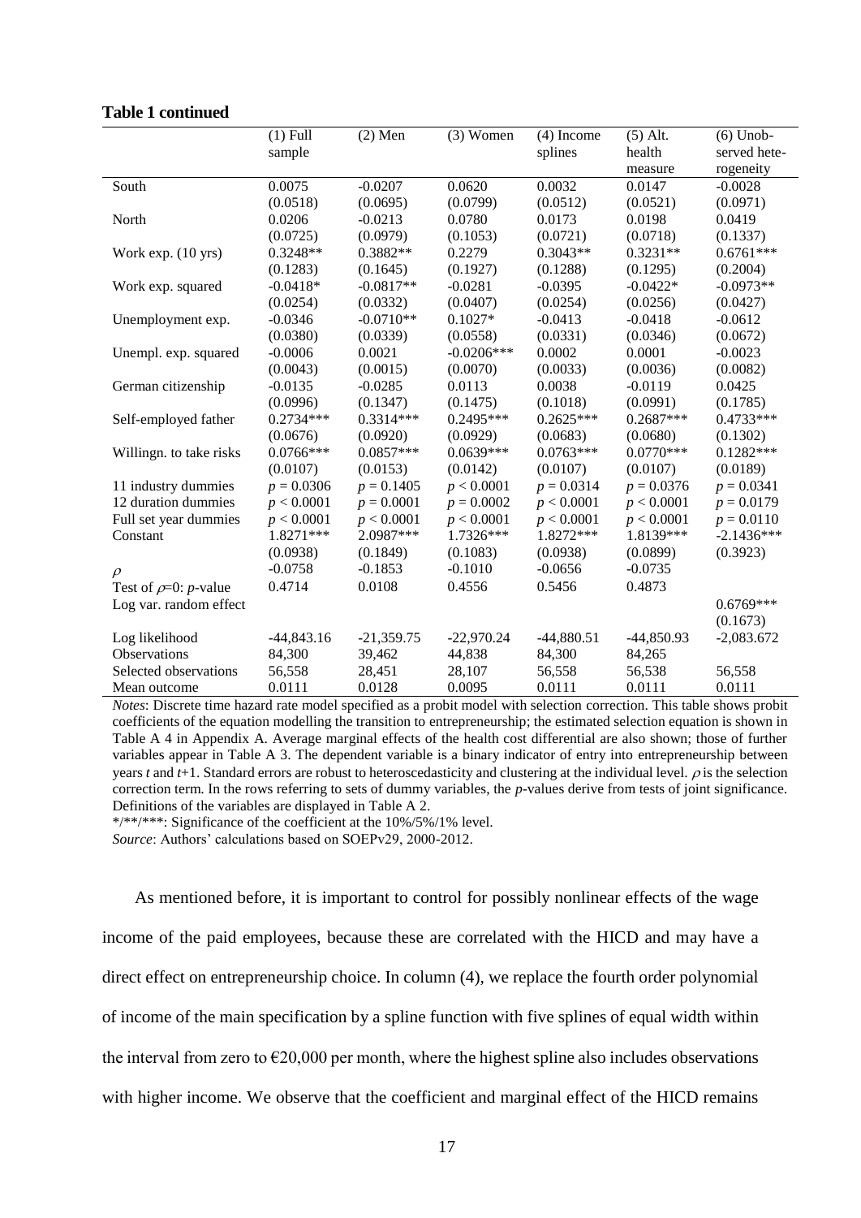**Table 1 continued**

| | (1) Full sample | (2) Men | (3) Women | (4) Income splines | (5) Alt. health measure | (6) Unobserved heterogeneity |
|---|---|---|---|---|---|---|
| South | 0.0075 | -0.0207 | 0.0620 | 0.0032 | 0.0147 | -0.0028 |
| | (0.0518) | (0.0695) | (0.0799) | (0.0512) | (0.0521) | (0.0971) |
| North | 0.0206 | -0.0213 | 0.0780 | 0.0173 | 0.0198 | 0.0419 |
| | (0.0725) | (0.0979) | (0.1053) | (0.0721) | (0.0718) | (0.1337) |
| Work exp. (10 yrs) | 0.3248** | 0.3882** | 0.2279 | 0.3043** | 0.3231** | 0.6761*** |
| | (0.1283) | (0.1645) | (0.1927) | (0.1288) | (0.1295) | (0.2004) |
| Work exp. squared | -0.0418* | -0.0817** | -0.0281 | -0.0395 | -0.0422* | -0.0973** |
| | (0.0254) | (0.0332) | (0.0407) | (0.0254) | (0.0256) | (0.0427) |
| Unemployment exp. | -0.0346 | -0.0710** | 0.1027* | -0.0413 | -0.0418 | -0.0612 |
| | (0.0380) | (0.0339) | (0.0558) | (0.0331) | (0.0346) | (0.0672) |
| Unempl. exp. squared | -0.0006 | 0.0021 | -0.0206*** | 0.0002 | 0.0001 | -0.0023 |
| | (0.0043) | (0.0015) | (0.0070) | (0.0033) | (0.0036) | (0.0082) |
| German citizenship | -0.0135 | -0.0285 | 0.0113 | 0.0038 | -0.0119 | 0.0425 |
| | (0.0996) | (0.1347) | (0.1475) | (0.1018) | (0.0991) | (0.1785) |
| Self-employed father | 0.2734*** | 0.3314*** | 0.2495*** | 0.2625*** | 0.2687*** | 0.4733*** |
| | (0.0676) | (0.0920) | (0.0929) | (0.0683) | (0.0680) | (0.1302) |
| Willingn. to take risks | 0.0766*** | 0.0857*** | 0.0639*** | 0.0763*** | 0.0770*** | 0.1282*** |
| | (0.0107) | (0.0153) | (0.0142) | (0.0107) | (0.0107) | (0.0189) |
| 11 industry dummies | $p = 0.0306$ | $p = 0.1405$ | $p < 0.0001$ | $p = 0.0314$ | $p = 0.0376$ | $p = 0.0341$ |
| 12 duration dummies | $p < 0.0001$ | $p = 0.0001$ | $p = 0.0002$ | $p < 0.0001$ | $p < 0.0001$ | $p = 0.0179$ |
| Full set year dummies | $p < 0.0001$ | $p < 0.0001$ | $p < 0.0001$ | $p < 0.0001$ | $p < 0.0001$ | $p = 0.0110$ |
| Constant | 1.8271*** | 2.0987*** | 1.7326*** | 1.8272*** | 1.8139*** | -2.1436*** |
| | (0.0938) | (0.1849) | (0.1083) | (0.0938) | (0.0899) | (0.3923) |
| $\rho$ | -0.0758 | -0.1853 | -0.1010 | -0.0656 | -0.0735 | |
| Test of $\rho$=0: $p$-value | 0.4714 | 0.0108 | 0.4556 | 0.5456 | 0.4873 | |
| Log var. random effect | | | | | | 0.6769*** |
| | | | | | | (0.1673) |
| Log likelihood | -44,843.16 | -21,359.75 | -22,970.24 | -44,880.51 | -44,850.93 | -2,083.672 |
| Observations | 84,300 | 39,462 | 44,838 | 84,300 | 84,265 | |
| Selected observations | 56,558 | 28,451 | 28,107 | 56,558 | 56,538 | 56,558 |
| Mean outcome | 0.0111 | 0.0128 | 0.0095 | 0.0111 | 0.0111 | 0.0111 |

*Notes*: Discrete time hazard rate model specified as a probit model with selection correction. This table shows probit coefficients of the equation modelling the transition to entrepreneurship; the estimated selection equation is shown in Table A 4 in Appendix A. Average marginal effects of the health cost differential are also shown; those of further variables appear in Table A 3. The dependent variable is a binary indicator of entry into entrepreneurship between years $t$ and $t$+1. Standard errors are robust to heteroscedasticity and clustering at the individual level. $\rho$ is the selection correction term. In the rows referring to sets of dummy variables, the $p$-values derive from tests of joint significance. Definitions of the variables are displayed in Table A 2.

*/**/***: Significance of the coefficient at the 10%/5%/1% level.

*Source*: Authors' calculations based on SOEPv29, 2000-2012.

As mentioned before, it is important to control for possibly nonlinear effects of the wage income of the paid employees, because these are correlated with the HICD and may have a direct effect on entrepreneurship choice. In column (4), we replace the fourth order polynomial of income of the main specification by a spline function with five splines of equal width within the interval from zero to €20,000 per month, where the highest spline also includes observations with higher income. We observe that the coefficient and marginal effect of the HICD remains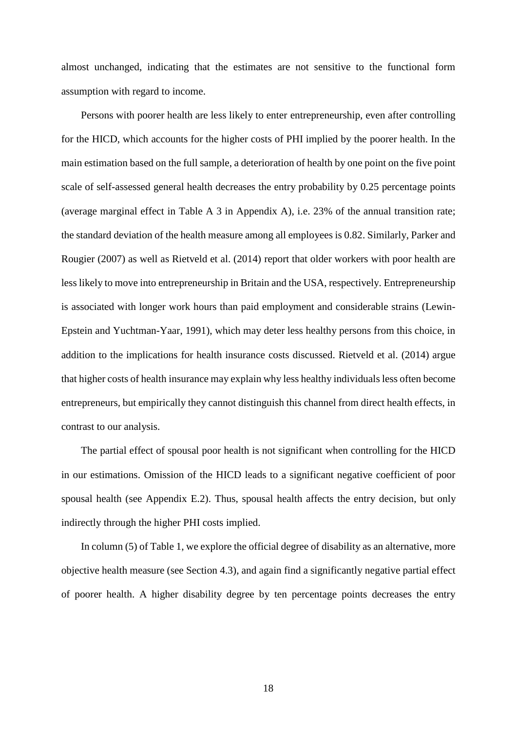almost unchanged, indicating that the estimates are not sensitive to the functional form assumption with regard to income.

Persons with poorer health are less likely to enter entrepreneurship, even after controlling for the HICD, which accounts for the higher costs of PHI implied by the poorer health. In the main estimation based on the full sample, a deterioration of health by one point on the five point scale of self-assessed general health decreases the entry probability by 0.25 percentage points (average marginal effect in Table A 3 in Appendix A), i.e. 23% of the annual transition rate; the standard deviation of the health measure among all employees is 0.82. Similarly, Parker and Rougier (2007) as well as Rietveld et al. (2014) report that older workers with poor health are less likely to move into entrepreneurship in Britain and the USA, respectively. Entrepreneurship is associated with longer work hours than paid employment and considerable strains (Lewin-Epstein and Yuchtman-Yaar, 1991), which may deter less healthy persons from this choice, in addition to the implications for health insurance costs discussed. Rietveld et al. (2014) argue that higher costs of health insurance may explain why less healthy individuals less often become entrepreneurs, but empirically they cannot distinguish this channel from direct health effects, in contrast to our analysis.

The partial effect of spousal poor health is not significant when controlling for the HICD in our estimations. Omission of the HICD leads to a significant negative coefficient of poor spousal health (see Appendix E.2). Thus, spousal health affects the entry decision, but only indirectly through the higher PHI costs implied.

In column (5) of Table 1, we explore the official degree of disability as an alternative, more objective health measure (see Section 4.3), and again find a significantly negative partial effect of poorer health. A higher disability degree by ten percentage points decreases the entry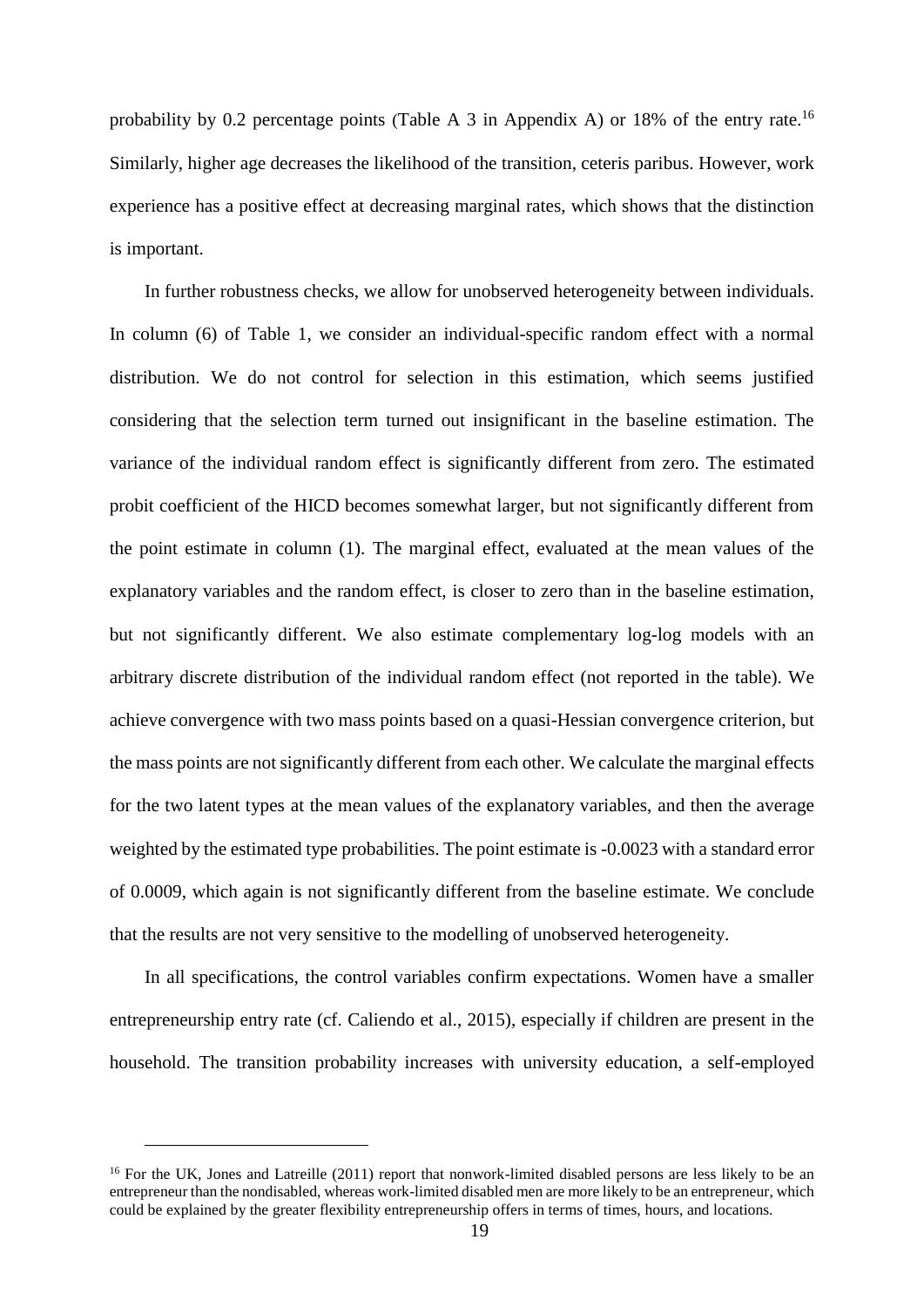probability by 0.2 percentage points (Table A 3 in Appendix A) or 18% of the entry rate.[16] Similarly, higher age decreases the likelihood of the transition, ceteris paribus. However, work experience has a positive effect at decreasing marginal rates, which shows that the distinction is important.

In further robustness checks, we allow for unobserved heterogeneity between individuals. In column (6) of Table 1, we consider an individual-specific random effect with a normal distribution. We do not control for selection in this estimation, which seems justified considering that the selection term turned out insignificant in the baseline estimation. The variance of the individual random effect is significantly different from zero. The estimated probit coefficient of the HICD becomes somewhat larger, but not significantly different from the point estimate in column (1). The marginal effect, evaluated at the mean values of the explanatory variables and the random effect, is closer to zero than in the baseline estimation, but not significantly different. We also estimate complementary log-log models with an arbitrary discrete distribution of the individual random effect (not reported in the table). We achieve convergence with two mass points based on a quasi-Hessian convergence criterion, but the mass points are not significantly different from each other. We calculate the marginal effects for the two latent types at the mean values of the explanatory variables, and then the average weighted by the estimated type probabilities. The point estimate is -0.0023 with a standard error of 0.0009, which again is not significantly different from the baseline estimate. We conclude that the results are not very sensitive to the modelling of unobserved heterogeneity.

In all specifications, the control variables confirm expectations. Women have a smaller entrepreneurship entry rate (cf. Caliendo et al., 2015), especially if children are present in the household. The transition probability increases with university education, a self-employed

[16] For the UK, Jones and Latreille (2011) report that nonwork-limited disabled persons are less likely to be an entrepreneur than the nondisabled, whereas work-limited disabled men are more likely to be an entrepreneur, which could be explained by the greater flexibility entrepreneurship offers in terms of times, hours, and locations.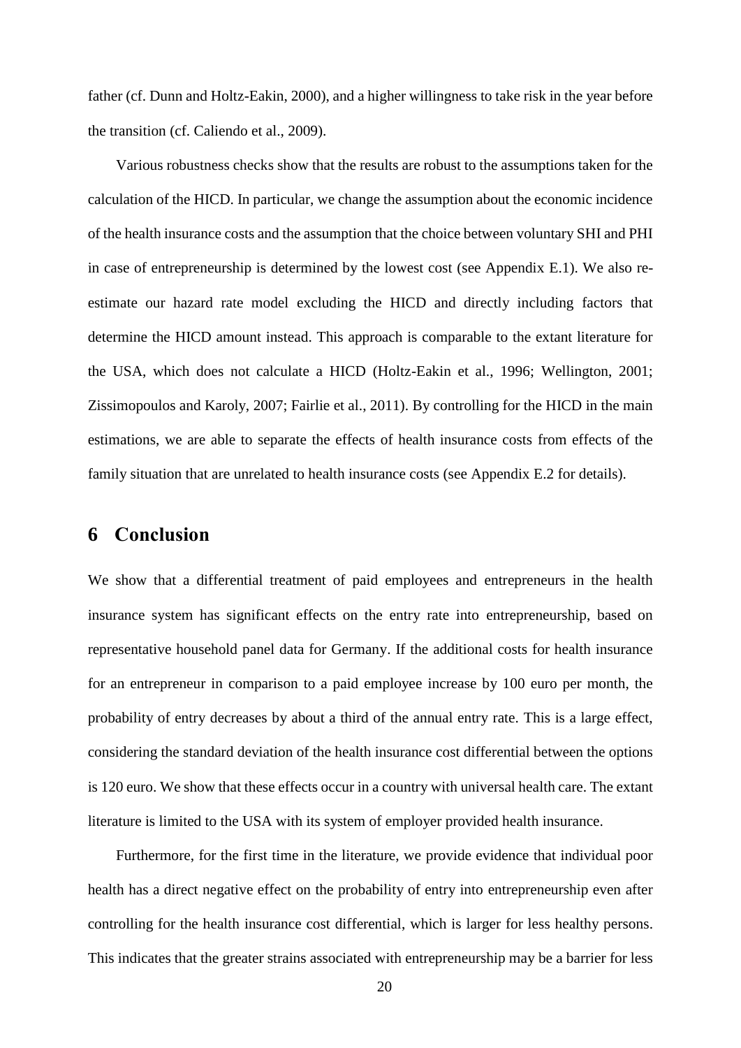father (cf. Dunn and Holtz-Eakin, 2000), and a higher willingness to take risk in the year before the transition (cf. Caliendo et al., 2009).

Various robustness checks show that the results are robust to the assumptions taken for the calculation of the HICD. In particular, we change the assumption about the economic incidence of the health insurance costs and the assumption that the choice between voluntary SHI and PHI in case of entrepreneurship is determined by the lowest cost (see Appendix E.1). We also re-estimate our hazard rate model excluding the HICD and directly including factors that determine the HICD amount instead. This approach is comparable to the extant literature for the USA, which does not calculate a HICD (Holtz-Eakin et al., 1996; Wellington, 2001; Zissimopoulos and Karoly, 2007; Fairlie et al., 2011). By controlling for the HICD in the main estimations, we are able to separate the effects of health insurance costs from effects of the family situation that are unrelated to health insurance costs (see Appendix E.2 for details).

# 6 Conclusion

We show that a differential treatment of paid employees and entrepreneurs in the health insurance system has significant effects on the entry rate into entrepreneurship, based on representative household panel data for Germany. If the additional costs for health insurance for an entrepreneur in comparison to a paid employee increase by 100 euro per month, the probability of entry decreases by about a third of the annual entry rate. This is a large effect, considering the standard deviation of the health insurance cost differential between the options is 120 euro. We show that these effects occur in a country with universal health care. The extant literature is limited to the USA with its system of employer provided health insurance.

Furthermore, for the first time in the literature, we provide evidence that individual poor health has a direct negative effect on the probability of entry into entrepreneurship even after controlling for the health insurance cost differential, which is larger for less healthy persons. This indicates that the greater strains associated with entrepreneurship may be a barrier for less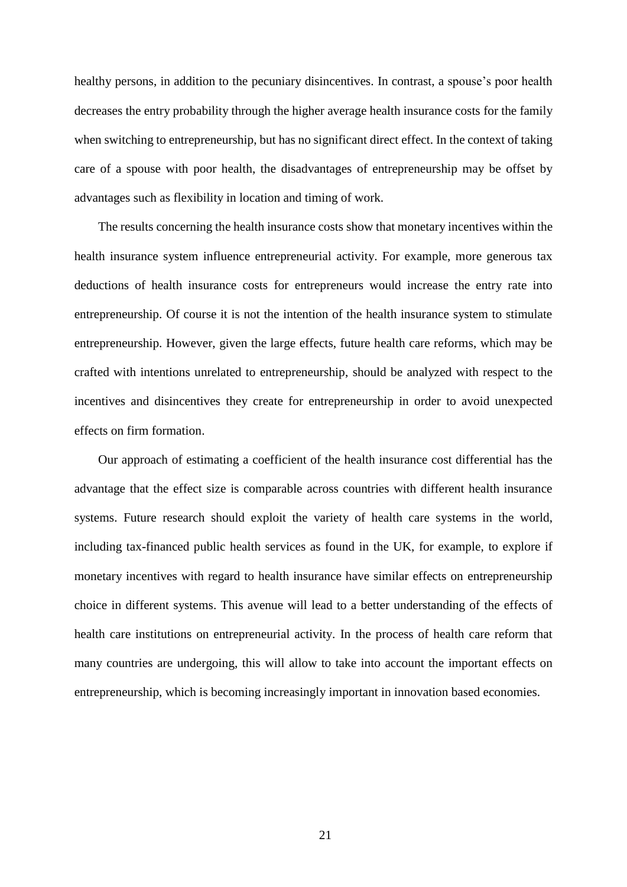healthy persons, in addition to the pecuniary disincentives. In contrast, a spouse's poor health decreases the entry probability through the higher average health insurance costs for the family when switching to entrepreneurship, but has no significant direct effect. In the context of taking care of a spouse with poor health, the disadvantages of entrepreneurship may be offset by advantages such as flexibility in location and timing of work.

The results concerning the health insurance costs show that monetary incentives within the health insurance system influence entrepreneurial activity. For example, more generous tax deductions of health insurance costs for entrepreneurs would increase the entry rate into entrepreneurship. Of course it is not the intention of the health insurance system to stimulate entrepreneurship. However, given the large effects, future health care reforms, which may be crafted with intentions unrelated to entrepreneurship, should be analyzed with respect to the incentives and disincentives they create for entrepreneurship in order to avoid unexpected effects on firm formation.

Our approach of estimating a coefficient of the health insurance cost differential has the advantage that the effect size is comparable across countries with different health insurance systems. Future research should exploit the variety of health care systems in the world, including tax-financed public health services as found in the UK, for example, to explore if monetary incentives with regard to health insurance have similar effects on entrepreneurship choice in different systems. This avenue will lead to a better understanding of the effects of health care institutions on entrepreneurial activity. In the process of health care reform that many countries are undergoing, this will allow to take into account the important effects on entrepreneurship, which is becoming increasingly important in innovation based economies.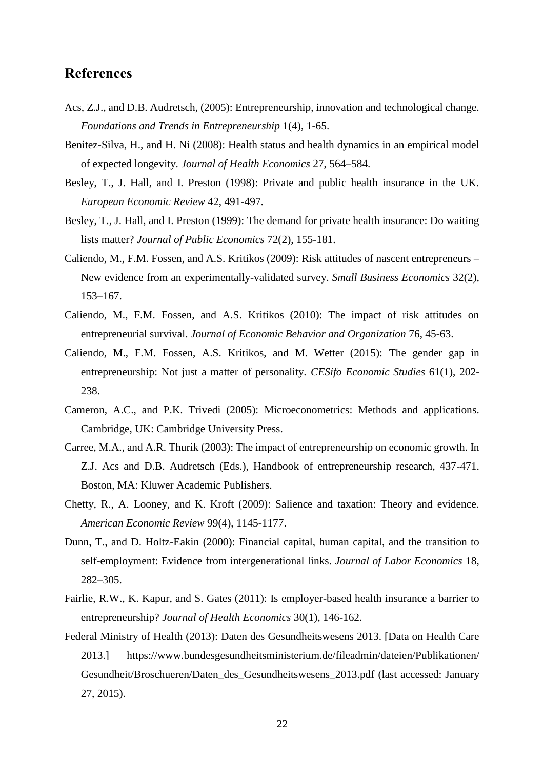## References

Acs, Z.J., and D.B. Audretsch, (2005): Entrepreneurship, innovation and technological change. *Foundations and Trends in Entrepreneurship* 1(4), 1-65.

Benitez-Silva, H., and H. Ni (2008): Health status and health dynamics in an empirical model of expected longevity. *Journal of Health Economics* 27, 564–584.

Besley, T., J. Hall, and I. Preston (1998): Private and public health insurance in the UK. *European Economic Review* 42, 491-497.

Besley, T., J. Hall, and I. Preston (1999): The demand for private health insurance: Do waiting lists matter? *Journal of Public Economics* 72(2), 155-181.

Caliendo, M., F.M. Fossen, and A.S. Kritikos (2009): Risk attitudes of nascent entrepreneurs – New evidence from an experimentally-validated survey. *Small Business Economics* 32(2), 153–167.

Caliendo, M., F.M. Fossen, and A.S. Kritikos (2010): The impact of risk attitudes on entrepreneurial survival. *Journal of Economic Behavior and Organization* 76, 45-63.

Caliendo, M., F.M. Fossen, A.S. Kritikos, and M. Wetter (2015): The gender gap in entrepreneurship: Not just a matter of personality. *CESifo Economic Studies* 61(1), 202-238.

Cameron, A.C., and P.K. Trivedi (2005): Microeconometrics: Methods and applications. Cambridge, UK: Cambridge University Press.

Carree, M.A., and A.R. Thurik (2003): The impact of entrepreneurship on economic growth. In Z.J. Acs and D.B. Audretsch (Eds.), Handbook of entrepreneurship research, 437-471. Boston, MA: Kluwer Academic Publishers.

Chetty, R., A. Looney, and K. Kroft (2009): Salience and taxation: Theory and evidence. *American Economic Review* 99(4), 1145-1177.

Dunn, T., and D. Holtz-Eakin (2000): Financial capital, human capital, and the transition to self-employment: Evidence from intergenerational links. *Journal of Labor Economics* 18, 282–305.

Fairlie, R.W., K. Kapur, and S. Gates (2011): Is employer-based health insurance a barrier to entrepreneurship? *Journal of Health Economics* 30(1), 146-162.

Federal Ministry of Health (2013): Daten des Gesundheitswesens 2013. [Data on Health Care 2013.] https://www.bundesgesundheitsministerium.de/fileadmin/dateien/Publikationen/Gesundheit/Broschueren/Daten_des_Gesundheitswesens_2013.pdf (last accessed: January 27, 2015).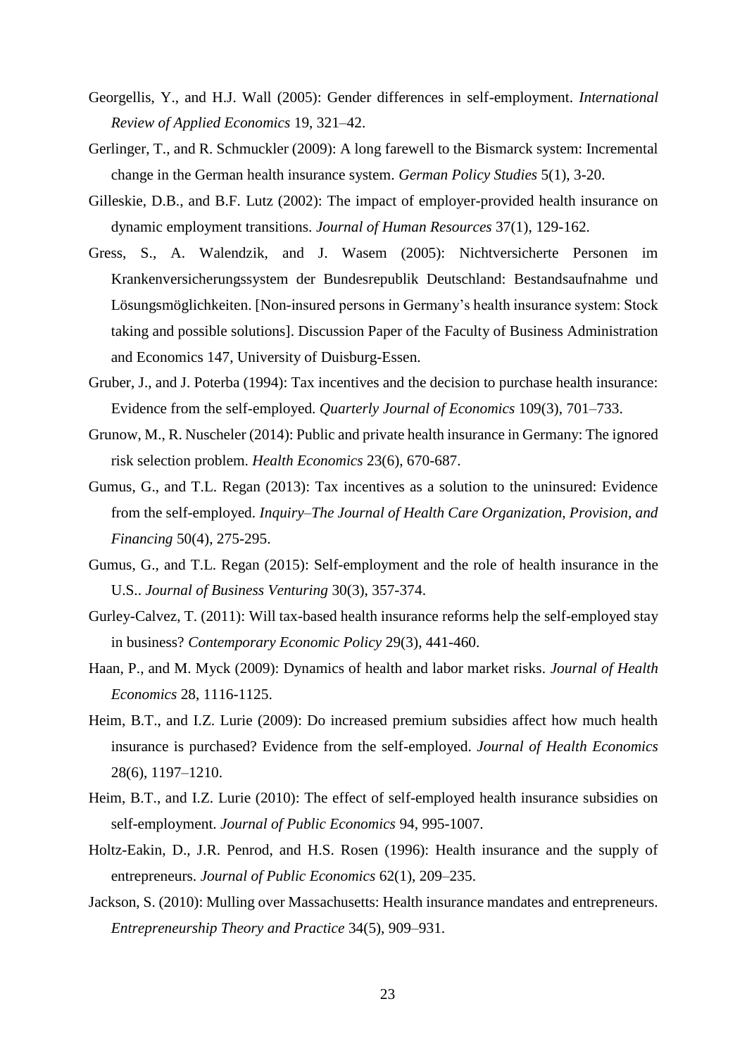Georgellis, Y., and H.J. Wall (2005): Gender differences in self-employment. *International Review of Applied Economics* 19, 321–42.

Gerlinger, T., and R. Schmuckler (2009): A long farewell to the Bismarck system: Incremental change in the German health insurance system. *German Policy Studies* 5(1), 3-20.

Gilleskie, D.B., and B.F. Lutz (2002): The impact of employer-provided health insurance on dynamic employment transitions. *Journal of Human Resources* 37(1), 129-162.

Gress, S., A. Walendzik, and J. Wasem (2005): Nichtversicherte Personen im Krankenversicherungssystem der Bundesrepublik Deutschland: Bestandsaufnahme und Lösungsmöglichkeiten. [Non-insured persons in Germany's health insurance system: Stock taking and possible solutions]. Discussion Paper of the Faculty of Business Administration and Economics 147, University of Duisburg-Essen.

Gruber, J., and J. Poterba (1994): Tax incentives and the decision to purchase health insurance: Evidence from the self-employed. *Quarterly Journal of Economics* 109(3), 701–733.

Grunow, M., R. Nuscheler (2014): Public and private health insurance in Germany: The ignored risk selection problem. *Health Economics* 23(6), 670-687.

Gumus, G., and T.L. Regan (2013): Tax incentives as a solution to the uninsured: Evidence from the self-employed. *Inquiry–The Journal of Health Care Organization, Provision, and Financing* 50(4), 275-295.

Gumus, G., and T.L. Regan (2015): Self-employment and the role of health insurance in the U.S.. *Journal of Business Venturing* 30(3), 357-374.

Gurley-Calvez, T. (2011): Will tax-based health insurance reforms help the self-employed stay in business? *Contemporary Economic Policy* 29(3), 441-460.

Haan, P., and M. Myck (2009): Dynamics of health and labor market risks. *Journal of Health Economics* 28, 1116-1125.

Heim, B.T., and I.Z. Lurie (2009): Do increased premium subsidies affect how much health insurance is purchased? Evidence from the self-employed. *Journal of Health Economics* 28(6), 1197–1210.

Heim, B.T., and I.Z. Lurie (2010): The effect of self-employed health insurance subsidies on self-employment. *Journal of Public Economics* 94, 995-1007.

Holtz-Eakin, D., J.R. Penrod, and H.S. Rosen (1996): Health insurance and the supply of entrepreneurs. *Journal of Public Economics* 62(1), 209–235.

Jackson, S. (2010): Mulling over Massachusetts: Health insurance mandates and entrepreneurs. *Entrepreneurship Theory and Practice* 34(5), 909–931.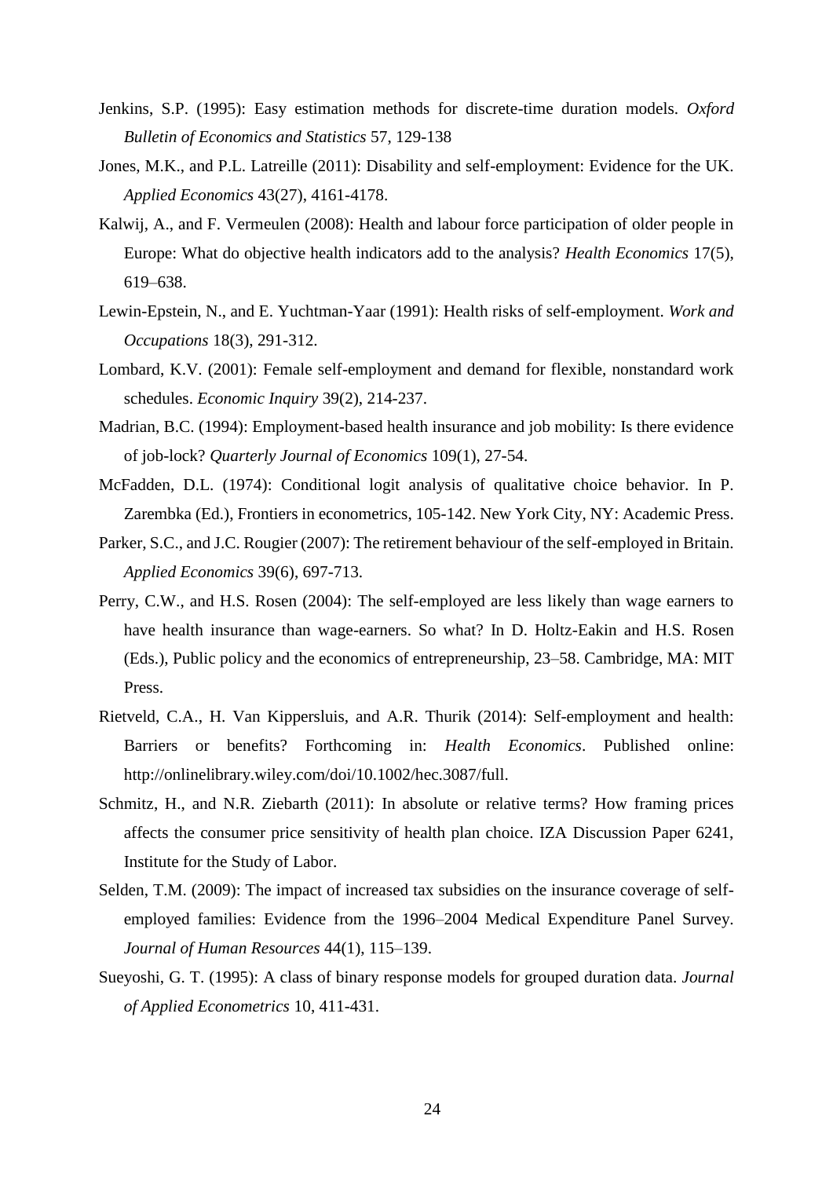Jenkins, S.P. (1995): Easy estimation methods for discrete-time duration models. *Oxford Bulletin of Economics and Statistics* 57, 129-138

Jones, M.K., and P.L. Latreille (2011): Disability and self-employment: Evidence for the UK. *Applied Economics* 43(27), 4161-4178.

Kalwij, A., and F. Vermeulen (2008): Health and labour force participation of older people in Europe: What do objective health indicators add to the analysis? *Health Economics* 17(5), 619–638.

Lewin-Epstein, N., and E. Yuchtman-Yaar (1991): Health risks of self-employment. *Work and Occupations* 18(3), 291-312.

Lombard, K.V. (2001): Female self-employment and demand for flexible, nonstandard work schedules. *Economic Inquiry* 39(2), 214-237.

Madrian, B.C. (1994): Employment-based health insurance and job mobility: Is there evidence of job-lock? *Quarterly Journal of Economics* 109(1), 27-54.

McFadden, D.L. (1974): Conditional logit analysis of qualitative choice behavior. In P. Zarembka (Ed.), Frontiers in econometrics, 105-142. New York City, NY: Academic Press.

Parker, S.C., and J.C. Rougier (2007): The retirement behaviour of the self-employed in Britain. *Applied Economics* 39(6), 697-713.

Perry, C.W., and H.S. Rosen (2004): The self-employed are less likely than wage earners to have health insurance than wage-earners. So what? In D. Holtz-Eakin and H.S. Rosen (Eds.), Public policy and the economics of entrepreneurship, 23–58. Cambridge, MA: MIT Press.

Rietveld, C.A., H. Van Kippersluis, and A.R. Thurik (2014): Self-employment and health: Barriers or benefits? Forthcoming in: *Health Economics*. Published online: http://onlinelibrary.wiley.com/doi/10.1002/hec.3087/full.

Schmitz, H., and N.R. Ziebarth (2011): In absolute or relative terms? How framing prices affects the consumer price sensitivity of health plan choice. IZA Discussion Paper 6241, Institute for the Study of Labor.

Selden, T.M. (2009): The impact of increased tax subsidies on the insurance coverage of self-employed families: Evidence from the 1996–2004 Medical Expenditure Panel Survey. *Journal of Human Resources* 44(1), 115–139.

Sueyoshi, G. T. (1995): A class of binary response models for grouped duration data. *Journal of Applied Econometrics* 10, 411-431.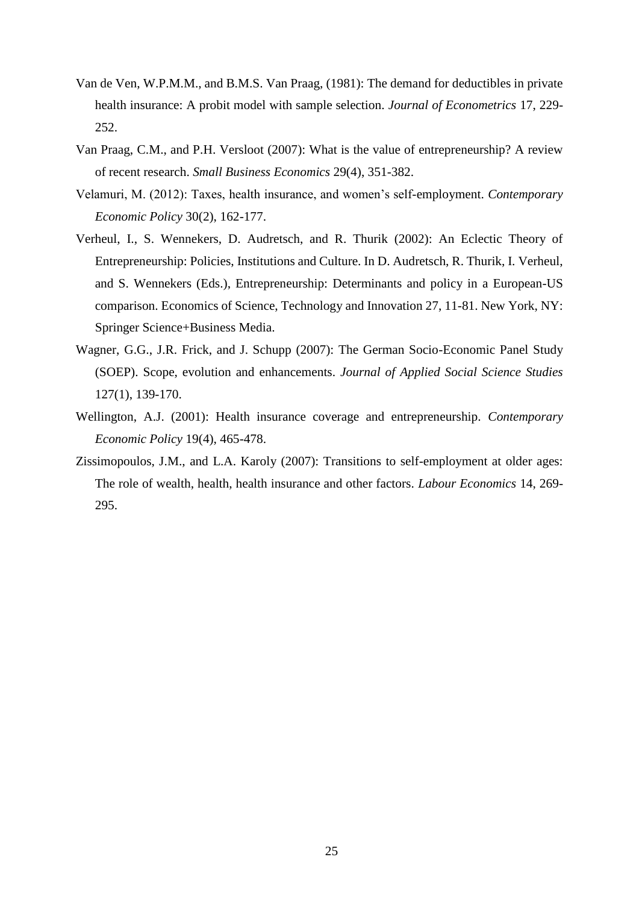Van de Ven, W.P.M.M., and B.M.S. Van Praag, (1981): The demand for deductibles in private health insurance: A probit model with sample selection. *Journal of Econometrics* 17, 229-252.

Van Praag, C.M., and P.H. Versloot (2007): What is the value of entrepreneurship? A review of recent research. *Small Business Economics* 29(4), 351-382.

Velamuri, M. (2012): Taxes, health insurance, and women's self-employment. *Contemporary Economic Policy* 30(2), 162-177.

Verheul, I., S. Wennekers, D. Audretsch, and R. Thurik (2002): An Eclectic Theory of Entrepreneurship: Policies, Institutions and Culture. In D. Audretsch, R. Thurik, I. Verheul, and S. Wennekers (Eds.), Entrepreneurship: Determinants and policy in a European-US comparison. Economics of Science, Technology and Innovation 27, 11-81. New York, NY: Springer Science+Business Media.

Wagner, G.G., J.R. Frick, and J. Schupp (2007): The German Socio-Economic Panel Study (SOEP). Scope, evolution and enhancements. *Journal of Applied Social Science Studies* 127(1), 139-170.

Wellington, A.J. (2001): Health insurance coverage and entrepreneurship. *Contemporary Economic Policy* 19(4), 465-478.

Zissimopoulos, J.M., and L.A. Karoly (2007): Transitions to self-employment at older ages: The role of wealth, health, health insurance and other factors. *Labour Economics* 14, 269-295.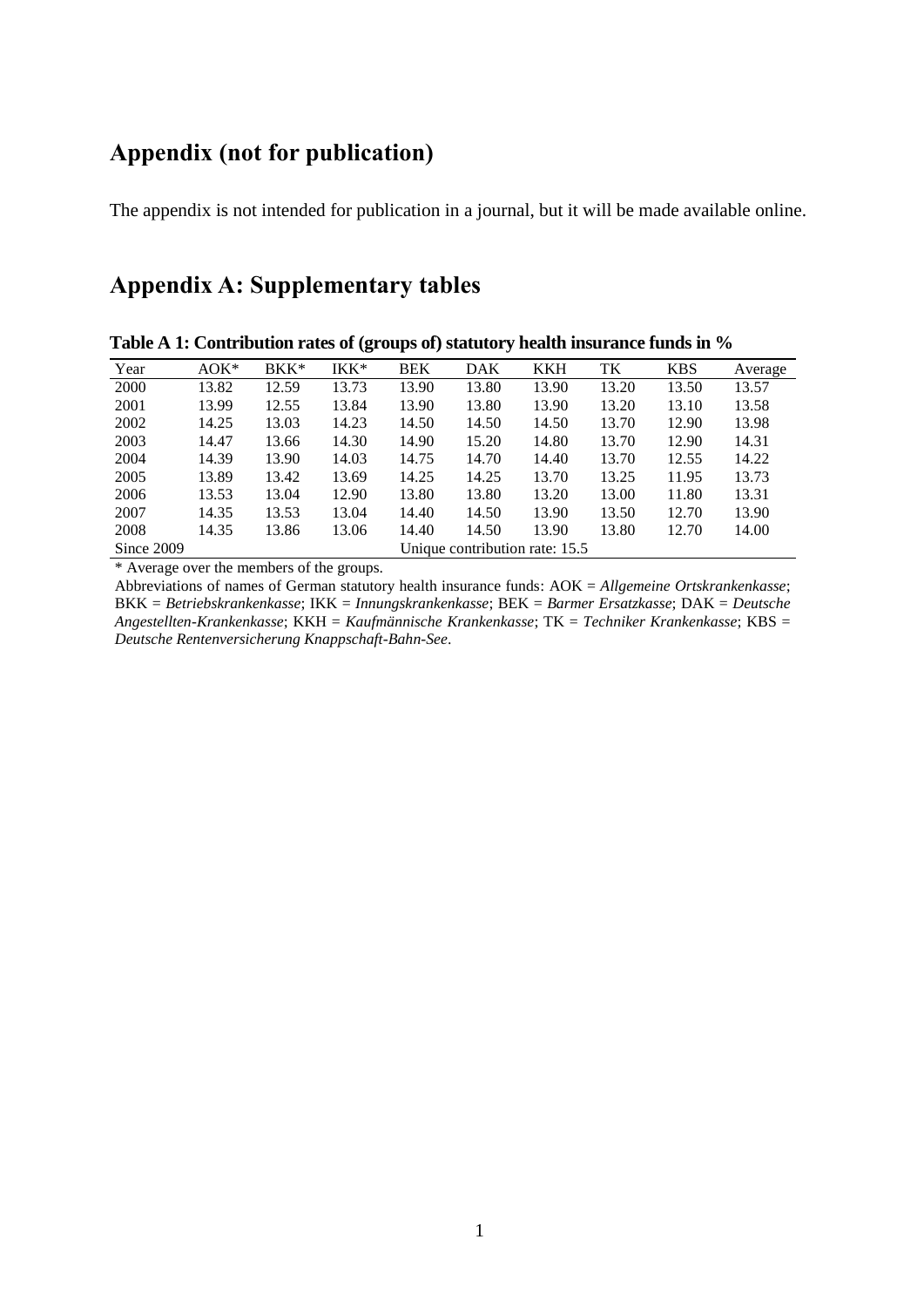# Appendix (not for publication)

The appendix is not intended for publication in a journal, but it will be made available online.

# Appendix A: Supplementary tables

**Table A 1: Contribution rates of (groups of) statutory health insurance funds in %**

| Year | AOK* | BKK* | IKK* | BEK | DAK | KKH | TK | KBS | Average |
|---|---|---|---|---|---|---|---|---|---|
| 2000 | 13.82 | 12.59 | 13.73 | 13.90 | 13.80 | 13.90 | 13.20 | 13.50 | 13.57 |
| 2001 | 13.99 | 12.55 | 13.84 | 13.90 | 13.80 | 13.90 | 13.20 | 13.10 | 13.58 |
| 2002 | 14.25 | 13.03 | 14.23 | 14.50 | 14.50 | 14.50 | 13.70 | 12.90 | 13.98 |
| 2003 | 14.47 | 13.66 | 14.30 | 14.90 | 15.20 | 14.80 | 13.70 | 12.90 | 14.31 |
| 2004 | 14.39 | 13.90 | 14.03 | 14.75 | 14.70 | 14.40 | 13.70 | 12.55 | 14.22 |
| 2005 | 13.89 | 13.42 | 13.69 | 14.25 | 14.25 | 13.70 | 13.25 | 11.95 | 13.73 |
| 2006 | 13.53 | 13.04 | 12.90 | 13.80 | 13.80 | 13.20 | 13.00 | 11.80 | 13.31 |
| 2007 | 14.35 | 13.53 | 13.04 | 14.40 | 14.50 | 13.90 | 13.50 | 12.70 | 13.90 |
| 2008 | 14.35 | 13.86 | 13.06 | 14.40 | 14.50 | 13.90 | 13.80 | 12.70 | 14.00 |
| Since 2009 | Unique contribution rate: 15.5 | | | | | | | | |

\* Average over the members of the groups.

Abbreviations of names of German statutory health insurance funds: AOK = *Allgemeine Ortskrankenkasse*; BKK = *Betriebskrankenkasse*; IKK = *Innungskrankenkasse*; BEK = *Barmer Ersatzkasse*; DAK = *Deutsche Angestellten-Krankenkasse*; KKH = *Kaufmännische Krankenkasse*; TK = *Techniker Krankenkasse*; KBS = *Deutsche Rentenversicherung Knappschaft-Bahn-See*.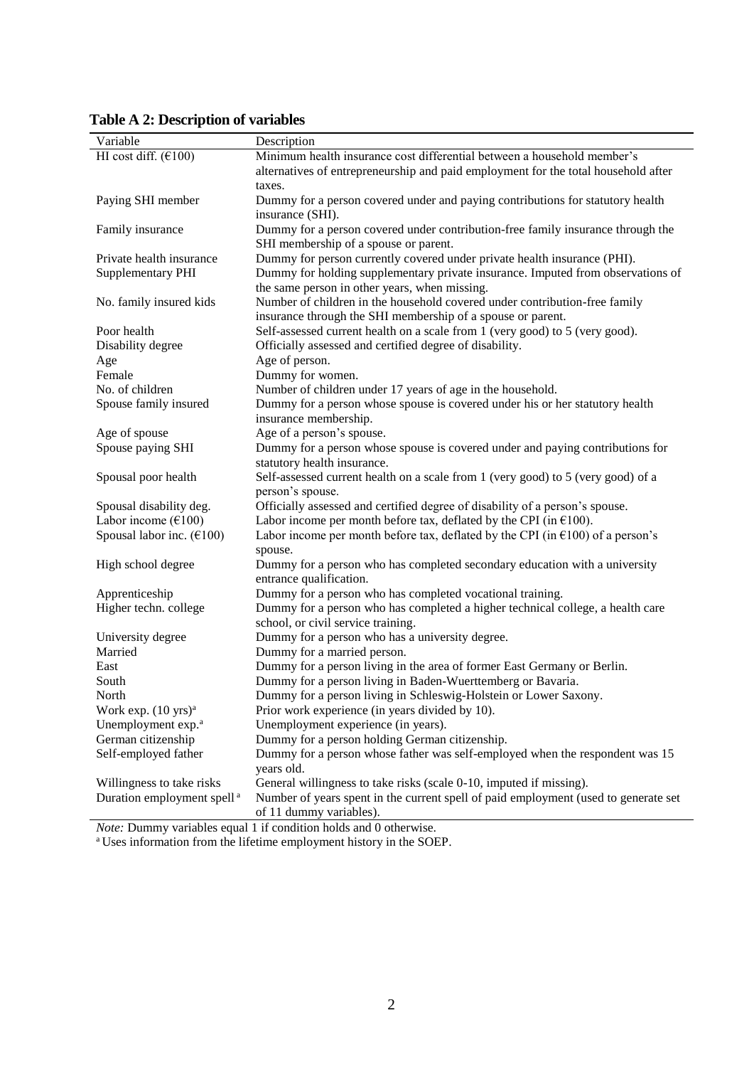**Table A 2: Description of variables**

| Variable | Description |
|---|---|
| HI cost diff. (€100) | Minimum health insurance cost differential between a household member's alternatives of entrepreneurship and paid employment for the total household after taxes. |
| Paying SHI member | Dummy for a person covered under and paying contributions for statutory health insurance (SHI). |
| Family insurance | Dummy for a person covered under contribution-free family insurance through the SHI membership of a spouse or parent. |
| Private health insurance | Dummy for person currently covered under private health insurance (PHI). |
| Supplementary PHI | Dummy for holding supplementary private insurance. Imputed from observations of the same person in other years, when missing. |
| No. family insured kids | Number of children in the household covered under contribution-free family insurance through the SHI membership of a spouse or parent. |
| Poor health | Self-assessed current health on a scale from 1 (very good) to 5 (very good). |
| Disability degree | Officially assessed and certified degree of disability. |
| Age | Age of person. |
| Female | Dummy for women. |
| No. of children | Number of children under 17 years of age in the household. |
| Spouse family insured | Dummy for a person whose spouse is covered under his or her statutory health insurance membership. |
| Age of spouse | Age of a person's spouse. |
| Spouse paying SHI | Dummy for a person whose spouse is covered under and paying contributions for statutory health insurance. |
| Spousal poor health | Self-assessed current health on a scale from 1 (very good) to 5 (very good) of a person's spouse. |
| Spousal disability deg. | Officially assessed and certified degree of disability of a person's spouse. |
| Labor income (€100) | Labor income per month before tax, deflated by the CPI (in €100). |
| Spousal labor inc. (€100) | Labor income per month before tax, deflated by the CPI (in €100) of a person's spouse. |
| High school degree | Dummy for a person who has completed secondary education with a university entrance qualification. |
| Apprenticeship | Dummy for a person who has completed vocational training. |
| Higher techn. college | Dummy for a person who has completed a higher technical college, a health care school, or civil service training. |
| University degree | Dummy for a person who has a university degree. |
| Married | Dummy for a married person. |
| East | Dummy for a person living in the area of former East Germany or Berlin. |
| South | Dummy for a person living in Baden-Wuerttemberg or Bavaria. |
| North | Dummy for a person living in Schleswig-Holstein or Lower Saxony. |
| Work exp. (10 yrs)[a] | Prior work experience (in years divided by 10). |
| Unemployment exp.[a] | Unemployment experience (in years). |
| German citizenship | Dummy for a person holding German citizenship. |
| Self-employed father | Dummy for a person whose father was self-employed when the respondent was 15 years old. |
| Willingness to take risks | General willingness to take risks (scale 0-10, imputed if missing). |
| Duration employment spell[a] | Number of years spent in the current spell of paid employment (used to generate set of 11 dummy variables). |

*Note:* Dummy variables equal 1 if condition holds and 0 otherwise.

[a] Uses information from the lifetime employment history in the SOEP.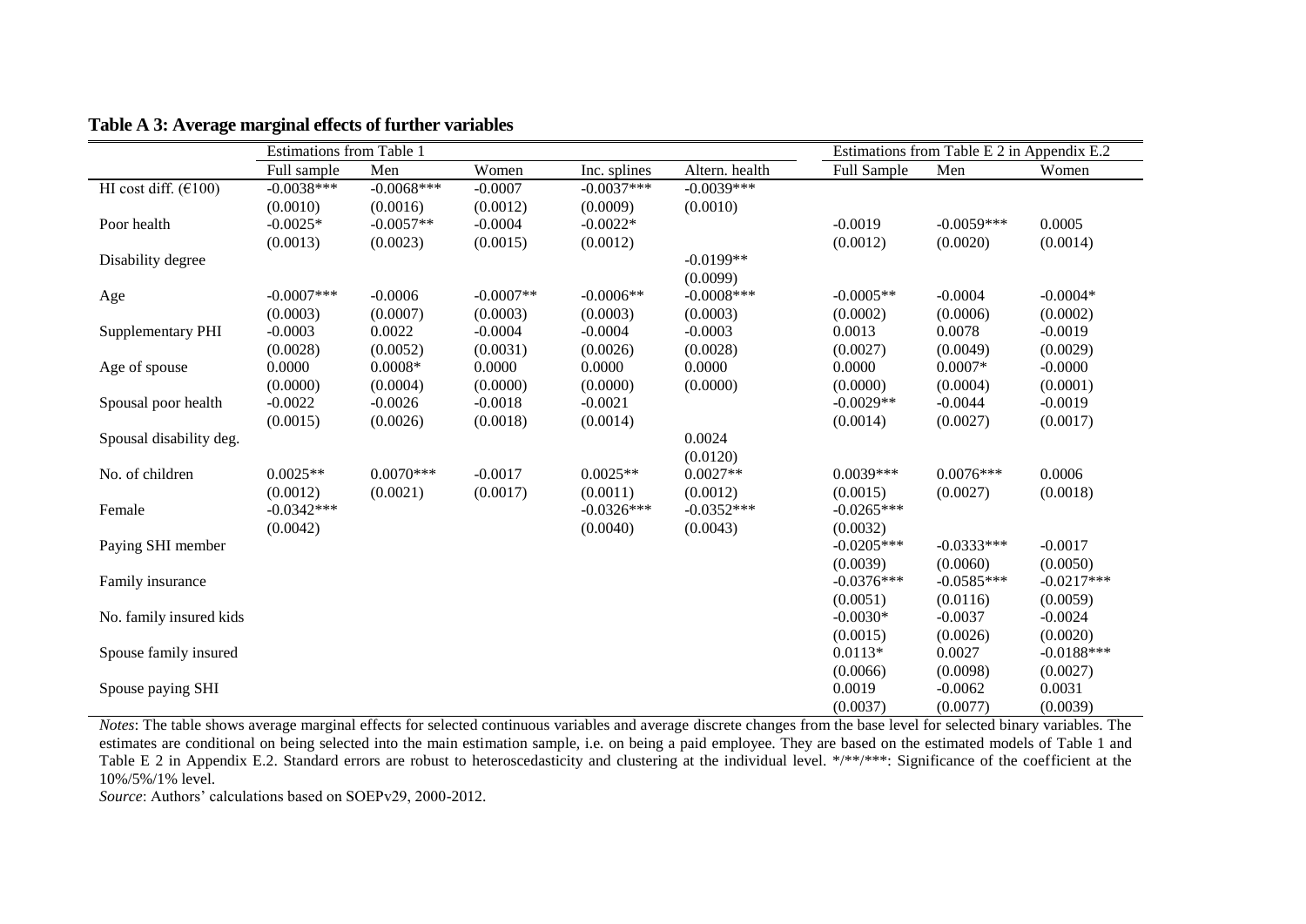**Table A 3: Average marginal effects of further variables**

| | Estimations from Table 1 | | | | | Estimations from Table E 2 in Appendix E.2 | | |
|---|---|---|---|---|---|---|---|---|
| | Full sample | Men | Women | Inc. splines | Altern. health | Full Sample | Men | Women |
| HI cost diff. (€100) | -0.0038*** | -0.0068*** | -0.0007 | -0.0037*** | -0.0039*** | | | |
| | (0.0010) | (0.0016) | (0.0012) | (0.0009) | (0.0010) | | | |
| Poor health | -0.0025* | -0.0057** | -0.0004 | -0.0022* | | -0.0019 | -0.0059*** | 0.0005 |
| | (0.0013) | (0.0023) | (0.0015) | (0.0012) | | (0.0012) | (0.0020) | (0.0014) |
| Disability degree | | | | | -0.0199** | | | |
| | | | | | (0.0099) | | | |
| Age | -0.0007*** | -0.0006 | -0.0007** | -0.0006** | -0.0008*** | -0.0005** | -0.0004 | -0.0004* |
| | (0.0003) | (0.0007) | (0.0003) | (0.0003) | (0.0003) | (0.0002) | (0.0006) | (0.0002) |
| Supplementary PHI | -0.0003 | 0.0022 | -0.0004 | -0.0004 | -0.0003 | 0.0013 | 0.0078 | -0.0019 |
| | (0.0028) | (0.0052) | (0.0031) | (0.0026) | (0.0028) | (0.0027) | (0.0049) | (0.0029) |
| Age of spouse | 0.0000 | 0.0008* | 0.0000 | 0.0000 | 0.0000 | 0.0000 | 0.0007* | -0.0000 |
| | (0.0000) | (0.0004) | (0.0000) | (0.0000) | (0.0000) | (0.0000) | (0.0004) | (0.0001) |
| Spousal poor health | -0.0022 | -0.0026 | -0.0018 | -0.0021 | | -0.0029** | -0.0044 | -0.0019 |
| | (0.0015) | (0.0026) | (0.0018) | (0.0014) | | (0.0014) | (0.0027) | (0.0017) |
| Spousal disability deg. | | | | | 0.0024 | | | |
| | | | | | (0.0120) | | | |
| No. of children | 0.0025** | 0.0070*** | -0.0017 | 0.0025** | 0.0027** | 0.0039*** | 0.0076*** | 0.0006 |
| | (0.0012) | (0.0021) | (0.0017) | (0.0011) | (0.0012) | (0.0015) | (0.0027) | (0.0018) |
| Female | -0.0342*** | | | -0.0326*** | -0.0352*** | -0.0265*** | | |
| | (0.0042) | | | (0.0040) | (0.0043) | (0.0032) | | |
| Paying SHI member | | | | | | -0.0205*** | -0.0333*** | -0.0017 |
| | | | | | | (0.0039) | (0.0060) | (0.0050) |
| Family insurance | | | | | | -0.0376*** | -0.0585*** | -0.0217*** |
| | | | | | | (0.0051) | (0.0116) | (0.0059) |
| No. family insured kids | | | | | | -0.0030* | -0.0037 | -0.0024 |
| | | | | | | (0.0015) | (0.0026) | (0.0020) |
| Spouse family insured | | | | | | 0.0113* | 0.0027 | -0.0188*** |
| | | | | | | (0.0066) | (0.0098) | (0.0027) |
| Spouse paying SHI | | | | | | 0.0019 | -0.0062 | 0.0031 |
| | | | | | | (0.0037) | (0.0077) | (0.0039) |

*Notes*: The table shows average marginal effects for selected continuous variables and average discrete changes from the base level for selected binary variables. The estimates are conditional on being selected into the main estimation sample, i.e. on being a paid employee. They are based on the estimated models of Table 1 and Table E 2 in Appendix E.2. Standard errors are robust to heteroscedasticity and clustering at the individual level. */**/***: Significance of the coefficient at the 10%/5%/1% level.

*Source*: Authors' calculations based on SOEPv29, 2000-2012.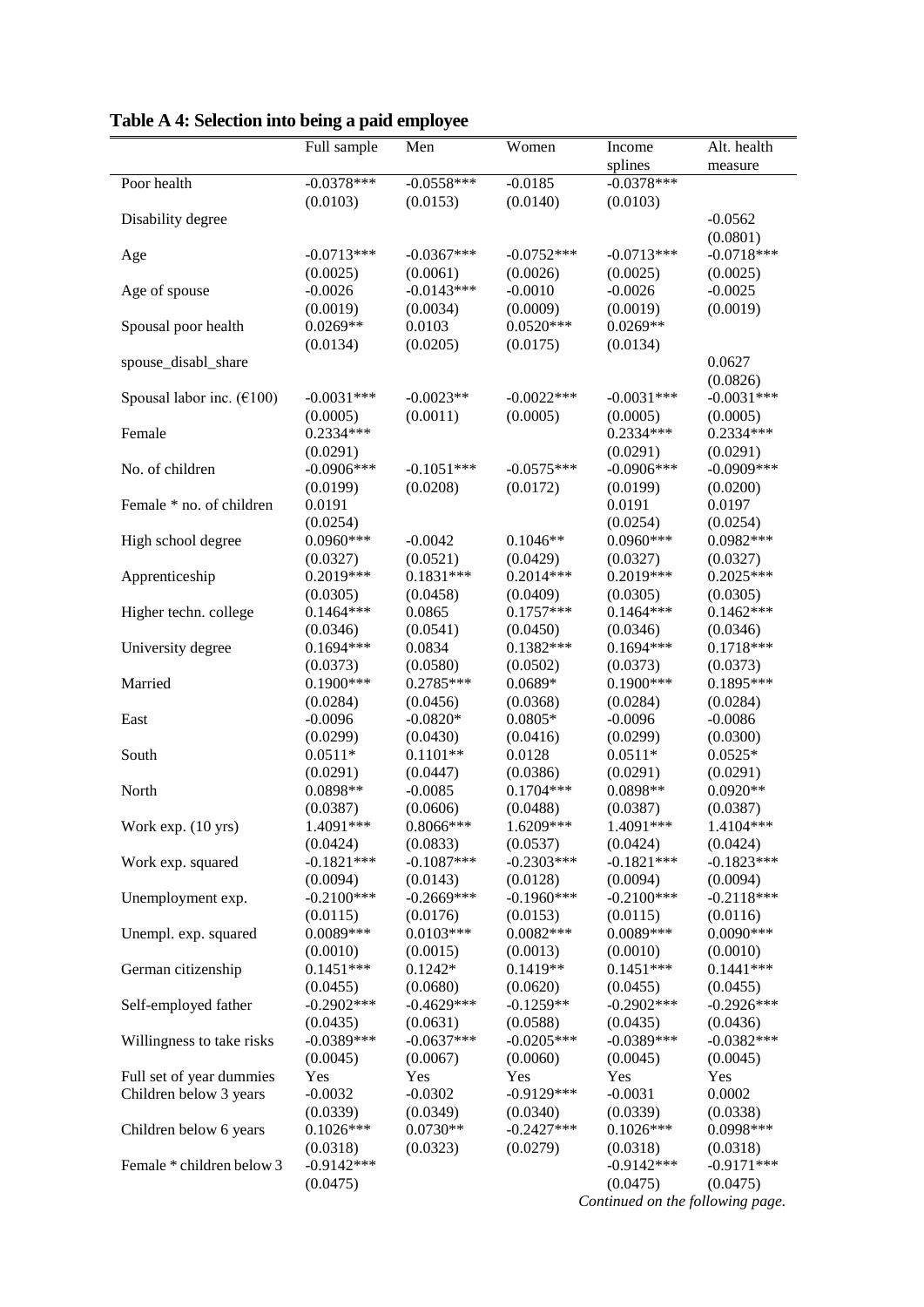**Table A 4: Selection into being a paid employee**

| | Full sample | Men | Women | Income splines | Alt. health measure |
|---|---|---|---|---|---|
| Poor health | -0.0378*** | -0.0558*** | -0.0185 | -0.0378*** | |
| | (0.0103) | (0.0153) | (0.0140) | (0.0103) | |
| Disability degree | | | | | -0.0562 |
| | | | | | (0.0801) |
| Age | -0.0713*** | -0.0367*** | -0.0752*** | -0.0713*** | -0.0718*** |
| | (0.0025) | (0.0061) | (0.0026) | (0.0025) | (0.0025) |
| Age of spouse | -0.0026 | -0.0143*** | -0.0010 | -0.0026 | -0.0025 |
| | (0.0019) | (0.0034) | (0.0009) | (0.0019) | (0.0019) |
| Spousal poor health | 0.0269** | 0.0103 | 0.0520*** | 0.0269** | |
| | (0.0134) | (0.0205) | (0.0175) | (0.0134) | |
| spouse_disabl_share | | | | | 0.0627 |
| | | | | | (0.0826) |
| Spousal labor inc. (€100) | -0.0031*** | -0.0023** | -0.0022*** | -0.0031*** | -0.0031*** |
| | (0.0005) | (0.0011) | (0.0005) | (0.0005) | (0.0005) |
| Female | 0.2334*** | | | 0.2334*** | 0.2334*** |
| | (0.0291) | | | (0.0291) | (0.0291) |
| No. of children | -0.0906*** | -0.1051*** | -0.0575*** | -0.0906*** | -0.0909*** |
| | (0.0199) | (0.0208) | (0.0172) | (0.0199) | (0.0200) |
| Female * no. of children | 0.0191 | | | 0.0191 | 0.0197 |
| | (0.0254) | | | (0.0254) | (0.0254) |
| High school degree | 0.0960*** | -0.0042 | 0.1046** | 0.0960*** | 0.0982*** |
| | (0.0327) | (0.0521) | (0.0429) | (0.0327) | (0.0327) |
| Apprenticeship | 0.2019*** | 0.1831*** | 0.2014*** | 0.2019*** | 0.2025*** |
| | (0.0305) | (0.0458) | (0.0409) | (0.0305) | (0.0305) |
| Higher techn. college | 0.1464*** | 0.0865 | 0.1757*** | 0.1464*** | 0.1462*** |
| | (0.0346) | (0.0541) | (0.0450) | (0.0346) | (0.0346) |
| University degree | 0.1694*** | 0.0834 | 0.1382*** | 0.1694*** | 0.1718*** |
| | (0.0373) | (0.0580) | (0.0502) | (0.0373) | (0.0373) |
| Married | 0.1900*** | 0.2785*** | 0.0689* | 0.1900*** | 0.1895*** |
| | (0.0284) | (0.0456) | (0.0368) | (0.0284) | (0.0284) |
| East | -0.0096 | -0.0820* | 0.0805* | -0.0096 | -0.0086 |
| | (0.0299) | (0.0430) | (0.0416) | (0.0299) | (0.0300) |
| South | 0.0511* | 0.1101** | 0.0128 | 0.0511* | 0.0525* |
| | (0.0291) | (0.0447) | (0.0386) | (0.0291) | (0.0291) |
| North | 0.0898** | -0.0085 | 0.1704*** | 0.0898** | 0.0920** |
| | (0.0387) | (0.0606) | (0.0488) | (0.0387) | (0.0387) |
| Work exp. (10 yrs) | 1.4091*** | 0.8066*** | 1.6209*** | 1.4091*** | 1.4104*** |
| | (0.0424) | (0.0833) | (0.0537) | (0.0424) | (0.0424) |
| Work exp. squared | -0.1821*** | -0.1087*** | -0.2303*** | -0.1821*** | -0.1823*** |
| | (0.0094) | (0.0143) | (0.0128) | (0.0094) | (0.0094) |
| Unemployment exp. | -0.2100*** | -0.2669*** | -0.1960*** | -0.2100*** | -0.2118*** |
| | (0.0115) | (0.0176) | (0.0153) | (0.0115) | (0.0116) |
| Unempl. exp. squared | 0.0089*** | 0.0103*** | 0.0082*** | 0.0089*** | 0.0090*** |
| | (0.0010) | (0.0015) | (0.0013) | (0.0010) | (0.0010) |
| German citizenship | 0.1451*** | 0.1242* | 0.1419** | 0.1451*** | 0.1441*** |
| | (0.0455) | (0.0680) | (0.0620) | (0.0455) | (0.0455) |
| Self-employed father | -0.2902*** | -0.4629*** | -0.1259** | -0.2902*** | -0.2926*** |
| | (0.0435) | (0.0631) | (0.0588) | (0.0435) | (0.0436) |
| Willingness to take risks | -0.0389*** | -0.0637*** | -0.0205*** | -0.0389*** | -0.0382*** |
| | (0.0045) | (0.0067) | (0.0060) | (0.0045) | (0.0045) |
| Full set of year dummies | Yes | Yes | Yes | Yes | Yes |
| Children below 3 years | -0.0032 | -0.0302 | -0.9129*** | -0.0031 | 0.0002 |
| | (0.0339) | (0.0349) | (0.0340) | (0.0339) | (0.0338) |
| Children below 6 years | 0.1026*** | 0.0730** | -0.2427*** | 0.1026*** | 0.0998*** |
| | (0.0318) | (0.0323) | (0.0279) | (0.0318) | (0.0318) |
| Female * children below 3 | -0.9142*** | | | -0.9142*** | -0.9171*** |
| | (0.0475) | | | (0.0475) | (0.0475) |

*Continued on the following page.*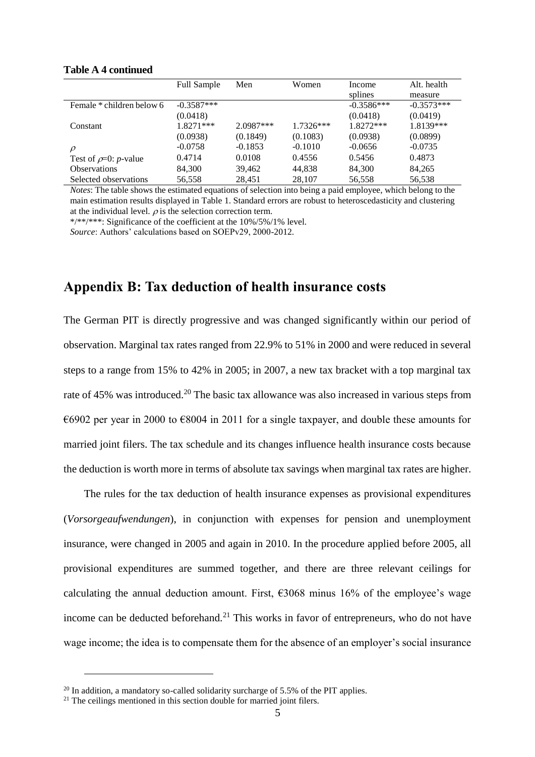**Table A 4 continued**

| | Full Sample | Men | Women | Income splines | Alt. health measure |
|---|---|---|---|---|---|
| Female * children below 6 | -0.3587*** | | | -0.3586*** | -0.3573*** |
| | (0.0418) | | | (0.0418) | (0.0419) |
| Constant | 1.8271*** | 2.0987*** | 1.7326*** | 1.8272*** | 1.8139*** |
| | (0.0938) | (0.1849) | (0.1083) | (0.0938) | (0.0899) |
| $\rho$ | -0.0758 | -0.1853 | -0.1010 | -0.0656 | -0.0735 |
| Test of $\rho$=0: *p*-value | 0.4714 | 0.0108 | 0.4556 | 0.5456 | 0.4873 |
| Observations | 84,300 | 39,462 | 44,838 | 84,300 | 84,265 |
| Selected observations | 56,558 | 28,451 | 28,107 | 56,558 | 56,538 |

*Notes*: The table shows the estimated equations of selection into being a paid employee, which belong to the main estimation results displayed in Table 1. Standard errors are robust to heteroscedasticity and clustering at the individual level. $\rho$ is the selection correction term.
*/**/***: Significance of the coefficient at the 10%/5%/1% level.
*Source*: Authors' calculations based on SOEPv29, 2000-2012.

## Appendix B: Tax deduction of health insurance costs

The German PIT is directly progressive and was changed significantly within our period of observation. Marginal tax rates ranged from 22.9% to 51% in 2000 and were reduced in several steps to a range from 15% to 42% in 2005; in 2007, a new tax bracket with a top marginal tax rate of 45% was introduced.[20] The basic tax allowance was also increased in various steps from €6902 per year in 2000 to €8004 in 2011 for a single taxpayer, and double these amounts for married joint filers. The tax schedule and its changes influence health insurance costs because the deduction is worth more in terms of absolute tax savings when marginal tax rates are higher.

The rules for the tax deduction of health insurance expenses as provisional expenditures (*Vorsorgeaufwendungen*), in conjunction with expenses for pension and unemployment insurance, were changed in 2005 and again in 2010. In the procedure applied before 2005, all provisional expenditures are summed together, and there are three relevant ceilings for calculating the annual deduction amount. First, €3068 minus 16% of the employee's wage income can be deducted beforehand.[21] This works in favor of entrepreneurs, who do not have wage income; the idea is to compensate them for the absence of an employer's social insurance

[20] In addition, a mandatory so-called solidarity surcharge of 5.5% of the PIT applies.
[21] The ceilings mentioned in this section double for married joint filers.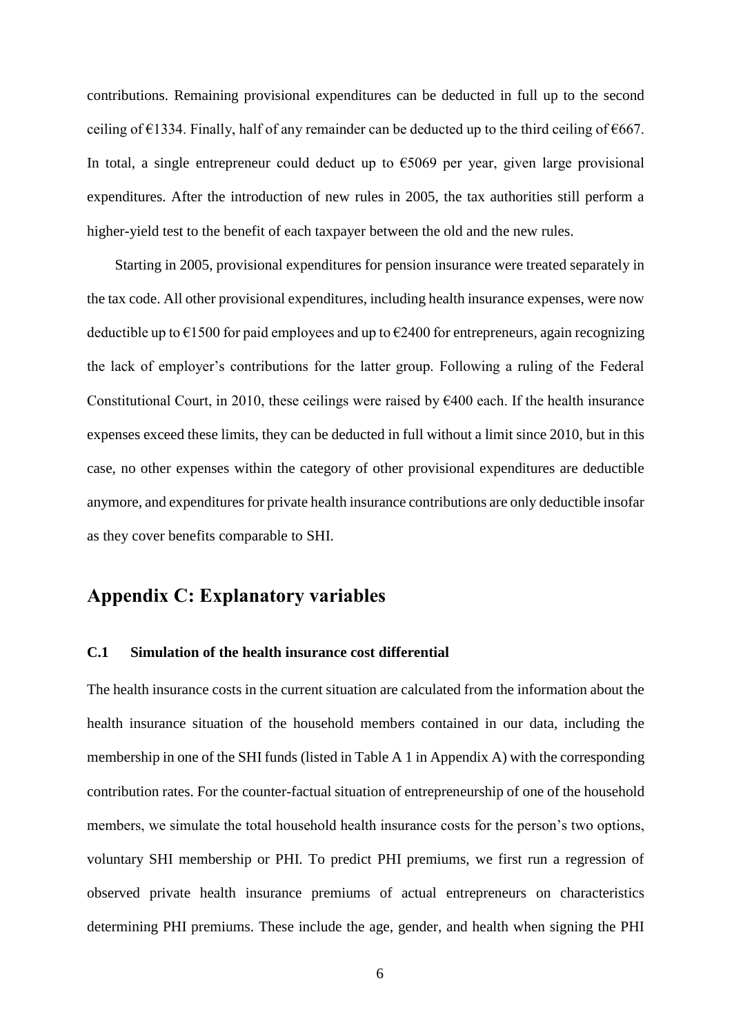contributions. Remaining provisional expenditures can be deducted in full up to the second ceiling of €1334. Finally, half of any remainder can be deducted up to the third ceiling of €667. In total, a single entrepreneur could deduct up to €5069 per year, given large provisional expenditures. After the introduction of new rules in 2005, the tax authorities still perform a higher-yield test to the benefit of each taxpayer between the old and the new rules.

Starting in 2005, provisional expenditures for pension insurance were treated separately in the tax code. All other provisional expenditures, including health insurance expenses, were now deductible up to €1500 for paid employees and up to €2400 for entrepreneurs, again recognizing the lack of employer's contributions for the latter group. Following a ruling of the Federal Constitutional Court, in 2010, these ceilings were raised by €400 each. If the health insurance expenses exceed these limits, they can be deducted in full without a limit since 2010, but in this case, no other expenses within the category of other provisional expenditures are deductible anymore, and expenditures for private health insurance contributions are only deductible insofar as they cover benefits comparable to SHI.

# Appendix C: Explanatory variables

### C.1 Simulation of the health insurance cost differential

The health insurance costs in the current situation are calculated from the information about the health insurance situation of the household members contained in our data, including the membership in one of the SHI funds (listed in Table A 1 in Appendix A) with the corresponding contribution rates. For the counter-factual situation of entrepreneurship of one of the household members, we simulate the total household health insurance costs for the person's two options, voluntary SHI membership or PHI. To predict PHI premiums, we first run a regression of observed private health insurance premiums of actual entrepreneurs on characteristics determining PHI premiums. These include the age, gender, and health when signing the PHI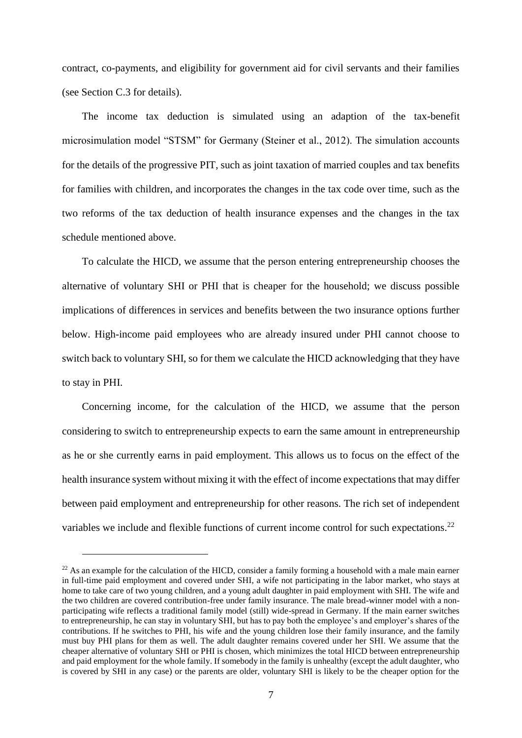contract, co-payments, and eligibility for government aid for civil servants and their families (see Section C.3 for details).

The income tax deduction is simulated using an adaption of the tax-benefit microsimulation model "STSM" for Germany (Steiner et al., 2012). The simulation accounts for the details of the progressive PIT, such as joint taxation of married couples and tax benefits for families with children, and incorporates the changes in the tax code over time, such as the two reforms of the tax deduction of health insurance expenses and the changes in the tax schedule mentioned above.

To calculate the HICD, we assume that the person entering entrepreneurship chooses the alternative of voluntary SHI or PHI that is cheaper for the household; we discuss possible implications of differences in services and benefits between the two insurance options further below. High-income paid employees who are already insured under PHI cannot choose to switch back to voluntary SHI, so for them we calculate the HICD acknowledging that they have to stay in PHI.

Concerning income, for the calculation of the HICD, we assume that the person considering to switch to entrepreneurship expects to earn the same amount in entrepreneurship as he or she currently earns in paid employment. This allows us to focus on the effect of the health insurance system without mixing it with the effect of income expectations that may differ between paid employment and entrepreneurship for other reasons. The rich set of independent variables we include and flexible functions of current income control for such expectations.[22]

---

[22] As an example for the calculation of the HICD, consider a family forming a household with a male main earner in full-time paid employment and covered under SHI, a wife not participating in the labor market, who stays at home to take care of two young children, and a young adult daughter in paid employment with SHI. The wife and the two children are covered contribution-free under family insurance. The male bread-winner model with a non-participating wife reflects a traditional family model (still) wide-spread in Germany. If the main earner switches to entrepreneurship, he can stay in voluntary SHI, but has to pay both the employee's and employer's shares of the contributions. If he switches to PHI, his wife and the young children lose their family insurance, and the family must buy PHI plans for them as well. The adult daughter remains covered under her SHI. We assume that the cheaper alternative of voluntary SHI or PHI is chosen, which minimizes the total HICD between entrepreneurship and paid employment for the whole family. If somebody in the family is unhealthy (except the adult daughter, who is covered by SHI in any case) or the parents are older, voluntary SHI is likely to be the cheaper option for the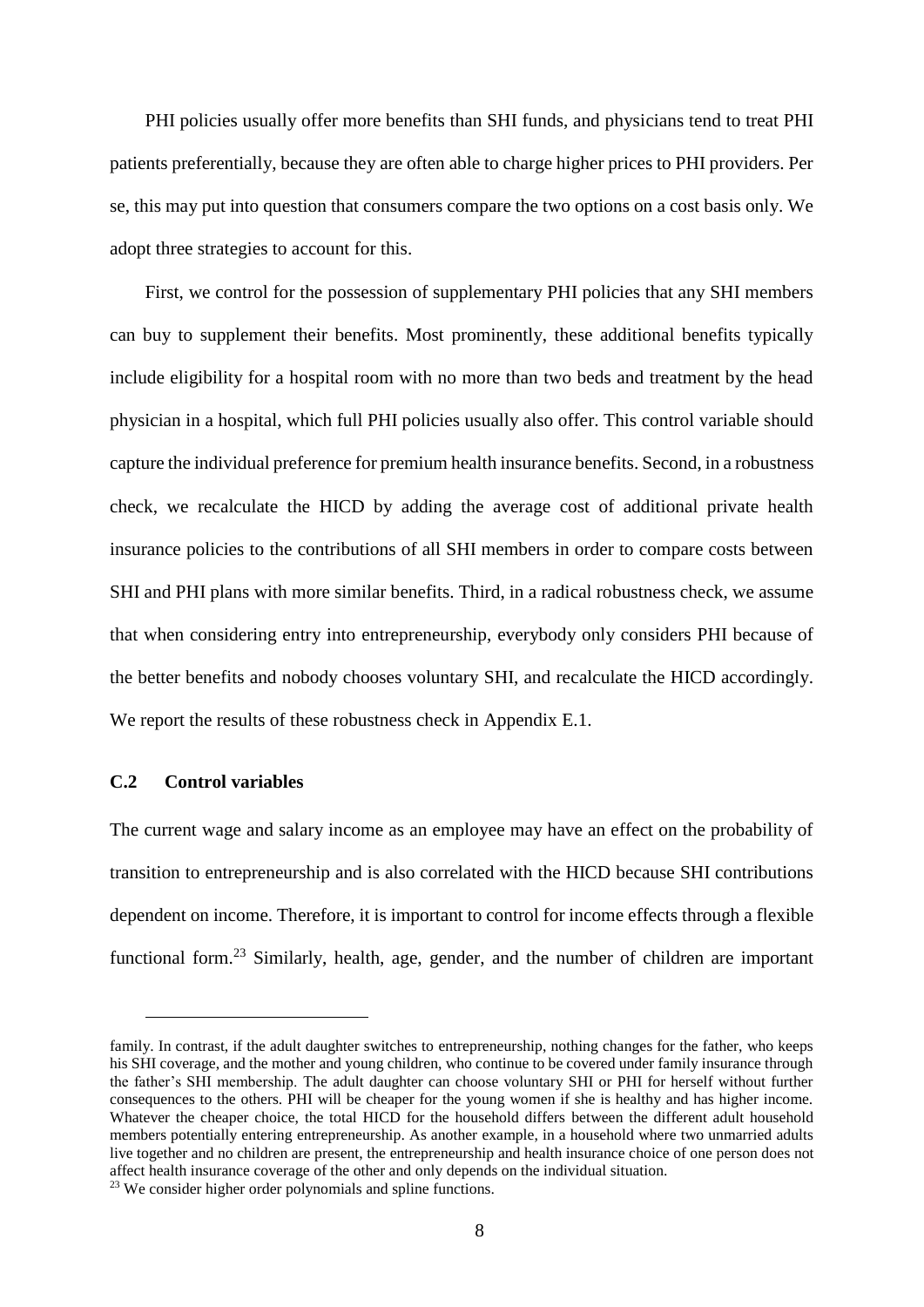PHI policies usually offer more benefits than SHI funds, and physicians tend to treat PHI patients preferentially, because they are often able to charge higher prices to PHI providers. Per se, this may put into question that consumers compare the two options on a cost basis only. We adopt three strategies to account for this.

First, we control for the possession of supplementary PHI policies that any SHI members can buy to supplement their benefits. Most prominently, these additional benefits typically include eligibility for a hospital room with no more than two beds and treatment by the head physician in a hospital, which full PHI policies usually also offer. This control variable should capture the individual preference for premium health insurance benefits. Second, in a robustness check, we recalculate the HICD by adding the average cost of additional private health insurance policies to the contributions of all SHI members in order to compare costs between SHI and PHI plans with more similar benefits. Third, in a radical robustness check, we assume that when considering entry into entrepreneurship, everybody only considers PHI because of the better benefits and nobody chooses voluntary SHI, and recalculate the HICD accordingly. We report the results of these robustness check in Appendix E.1.

### C.2 Control variables

The current wage and salary income as an employee may have an effect on the probability of transition to entrepreneurship and is also correlated with the HICD because SHI contributions dependent on income. Therefore, it is important to control for income effects through a flexible functional form.[23] Similarly, health, age, gender, and the number of children are important

---

family. In contrast, if the adult daughter switches to entrepreneurship, nothing changes for the father, who keeps his SHI coverage, and the mother and young children, who continue to be covered under family insurance through the father's SHI membership. The adult daughter can choose voluntary SHI or PHI for herself without further consequences to the others. PHI will be cheaper for the young women if she is healthy and has higher income. Whatever the cheaper choice, the total HICD for the household differs between the different adult household members potentially entering entrepreneurship. As another example, in a household where two unmarried adults live together and no children are present, the entrepreneurship and health insurance choice of one person does not affect health insurance coverage of the other and only depends on the individual situation.

[23] We consider higher order polynomials and spline functions.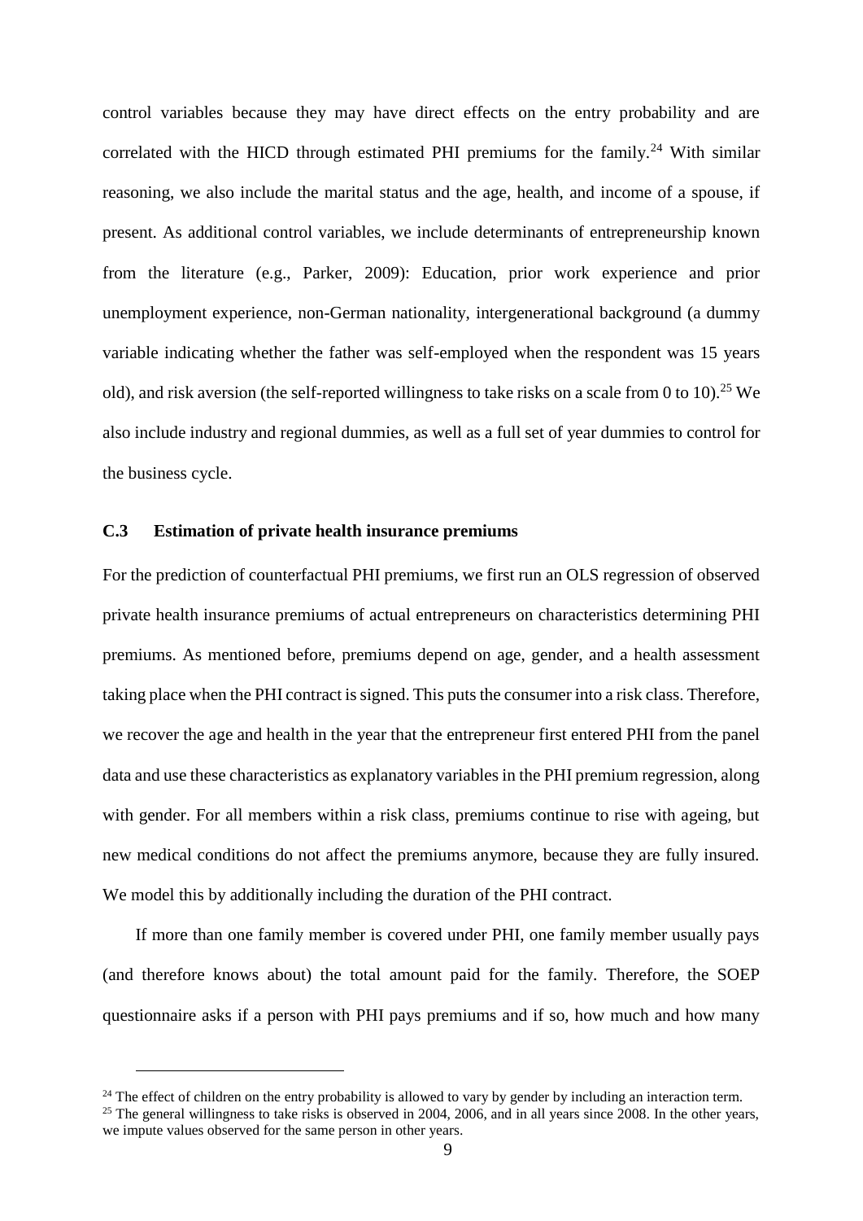control variables because they may have direct effects on the entry probability and are correlated with the HICD through estimated PHI premiums for the family.[24] With similar reasoning, we also include the marital status and the age, health, and income of a spouse, if present. As additional control variables, we include determinants of entrepreneurship known from the literature (e.g., Parker, 2009): Education, prior work experience and prior unemployment experience, non-German nationality, intergenerational background (a dummy variable indicating whether the father was self-employed when the respondent was 15 years old), and risk aversion (the self-reported willingness to take risks on a scale from 0 to 10).[25] We also include industry and regional dummies, as well as a full set of year dummies to control for the business cycle.

### C.3 Estimation of private health insurance premiums

For the prediction of counterfactual PHI premiums, we first run an OLS regression of observed private health insurance premiums of actual entrepreneurs on characteristics determining PHI premiums. As mentioned before, premiums depend on age, gender, and a health assessment taking place when the PHI contract is signed. This puts the consumer into a risk class. Therefore, we recover the age and health in the year that the entrepreneur first entered PHI from the panel data and use these characteristics as explanatory variables in the PHI premium regression, along with gender. For all members within a risk class, premiums continue to rise with ageing, but new medical conditions do not affect the premiums anymore, because they are fully insured. We model this by additionally including the duration of the PHI contract.

If more than one family member is covered under PHI, one family member usually pays (and therefore knows about) the total amount paid for the family. Therefore, the SOEP questionnaire asks if a person with PHI pays premiums and if so, how much and how many

---

[24] The effect of children on the entry probability is allowed to vary by gender by including an interaction term.

[25] The general willingness to take risks is observed in 2004, 2006, and in all years since 2008. In the other years, we impute values observed for the same person in other years.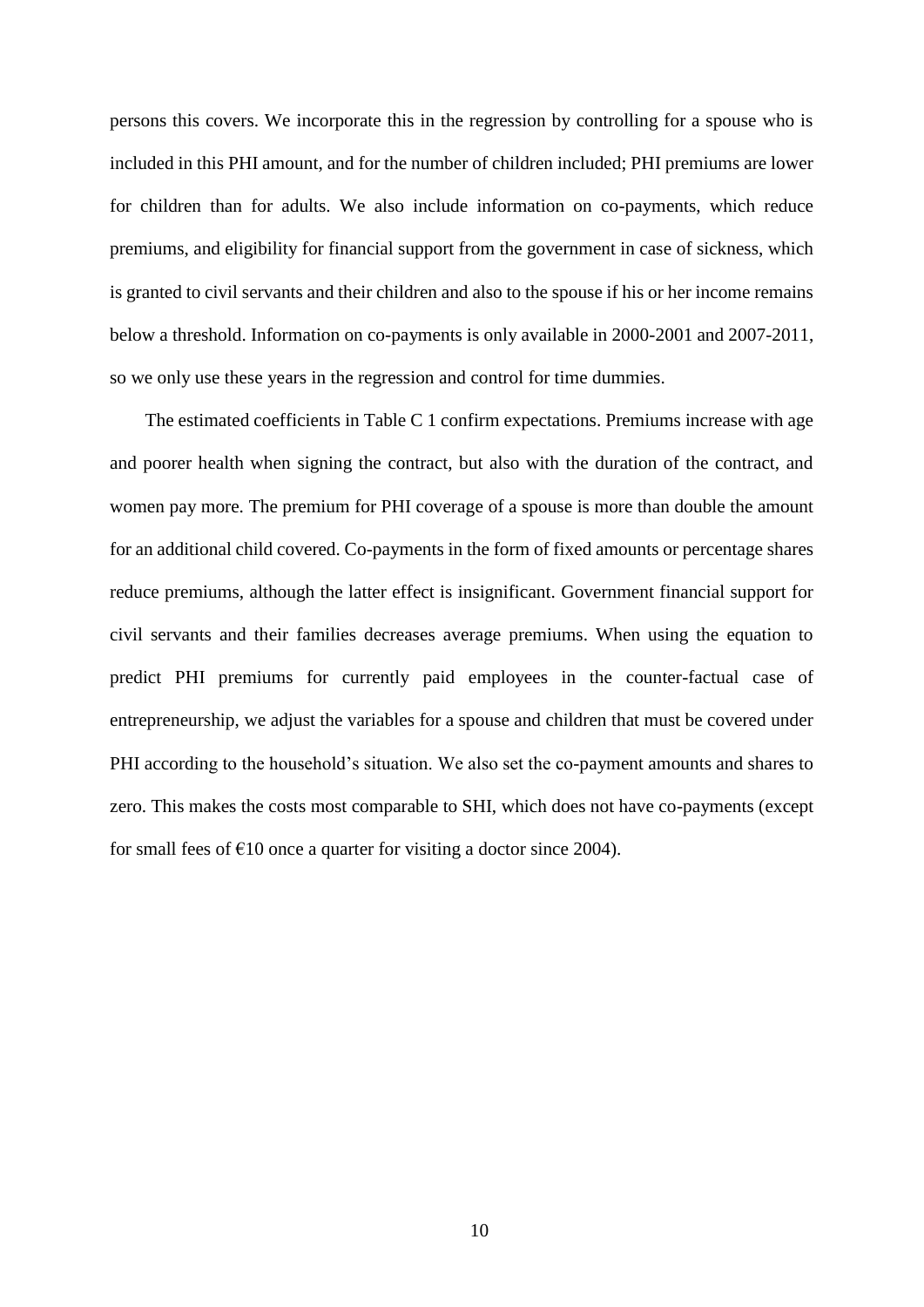persons this covers. We incorporate this in the regression by controlling for a spouse who is included in this PHI amount, and for the number of children included; PHI premiums are lower for children than for adults. We also include information on co-payments, which reduce premiums, and eligibility for financial support from the government in case of sickness, which is granted to civil servants and their children and also to the spouse if his or her income remains below a threshold. Information on co-payments is only available in 2000-2001 and 2007-2011, so we only use these years in the regression and control for time dummies.

The estimated coefficients in Table C 1 confirm expectations. Premiums increase with age and poorer health when signing the contract, but also with the duration of the contract, and women pay more. The premium for PHI coverage of a spouse is more than double the amount for an additional child covered. Co-payments in the form of fixed amounts or percentage shares reduce premiums, although the latter effect is insignificant. Government financial support for civil servants and their families decreases average premiums. When using the equation to predict PHI premiums for currently paid employees in the counter-factual case of entrepreneurship, we adjust the variables for a spouse and children that must be covered under PHI according to the household's situation. We also set the co-payment amounts and shares to zero. This makes the costs most comparable to SHI, which does not have co-payments (except for small fees of €10 once a quarter for visiting a doctor since 2004).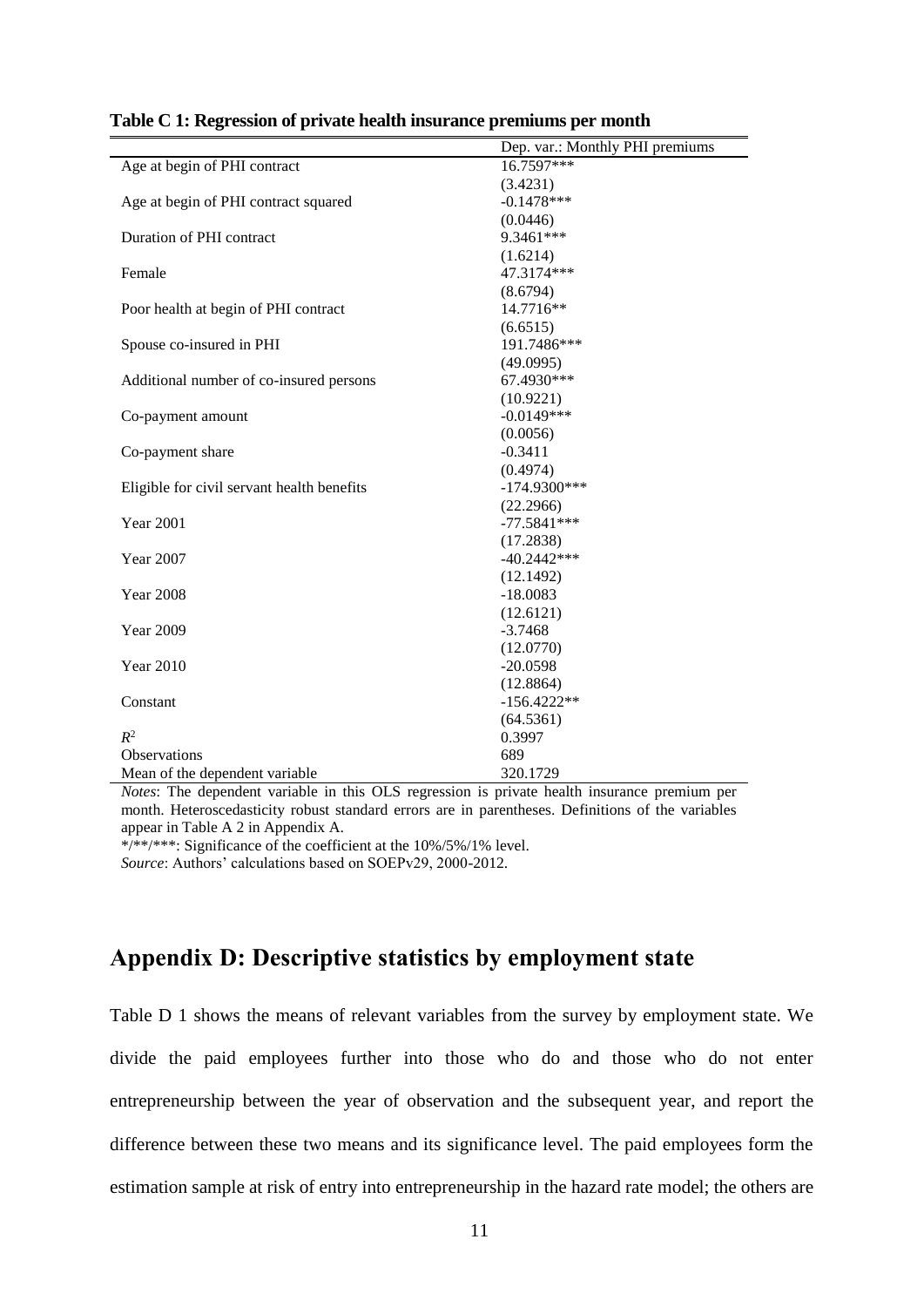**Table C 1: Regression of private health insurance premiums per month**

| | Dep. var.: Monthly PHI premiums |
|---|---|
| Age at begin of PHI contract | 16.7597*** |
| | (3.4231) |
| Age at begin of PHI contract squared | -0.1478*** |
| | (0.0446) |
| Duration of PHI contract | 9.3461*** |
| | (1.6214) |
| Female | 47.3174*** |
| | (8.6794) |
| Poor health at begin of PHI contract | 14.7716** |
| | (6.6515) |
| Spouse co-insured in PHI | 191.7486*** |
| | (49.0995) |
| Additional number of co-insured persons | 67.4930*** |
| | (10.9221) |
| Co-payment amount | -0.0149*** |
| | (0.0056) |
| Co-payment share | -0.3411 |
| | (0.4974) |
| Eligible for civil servant health benefits | -174.9300*** |
| | (22.2966) |
| Year 2001 | -77.5841*** |
| | (17.2838) |
| Year 2007 | -40.2442*** |
| | (12.1492) |
| Year 2008 | -18.0083 |
| | (12.6121) |
| Year 2009 | -3.7468 |
| | (12.0770) |
| Year 2010 | -20.0598 |
| | (12.8864) |
| Constant | -156.4222** |
| | (64.5361) |
| $R^2$ | 0.3997 |
| Observations | 689 |
| Mean of the dependent variable | 320.1729 |

*Notes*: The dependent variable in this OLS regression is private health insurance premium per month. Heteroscedasticity robust standard errors are in parentheses. Definitions of the variables appear in Table A 2 in Appendix A.

*/**/***: Significance of the coefficient at the 10%/5%/1% level.

*Source*: Authors' calculations based on SOEPv29, 2000-2012.

## Appendix D: Descriptive statistics by employment state

Table D 1 shows the means of relevant variables from the survey by employment state. We divide the paid employees further into those who do and those who do not enter entrepreneurship between the year of observation and the subsequent year, and report the difference between these two means and its significance level. The paid employees form the estimation sample at risk of entry into entrepreneurship in the hazard rate model; the others are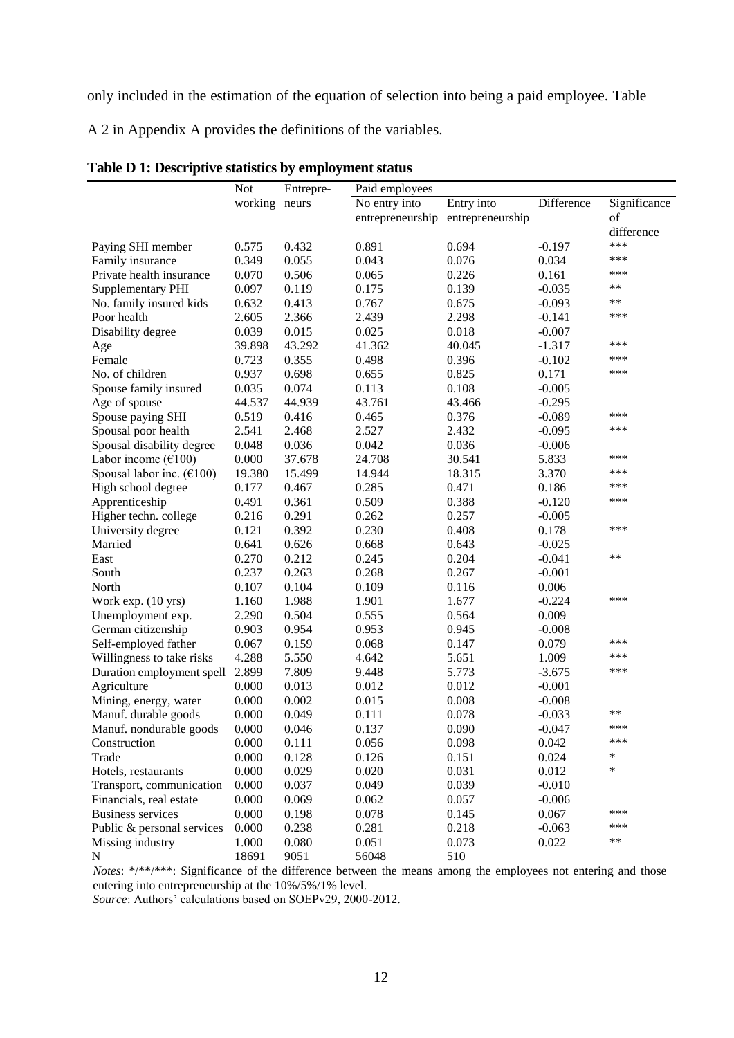only included in the estimation of the equation of selection into being a paid employee. Table A 2 in Appendix A provides the definitions of the variables.

**Table D 1: Descriptive statistics by employment status**

| | Not working | Entrepre-neurs | Paid employees | | | |
|---|---|---|---|---|---|---|
| | | | No entry into entrepreneurship | Entry into entrepreneurship | Difference | Significance of difference |
| Paying SHI member | 0.575 | 0.432 | 0.891 | 0.694 | -0.197 | *** |
| Family insurance | 0.349 | 0.055 | 0.043 | 0.076 | 0.034 | *** |
| Private health insurance | 0.070 | 0.506 | 0.065 | 0.226 | 0.161 | *** |
| Supplementary PHI | 0.097 | 0.119 | 0.175 | 0.139 | -0.035 | ** |
| No. family insured kids | 0.632 | 0.413 | 0.767 | 0.675 | -0.093 | ** |
| Poor health | 2.605 | 2.366 | 2.439 | 2.298 | -0.141 | *** |
| Disability degree | 0.039 | 0.015 | 0.025 | 0.018 | -0.007 | |
| Age | 39.898 | 43.292 | 41.362 | 40.045 | -1.317 | *** |
| Female | 0.723 | 0.355 | 0.498 | 0.396 | -0.102 | *** |
| No. of children | 0.937 | 0.698 | 0.655 | 0.825 | 0.171 | *** |
| Spouse family insured | 0.035 | 0.074 | 0.113 | 0.108 | -0.005 | |
| Age of spouse | 44.537 | 44.939 | 43.761 | 43.466 | -0.295 | |
| Spouse paying SHI | 0.519 | 0.416 | 0.465 | 0.376 | -0.089 | *** |
| Spousal poor health | 2.541 | 2.468 | 2.527 | 2.432 | -0.095 | *** |
| Spousal disability degree | 0.048 | 0.036 | 0.042 | 0.036 | -0.006 | |
| Labor income (€100) | 0.000 | 37.678 | 24.708 | 30.541 | 5.833 | *** |
| Spousal labor inc. (€100) | 19.380 | 15.499 | 14.944 | 18.315 | 3.370 | *** |
| High school degree | 0.177 | 0.467 | 0.285 | 0.471 | 0.186 | *** |
| Apprenticeship | 0.491 | 0.361 | 0.509 | 0.388 | -0.120 | *** |
| Higher techn. college | 0.216 | 0.291 | 0.262 | 0.257 | -0.005 | |
| University degree | 0.121 | 0.392 | 0.230 | 0.408 | 0.178 | *** |
| Married | 0.641 | 0.626 | 0.668 | 0.643 | -0.025 | |
| East | 0.270 | 0.212 | 0.245 | 0.204 | -0.041 | ** |
| South | 0.237 | 0.263 | 0.268 | 0.267 | -0.001 | |
| North | 0.107 | 0.104 | 0.109 | 0.116 | 0.006 | |
| Work exp. (10 yrs) | 1.160 | 1.988 | 1.901 | 1.677 | -0.224 | *** |
| Unemployment exp. | 2.290 | 0.504 | 0.555 | 0.564 | 0.009 | |
| German citizenship | 0.903 | 0.954 | 0.953 | 0.945 | -0.008 | |
| Self-employed father | 0.067 | 0.159 | 0.068 | 0.147 | 0.079 | *** |
| Willingness to take risks | 4.288 | 5.550 | 4.642 | 5.651 | 1.009 | *** |
| Duration employment spell | 2.899 | 7.809 | 9.448 | 5.773 | -3.675 | *** |
| Agriculture | 0.000 | 0.013 | 0.012 | 0.012 | -0.001 | |
| Mining, energy, water | 0.000 | 0.002 | 0.015 | 0.008 | -0.008 | |
| Manuf. durable goods | 0.000 | 0.049 | 0.111 | 0.078 | -0.033 | ** |
| Manuf. nondurable goods | 0.000 | 0.046 | 0.137 | 0.090 | -0.047 | *** |
| Construction | 0.000 | 0.111 | 0.056 | 0.098 | 0.042 | *** |
| Trade | 0.000 | 0.128 | 0.126 | 0.151 | 0.024 | * |
| Hotels, restaurants | 0.000 | 0.029 | 0.020 | 0.031 | 0.012 | * |
| Transport, communication | 0.000 | 0.037 | 0.049 | 0.039 | -0.010 | |
| Financials, real estate | 0.000 | 0.069 | 0.062 | 0.057 | -0.006 | |
| Business services | 0.000 | 0.198 | 0.078 | 0.145 | 0.067 | *** |
| Public & personal services | 0.000 | 0.238 | 0.281 | 0.218 | -0.063 | *** |
| Missing industry | 1.000 | 0.080 | 0.051 | 0.073 | 0.022 | ** |
| N | 18691 | 9051 | 56048 | 510 | | |

*Notes*: */**/***: Significance of the difference between the means among the employees not entering and those entering into entrepreneurship at the 10%/5%/1% level.
*Source*: Authors' calculations based on SOEPv29, 2000-2012.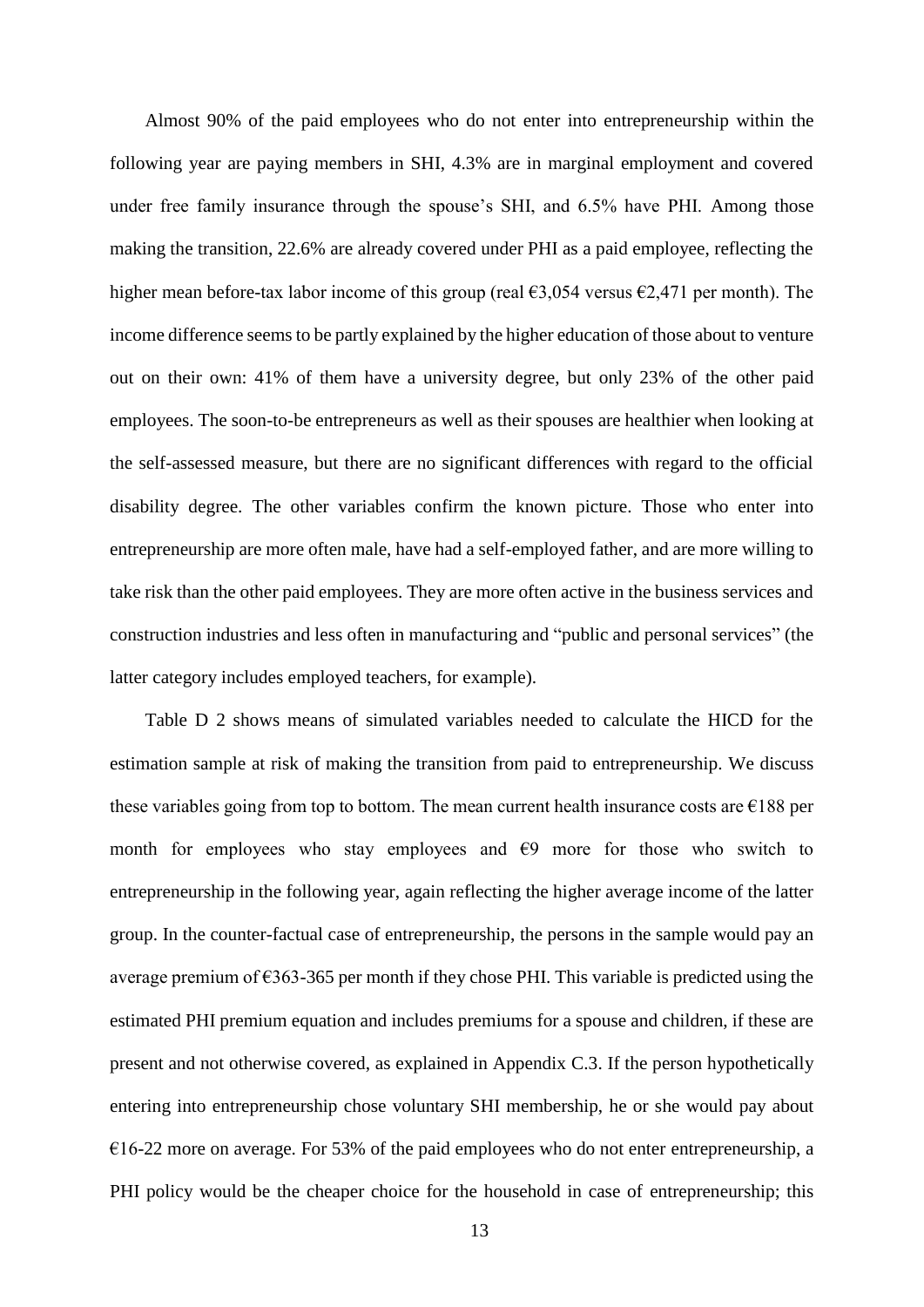Almost 90% of the paid employees who do not enter into entrepreneurship within the following year are paying members in SHI, 4.3% are in marginal employment and covered under free family insurance through the spouse's SHI, and 6.5% have PHI. Among those making the transition, 22.6% are already covered under PHI as a paid employee, reflecting the higher mean before-tax labor income of this group (real €3,054 versus €2,471 per month). The income difference seems to be partly explained by the higher education of those about to venture out on their own: 41% of them have a university degree, but only 23% of the other paid employees. The soon-to-be entrepreneurs as well as their spouses are healthier when looking at the self-assessed measure, but there are no significant differences with regard to the official disability degree. The other variables confirm the known picture. Those who enter into entrepreneurship are more often male, have had a self-employed father, and are more willing to take risk than the other paid employees. They are more often active in the business services and construction industries and less often in manufacturing and "public and personal services" (the latter category includes employed teachers, for example).

Table D 2 shows means of simulated variables needed to calculate the HICD for the estimation sample at risk of making the transition from paid to entrepreneurship. We discuss these variables going from top to bottom. The mean current health insurance costs are €188 per month for employees who stay employees and €9 more for those who switch to entrepreneurship in the following year, again reflecting the higher average income of the latter group. In the counter-factual case of entrepreneurship, the persons in the sample would pay an average premium of €363-365 per month if they chose PHI. This variable is predicted using the estimated PHI premium equation and includes premiums for a spouse and children, if these are present and not otherwise covered, as explained in Appendix C.3. If the person hypothetically entering into entrepreneurship chose voluntary SHI membership, he or she would pay about €16-22 more on average. For 53% of the paid employees who do not enter entrepreneurship, a PHI policy would be the cheaper choice for the household in case of entrepreneurship; this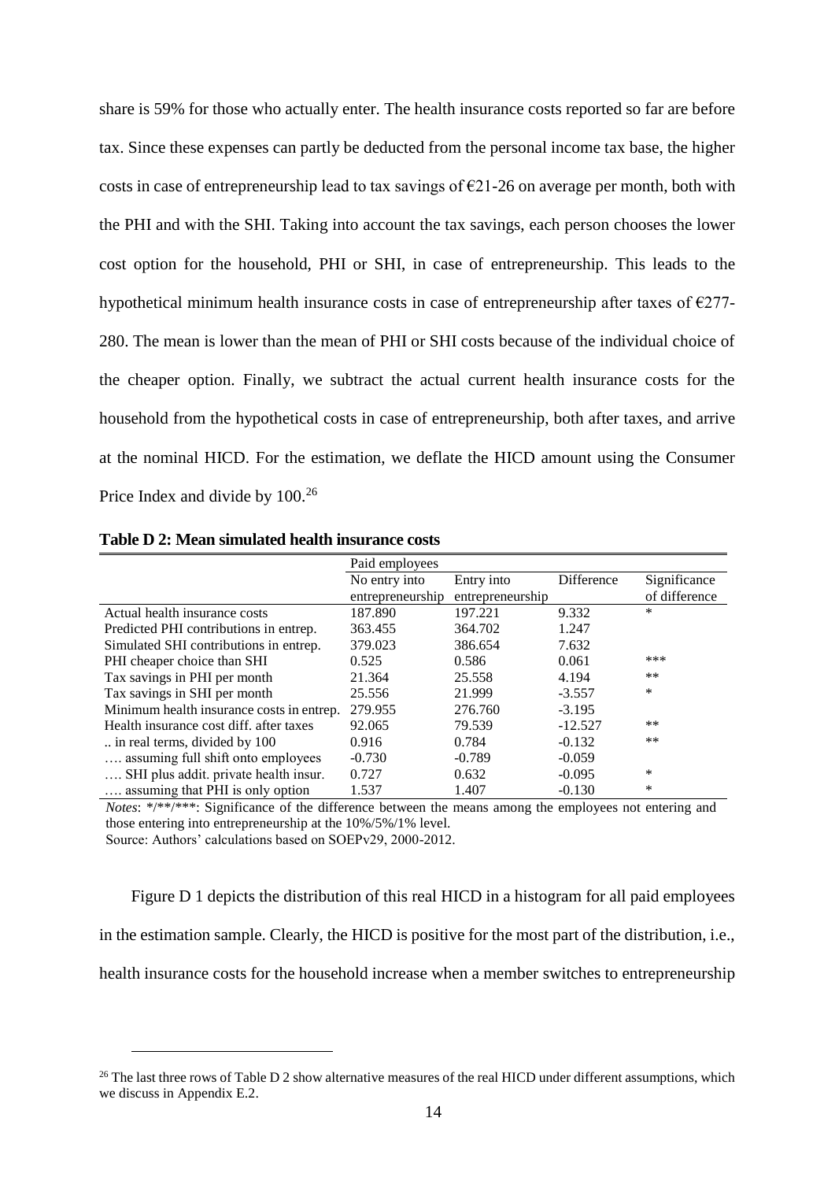share is 59% for those who actually enter. The health insurance costs reported so far are before tax. Since these expenses can partly be deducted from the personal income tax base, the higher costs in case of entrepreneurship lead to tax savings of €21-26 on average per month, both with the PHI and with the SHI. Taking into account the tax savings, each person chooses the lower cost option for the household, PHI or SHI, in case of entrepreneurship. This leads to the hypothetical minimum health insurance costs in case of entrepreneurship after taxes of €277-280. The mean is lower than the mean of PHI or SHI costs because of the individual choice of the cheaper option. Finally, we subtract the actual current health insurance costs for the household from the hypothetical costs in case of entrepreneurship, both after taxes, and arrive at the nominal HICD. For the estimation, we deflate the HICD amount using the Consumer Price Index and divide by 100.[26]

**Table D 2: Mean simulated health insurance costs**

| | Paid employees | | | |
|---|---|---|---|---|
| | No entry into entrepreneurship | Entry into entrepreneurship | Difference | Significance of difference |
| Actual health insurance costs | 187.890 | 197.221 | 9.332 | * |
| Predicted PHI contributions in entrep. | 363.455 | 364.702 | 1.247 | |
| Simulated SHI contributions in entrep. | 379.023 | 386.654 | 7.632 | |
| PHI cheaper choice than SHI | 0.525 | 0.586 | 0.061 | *** |
| Tax savings in PHI per month | 21.364 | 25.558 | 4.194 | ** |
| Tax savings in SHI per month | 25.556 | 21.999 | -3.557 | * |
| Minimum health insurance costs in entrep. | 279.955 | 276.760 | -3.195 | |
| Health insurance cost diff. after taxes | 92.065 | 79.539 | -12.527 | ** |
| .. in real terms, divided by 100 | 0.916 | 0.784 | -0.132 | ** |
| …. assuming full shift onto employees | -0.730 | -0.789 | -0.059 | |
| …. SHI plus addit. private health insur. | 0.727 | 0.632 | -0.095 | * |
| …. assuming that PHI is only option | 1.537 | 1.407 | -0.130 | * |

*Notes*: */**/***: Significance of the difference between the means among the employees not entering and those entering into entrepreneurship at the 10%/5%/1% level.
Source: Authors' calculations based on SOEPv29, 2000-2012.

Figure D 1 depicts the distribution of this real HICD in a histogram for all paid employees in the estimation sample. Clearly, the HICD is positive for the most part of the distribution, i.e., health insurance costs for the household increase when a member switches to entrepreneurship

[26] The last three rows of Table D 2 show alternative measures of the real HICD under different assumptions, which we discuss in Appendix E.2.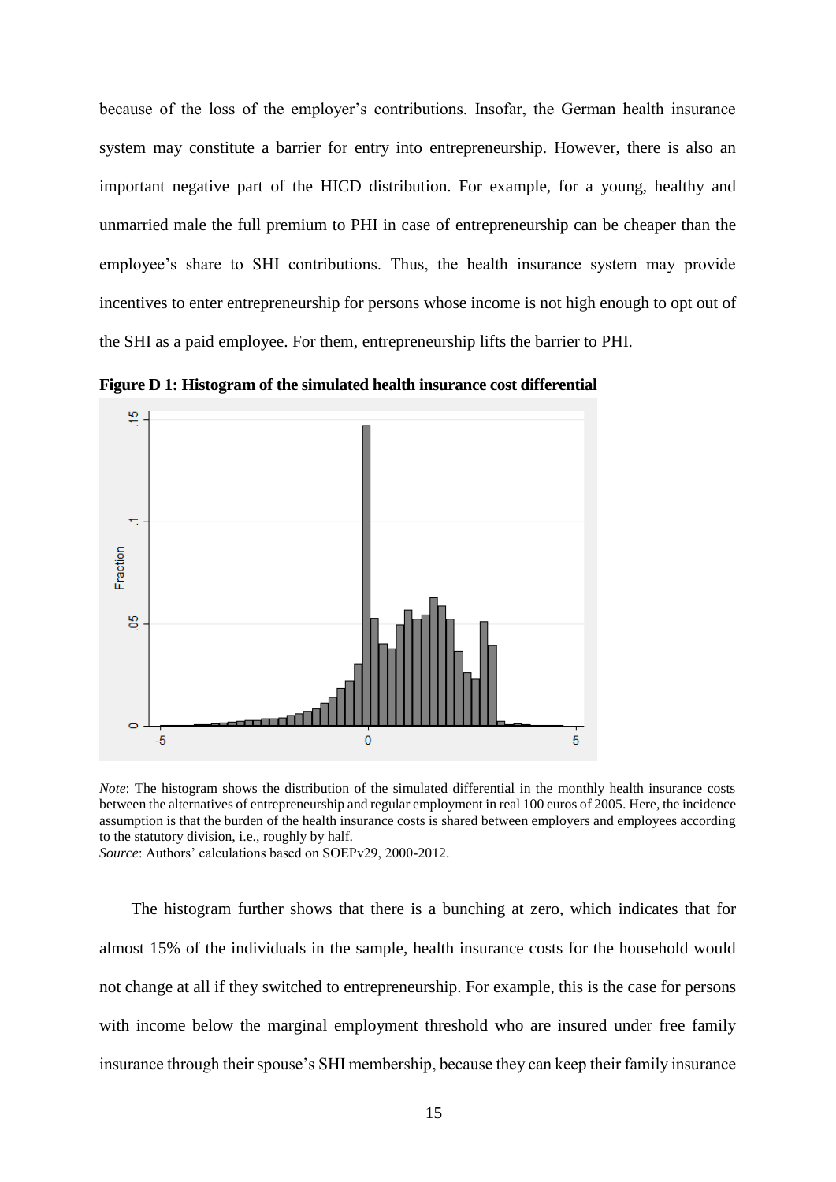because of the loss of the employer's contributions. Insofar, the German health insurance system may constitute a barrier for entry into entrepreneurship. However, there is also an important negative part of the HICD distribution. For example, for a young, healthy and unmarried male the full premium to PHI in case of entrepreneurship can be cheaper than the employee's share to SHI contributions. Thus, the health insurance system may provide incentives to enter entrepreneurship for persons whose income is not high enough to opt out of the SHI as a paid employee. For them, entrepreneurship lifts the barrier to PHI.

**Figure D 1: Histogram of the simulated health insurance cost differential**

*Note*: The histogram shows the distribution of the simulated differential in the monthly health insurance costs between the alternatives of entrepreneurship and regular employment in real 100 euros of 2005. Here, the incidence assumption is that the burden of the health insurance costs is shared between employers and employees according to the statutory division, i.e., roughly by half.
*Source*: Authors' calculations based on SOEPv29, 2000-2012.

The histogram further shows that there is a bunching at zero, which indicates that for almost 15% of the individuals in the sample, health insurance costs for the household would not change at all if they switched to entrepreneurship. For example, this is the case for persons with income below the marginal employment threshold who are insured under free family insurance through their spouse's SHI membership, because they can keep their family insurance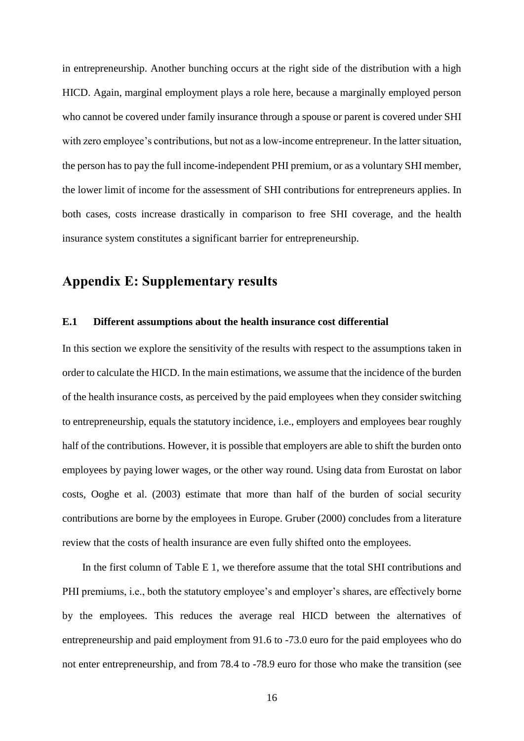in entrepreneurship. Another bunching occurs at the right side of the distribution with a high HICD. Again, marginal employment plays a role here, because a marginally employed person who cannot be covered under family insurance through a spouse or parent is covered under SHI with zero employee's contributions, but not as a low-income entrepreneur. In the latter situation, the person has to pay the full income-independent PHI premium, or as a voluntary SHI member, the lower limit of income for the assessment of SHI contributions for entrepreneurs applies. In both cases, costs increase drastically in comparison to free SHI coverage, and the health insurance system constitutes a significant barrier for entrepreneurship.

## Appendix E: Supplementary results

### E.1 Different assumptions about the health insurance cost differential

In this section we explore the sensitivity of the results with respect to the assumptions taken in order to calculate the HICD. In the main estimations, we assume that the incidence of the burden of the health insurance costs, as perceived by the paid employees when they consider switching to entrepreneurship, equals the statutory incidence, i.e., employers and employees bear roughly half of the contributions. However, it is possible that employers are able to shift the burden onto employees by paying lower wages, or the other way round. Using data from Eurostat on labor costs, Ooghe et al. (2003) estimate that more than half of the burden of social security contributions are borne by the employees in Europe. Gruber (2000) concludes from a literature review that the costs of health insurance are even fully shifted onto the employees.

In the first column of Table E 1, we therefore assume that the total SHI contributions and PHI premiums, i.e., both the statutory employee's and employer's shares, are effectively borne by the employees. This reduces the average real HICD between the alternatives of entrepreneurship and paid employment from 91.6 to -73.0 euro for the paid employees who do not enter entrepreneurship, and from 78.4 to -78.9 euro for those who make the transition (see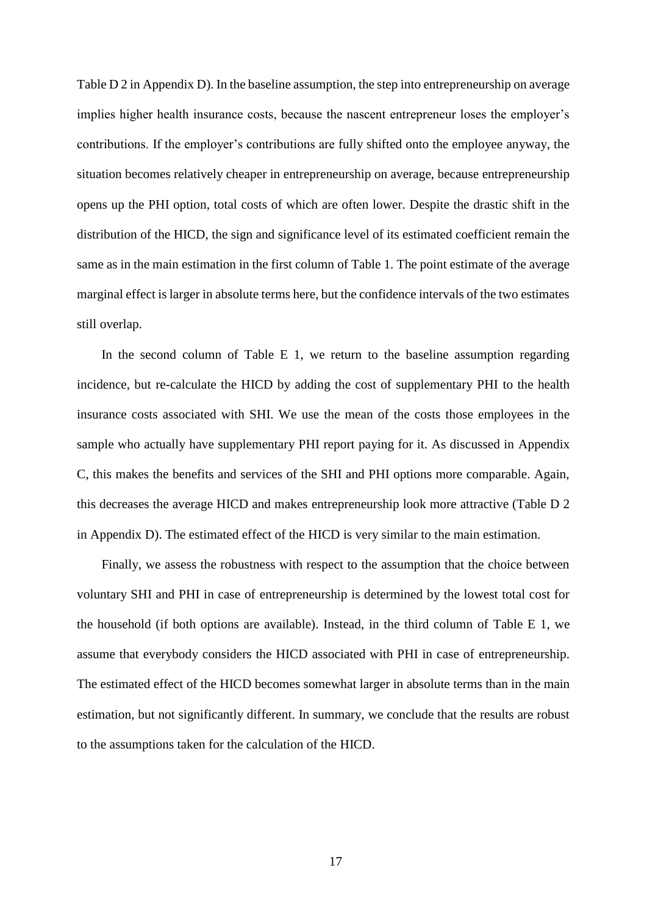Table D 2 in Appendix D). In the baseline assumption, the step into entrepreneurship on average implies higher health insurance costs, because the nascent entrepreneur loses the employer's contributions. If the employer's contributions are fully shifted onto the employee anyway, the situation becomes relatively cheaper in entrepreneurship on average, because entrepreneurship opens up the PHI option, total costs of which are often lower. Despite the drastic shift in the distribution of the HICD, the sign and significance level of its estimated coefficient remain the same as in the main estimation in the first column of Table 1. The point estimate of the average marginal effect is larger in absolute terms here, but the confidence intervals of the two estimates still overlap.

In the second column of Table E 1, we return to the baseline assumption regarding incidence, but re-calculate the HICD by adding the cost of supplementary PHI to the health insurance costs associated with SHI. We use the mean of the costs those employees in the sample who actually have supplementary PHI report paying for it. As discussed in Appendix C, this makes the benefits and services of the SHI and PHI options more comparable. Again, this decreases the average HICD and makes entrepreneurship look more attractive (Table D 2 in Appendix D). The estimated effect of the HICD is very similar to the main estimation.

Finally, we assess the robustness with respect to the assumption that the choice between voluntary SHI and PHI in case of entrepreneurship is determined by the lowest total cost for the household (if both options are available). Instead, in the third column of Table E 1, we assume that everybody considers the HICD associated with PHI in case of entrepreneurship. The estimated effect of the HICD becomes somewhat larger in absolute terms than in the main estimation, but not significantly different. In summary, we conclude that the results are robust to the assumptions taken for the calculation of the HICD.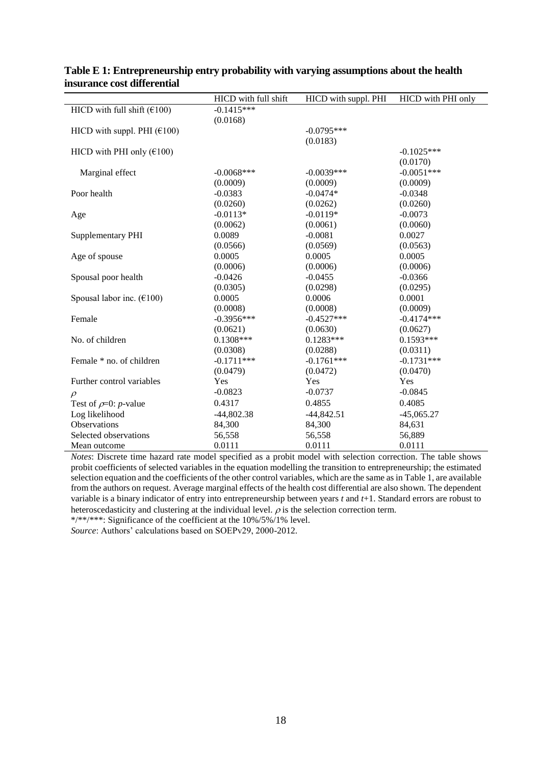**Table E 1: Entrepreneurship entry probability with varying assumptions about the health insurance cost differential**

| | HICD with full shift | HICD with suppl. PHI | HICD with PHI only |
|---|---|---|---|
| HICD with full shift (€100) | -0.1415*** | | |
| | (0.0168) | | |
| HICD with suppl. PHI (€100) | | -0.0795*** | |
| | | (0.0183) | |
| HICD with PHI only (€100) | | | -0.1025*** |
| | | | (0.0170) |
| Marginal effect | -0.0068*** | -0.0039*** | -0.0051*** |
| | (0.0009) | (0.0009) | (0.0009) |
| Poor health | -0.0383 | -0.0474* | -0.0348 |
| | (0.0260) | (0.0262) | (0.0260) |
| Age | -0.0113* | -0.0119* | -0.0073 |
| | (0.0062) | (0.0061) | (0.0060) |
| Supplementary PHI | 0.0089 | -0.0081 | 0.0027 |
| | (0.0566) | (0.0569) | (0.0563) |
| Age of spouse | 0.0005 | 0.0005 | 0.0005 |
| | (0.0006) | (0.0006) | (0.0006) |
| Spousal poor health | -0.0426 | -0.0455 | -0.0366 |
| | (0.0305) | (0.0298) | (0.0295) |
| Spousal labor inc. (€100) | 0.0005 | 0.0006 | 0.0001 |
| | (0.0008) | (0.0008) | (0.0009) |
| Female | -0.3956*** | -0.4527*** | -0.4174*** |
| | (0.0621) | (0.0630) | (0.0627) |
| No. of children | 0.1308*** | 0.1283*** | 0.1593*** |
| | (0.0308) | (0.0288) | (0.0311) |
| Female * no. of children | -0.1711*** | -0.1761*** | -0.1731*** |
| | (0.0479) | (0.0472) | (0.0470) |
| Further control variables | Yes | Yes | Yes |
| $\rho$ | -0.0823 | -0.0737 | -0.0845 |
| Test of $\rho$=0: *p*-value | 0.4317 | 0.4855 | 0.4085 |
| Log likelihood | -44,802.38 | -44,842.51 | -45,065.27 |
| Observations | 84,300 | 84,300 | 84,631 |
| Selected observations | 56,558 | 56,558 | 56,889 |
| Mean outcome | 0.0111 | 0.0111 | 0.0111 |

*Notes*: Discrete time hazard rate model specified as a probit model with selection correction. The table shows probit coefficients of selected variables in the equation modelling the transition to entrepreneurship; the estimated selection equation and the coefficients of the other control variables, which are the same as in Table 1, are available from the authors on request. Average marginal effects of the health cost differential are also shown. The dependent variable is a binary indicator of entry into entrepreneurship between years $t$ and $t$+1. Standard errors are robust to heteroscedasticity and clustering at the individual level. $\rho$ is the selection correction term.

*/**/***: Significance of the coefficient at the 10%/5%/1% level.

*Source*: Authors' calculations based on SOEPv29, 2000-2012.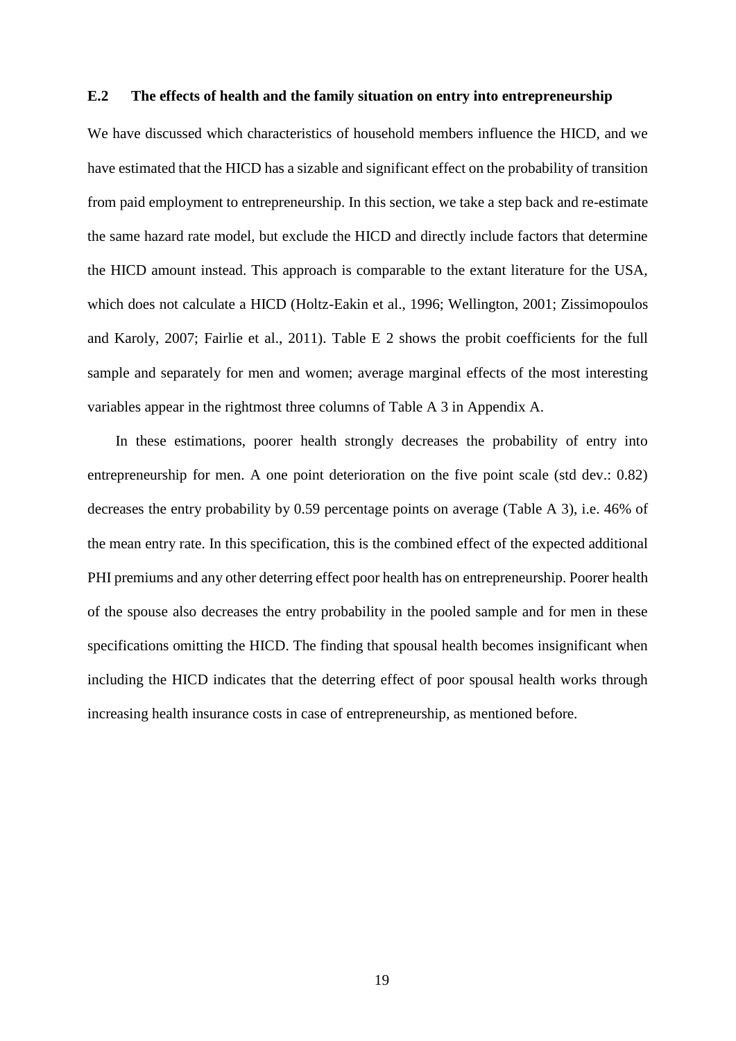### E.2 The effects of health and the family situation on entry into entrepreneurship

We have discussed which characteristics of household members influence the HICD, and we have estimated that the HICD has a sizable and significant effect on the probability of transition from paid employment to entrepreneurship. In this section, we take a step back and re-estimate the same hazard rate model, but exclude the HICD and directly include factors that determine the HICD amount instead. This approach is comparable to the extant literature for the USA, which does not calculate a HICD (Holtz-Eakin et al., 1996; Wellington, 2001; Zissimopoulos and Karoly, 2007; Fairlie et al., 2011). Table E 2 shows the probit coefficients for the full sample and separately for men and women; average marginal effects of the most interesting variables appear in the rightmost three columns of Table A 3 in Appendix A.

In these estimations, poorer health strongly decreases the probability of entry into entrepreneurship for men. A one point deterioration on the five point scale (std dev.: 0.82) decreases the entry probability by 0.59 percentage points on average (Table A 3), i.e. 46% of the mean entry rate. In this specification, this is the combined effect of the expected additional PHI premiums and any other deterring effect poor health has on entrepreneurship. Poorer health of the spouse also decreases the entry probability in the pooled sample and for men in these specifications omitting the HICD. The finding that spousal health becomes insignificant when including the HICD indicates that the deterring effect of poor spousal health works through increasing health insurance costs in case of entrepreneurship, as mentioned before.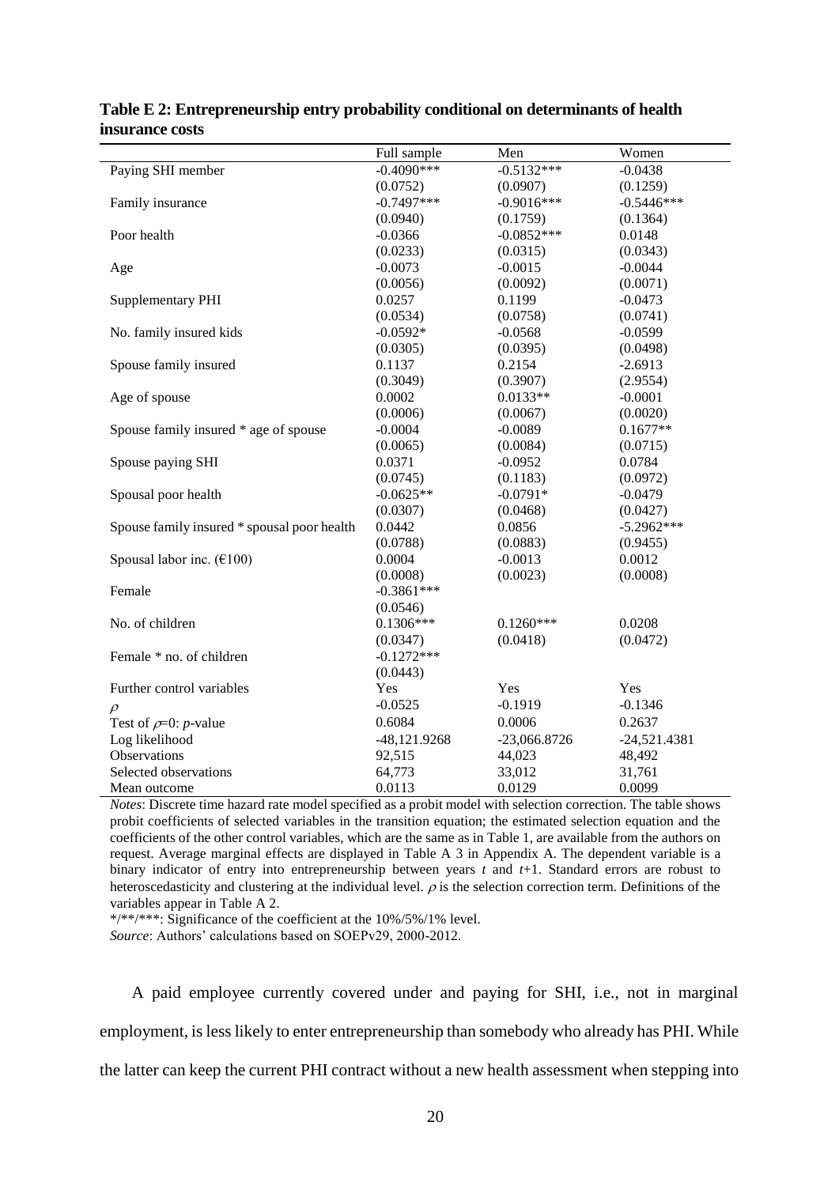**Table E 2: Entrepreneurship entry probability conditional on determinants of health insurance costs**

| | Full sample | Men | Women |
|---|---|---|---|
| Paying SHI member | -0.4090*** | -0.5132*** | -0.0438 |
| | (0.0752) | (0.0907) | (0.1259) |
| Family insurance | -0.7497*** | -0.9016*** | -0.5446*** |
| | (0.0940) | (0.1759) | (0.1364) |
| Poor health | -0.0366 | -0.0852*** | 0.0148 |
| | (0.0233) | (0.0315) | (0.0343) |
| Age | -0.0073 | -0.0015 | -0.0044 |
| | (0.0056) | (0.0092) | (0.0071) |
| Supplementary PHI | 0.0257 | 0.1199 | -0.0473 |
| | (0.0534) | (0.0758) | (0.0741) |
| No. family insured kids | -0.0592* | -0.0568 | -0.0599 |
| | (0.0305) | (0.0395) | (0.0498) |
| Spouse family insured | 0.1137 | 0.2154 | -2.6913 |
| | (0.3049) | (0.3907) | (2.9554) |
| Age of spouse | 0.0002 | 0.0133** | -0.0001 |
| | (0.0006) | (0.0067) | (0.0020) |
| Spouse family insured * age of spouse | -0.0004 | -0.0089 | 0.1677** |
| | (0.0065) | (0.0084) | (0.0715) |
| Spouse paying SHI | 0.0371 | -0.0952 | 0.0784 |
| | (0.0745) | (0.1183) | (0.0972) |
| Spousal poor health | -0.0625** | -0.0791* | -0.0479 |
| | (0.0307) | (0.0468) | (0.0427) |
| Spouse family insured * spousal poor health | 0.0442 | 0.0856 | -5.2962*** |
| | (0.0788) | (0.0883) | (0.9455) |
| Spousal labor inc. (€100) | 0.0004 | -0.0013 | 0.0012 |
| | (0.0008) | (0.0023) | (0.0008) |
| Female | -0.3861*** | | |
| | (0.0546) | | |
| No. of children | 0.1306*** | 0.1260*** | 0.0208 |
| | (0.0347) | (0.0418) | (0.0472) |
| Female * no. of children | -0.1272*** | | |
| | (0.0443) | | |
| Further control variables | Yes | Yes | Yes |
| $\rho$ | -0.0525 | -0.1919 | -0.1346 |
| Test of $\rho$=0: *p*-value | 0.6084 | 0.0006 | 0.2637 |
| Log likelihood | -48,121.9268 | -23,066.8726 | -24,521.4381 |
| Observations | 92,515 | 44,023 | 48,492 |
| Selected observations | 64,773 | 33,012 | 31,761 |
| Mean outcome | 0.0113 | 0.0129 | 0.0099 |

*Notes*: Discrete time hazard rate model specified as a probit model with selection correction. The table shows probit coefficients of selected variables in the transition equation; the estimated selection equation and the coefficients of the other control variables, which are the same as in Table 1, are available from the authors on request. Average marginal effects are displayed in Table A 3 in Appendix A. The dependent variable is a binary indicator of entry into entrepreneurship between years $t$ and $t$+1. Standard errors are robust to heteroscedasticity and clustering at the individual level. $\rho$ is the selection correction term. Definitions of the variables appear in Table A 2.

*/**/***: Significance of the coefficient at the 10%/5%/1% level.

*Source*: Authors' calculations based on SOEPv29, 2000-2012.

A paid employee currently covered under and paying for SHI, i.e., not in marginal employment, is less likely to enter entrepreneurship than somebody who already has PHI. While the latter can keep the current PHI contract without a new health assessment when stepping into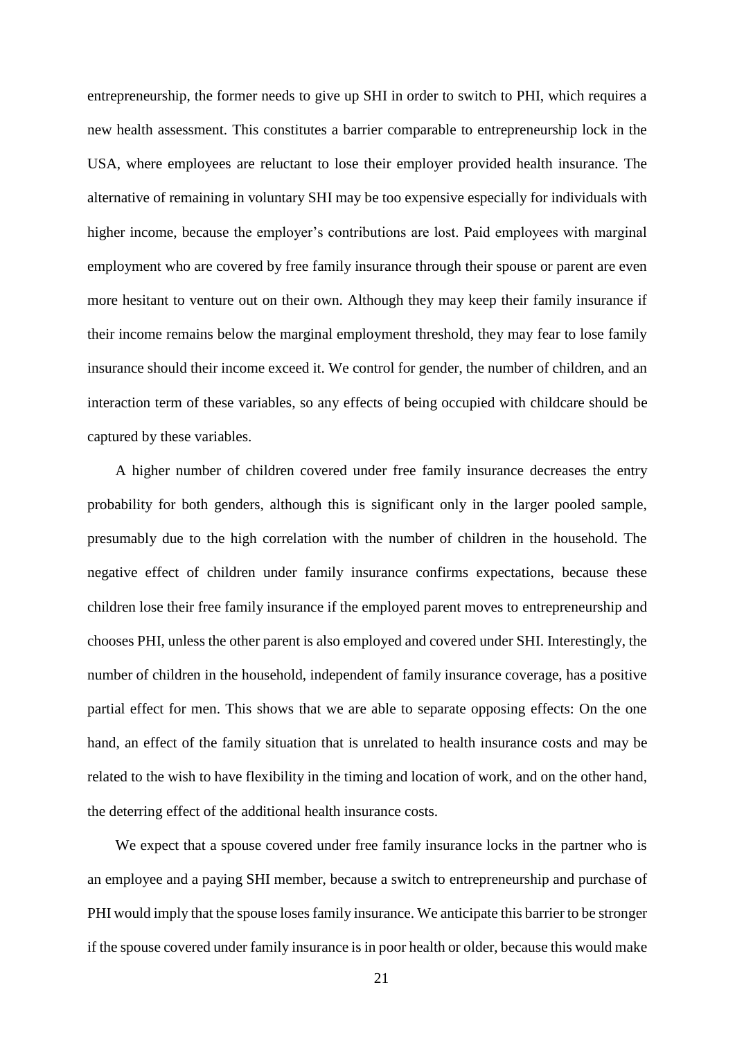entrepreneurship, the former needs to give up SHI in order to switch to PHI, which requires a new health assessment. This constitutes a barrier comparable to entrepreneurship lock in the USA, where employees are reluctant to lose their employer provided health insurance. The alternative of remaining in voluntary SHI may be too expensive especially for individuals with higher income, because the employer's contributions are lost. Paid employees with marginal employment who are covered by free family insurance through their spouse or parent are even more hesitant to venture out on their own. Although they may keep their family insurance if their income remains below the marginal employment threshold, they may fear to lose family insurance should their income exceed it. We control for gender, the number of children, and an interaction term of these variables, so any effects of being occupied with childcare should be captured by these variables.

A higher number of children covered under free family insurance decreases the entry probability for both genders, although this is significant only in the larger pooled sample, presumably due to the high correlation with the number of children in the household. The negative effect of children under family insurance confirms expectations, because these children lose their free family insurance if the employed parent moves to entrepreneurship and chooses PHI, unless the other parent is also employed and covered under SHI. Interestingly, the number of children in the household, independent of family insurance coverage, has a positive partial effect for men. This shows that we are able to separate opposing effects: On the one hand, an effect of the family situation that is unrelated to health insurance costs and may be related to the wish to have flexibility in the timing and location of work, and on the other hand, the deterring effect of the additional health insurance costs.

We expect that a spouse covered under free family insurance locks in the partner who is an employee and a paying SHI member, because a switch to entrepreneurship and purchase of PHI would imply that the spouse loses family insurance. We anticipate this barrier to be stronger if the spouse covered under family insurance is in poor health or older, because this would make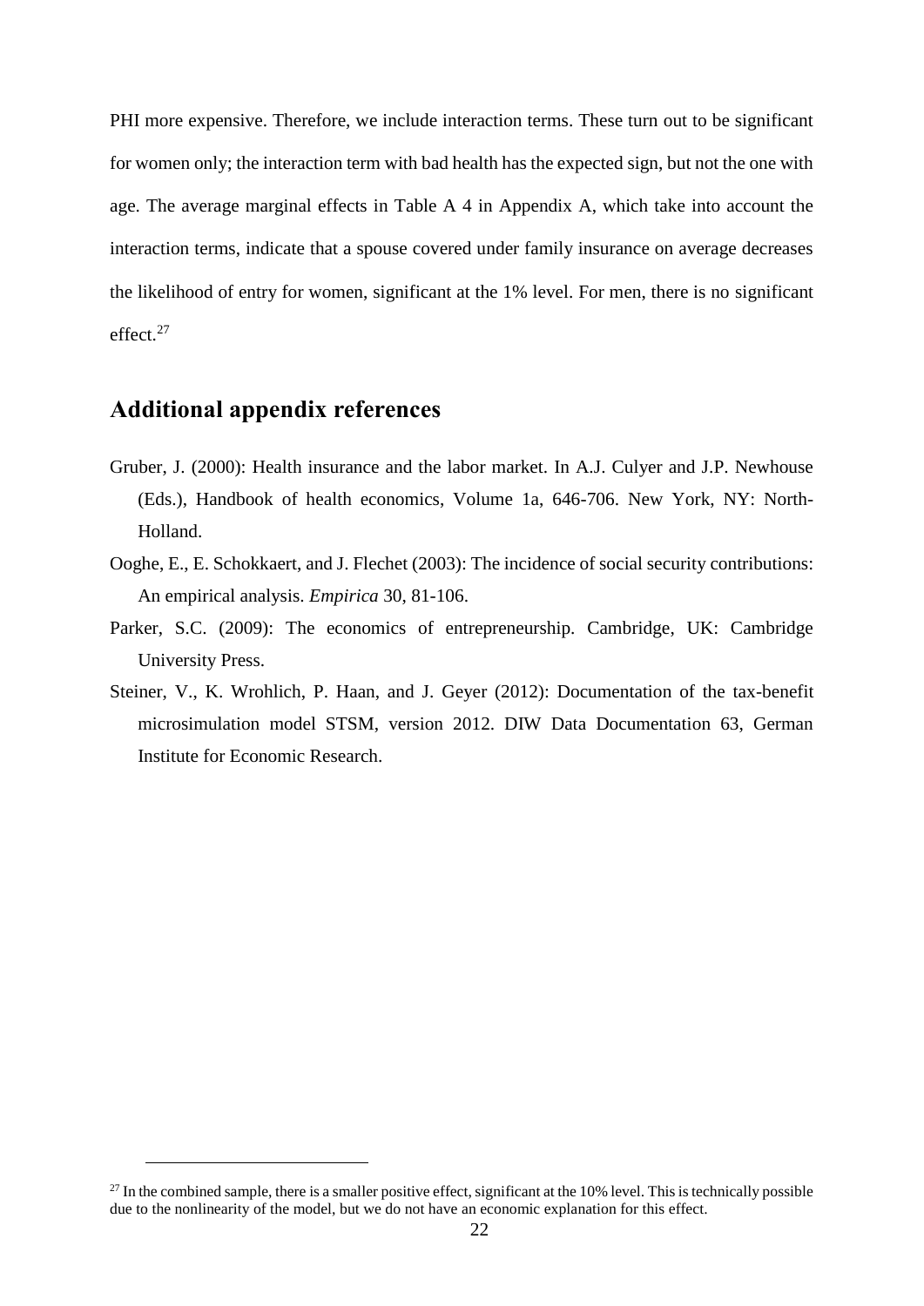PHI more expensive. Therefore, we include interaction terms. These turn out to be significant for women only; the interaction term with bad health has the expected sign, but not the one with age. The average marginal effects in Table A 4 in Appendix A, which take into account the interaction terms, indicate that a spouse covered under family insurance on average decreases the likelihood of entry for women, significant at the 1% level. For men, there is no significant effect.[27]

## Additional appendix references

Gruber, J. (2000): Health insurance and the labor market. In A.J. Culyer and J.P. Newhouse (Eds.), Handbook of health economics, Volume 1a, 646-706. New York, NY: North-Holland.

Ooghe, E., E. Schokkaert, and J. Flechet (2003): The incidence of social security contributions: An empirical analysis. *Empirica* 30, 81-106.

Parker, S.C. (2009): The economics of entrepreneurship. Cambridge, UK: Cambridge University Press.

Steiner, V., K. Wrohlich, P. Haan, and J. Geyer (2012): Documentation of the tax-benefit microsimulation model STSM, version 2012. DIW Data Documentation 63, German Institute for Economic Research.

[27] In the combined sample, there is a smaller positive effect, significant at the 10% level. This is technically possible due to the nonlinearity of the model, but we do not have an economic explanation for this effect.